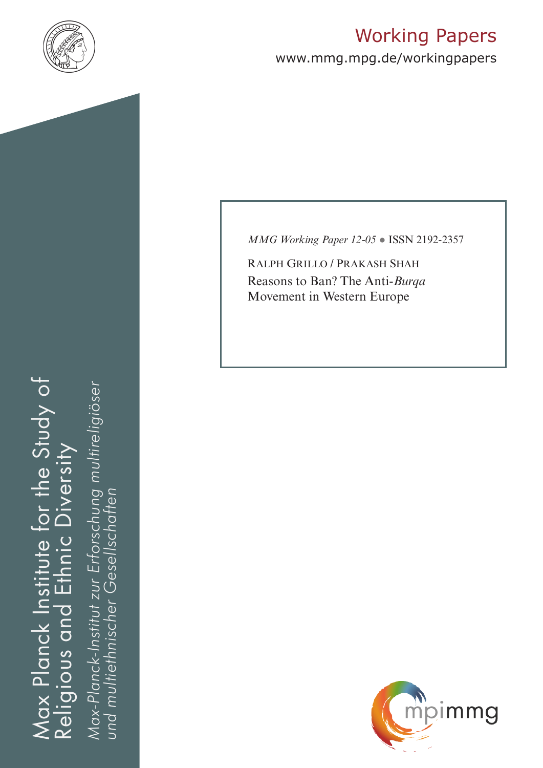# Working Papers

www.mmg.mpg.de/workingpapers

Max Planck Institute for the Study of Religious and Ethnic Diversity

*Max-Planck-Institut zur Erforschung multireligiöser und multiethnischer Gesellschaften*

*MMG Working Paper 12-05* ● ISSN 2192-2357

RALPH GRILLO / PRAKASH SHAH

Reasons to Ban? The Anti-*Burqa* Movement in Western Europe

mpimmg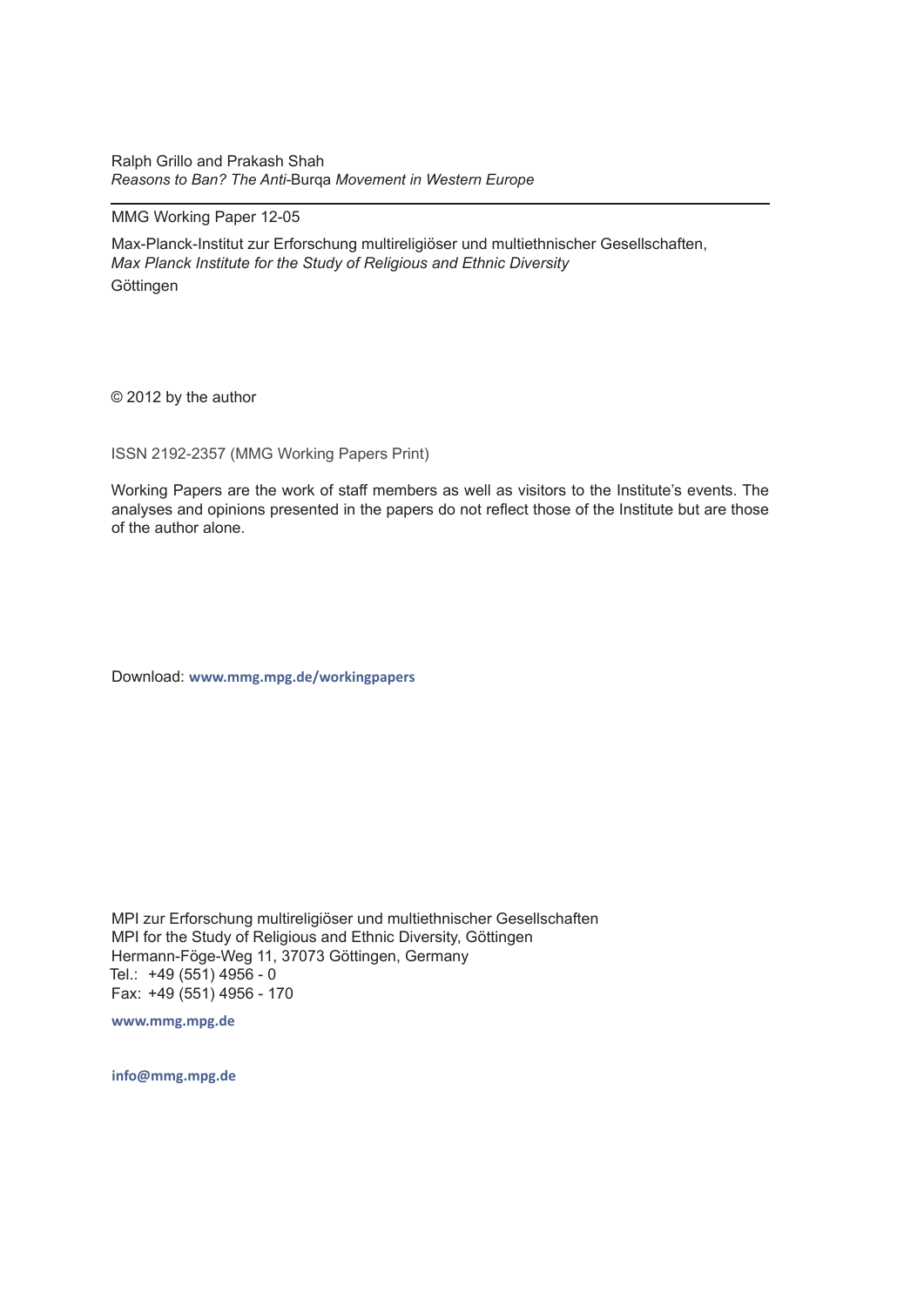Ralph Grillo and Prakash Shah
*Reasons to Ban? The Anti-*Burqa *Movement in Western Europe*

---

MMG Working Paper 12-05

Max-Planck-Institut zur Erforschung multireligiöser und multiethnischer Gesellschaften,
*Max Planck Institute for the Study of Religious and Ethnic Diversity*
Göttingen

© 2012 by the author

ISSN 2192-2357 (MMG Working Papers Print)

Working Papers are the work of staff members as well as visitors to the Institute's events. The analyses and opinions presented in the papers do not reflect those of the Institute but are those of the author alone.

Download: **www.mmg.mpg.de/workingpapers**

MPI zur Erforschung multireligiöser und multiethnischer Gesellschaften
MPI for the Study of Religious and Ethnic Diversity, Göttingen
Hermann-Föge-Weg 11, 37073 Göttingen, Germany
Tel.: +49 (551) 4956 - 0
Fax: +49 (551) 4956 - 170

**www.mmg.mpg.de**

**info@mmg.mpg.de**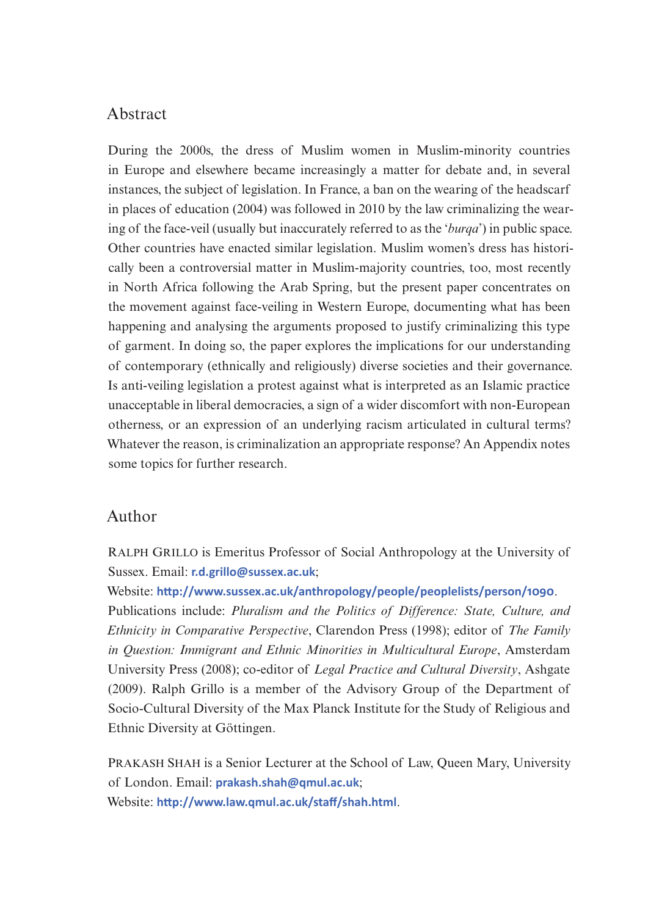## Abstract

During the 2000s, the dress of Muslim women in Muslim-minority countries in Europe and elsewhere became increasingly a matter for debate and, in several instances, the subject of legislation. In France, a ban on the wearing of the headscarf in places of education (2004) was followed in 2010 by the law criminalizing the wearing of the face-veil (usually but inaccurately referred to as the '*burqa*') in public space. Other countries have enacted similar legislation. Muslim women's dress has historically been a controversial matter in Muslim-majority countries, too, most recently in North Africa following the Arab Spring, but the present paper concentrates on the movement against face-veiling in Western Europe, documenting what has been happening and analysing the arguments proposed to justify criminalizing this type of garment. In doing so, the paper explores the implications for our understanding of contemporary (ethnically and religiously) diverse societies and their governance. Is anti-veiling legislation a protest against what is interpreted as an Islamic practice unacceptable in liberal democracies, a sign of a wider discomfort with non-European otherness, or an expression of an underlying racism articulated in cultural terms? Whatever the reason, is criminalization an appropriate response? An Appendix notes some topics for further research.

## Author

RALPH GRILLO is Emeritus Professor of Social Anthropology at the University of Sussex. Email: **r.d.grillo@sussex.ac.uk**;
Website: **http://www.sussex.ac.uk/anthropology/people/peoplelists/person/1090**.
Publications include: *Pluralism and the Politics of Difference: State, Culture, and Ethnicity in Comparative Perspective*, Clarendon Press (1998); editor of *The Family in Question: Immigrant and Ethnic Minorities in Multicultural Europe*, Amsterdam University Press (2008); co-editor of *Legal Practice and Cultural Diversity*, Ashgate (2009). Ralph Grillo is a member of the Advisory Group of the Department of Socio-Cultural Diversity of the Max Planck Institute for the Study of Religious and Ethnic Diversity at Göttingen.

PRAKASH SHAH is a Senior Lecturer at the School of Law, Queen Mary, University of London. Email: **prakash.shah@qmul.ac.uk**;
Website: **http://www.law.qmul.ac.uk/staff/shah.html**.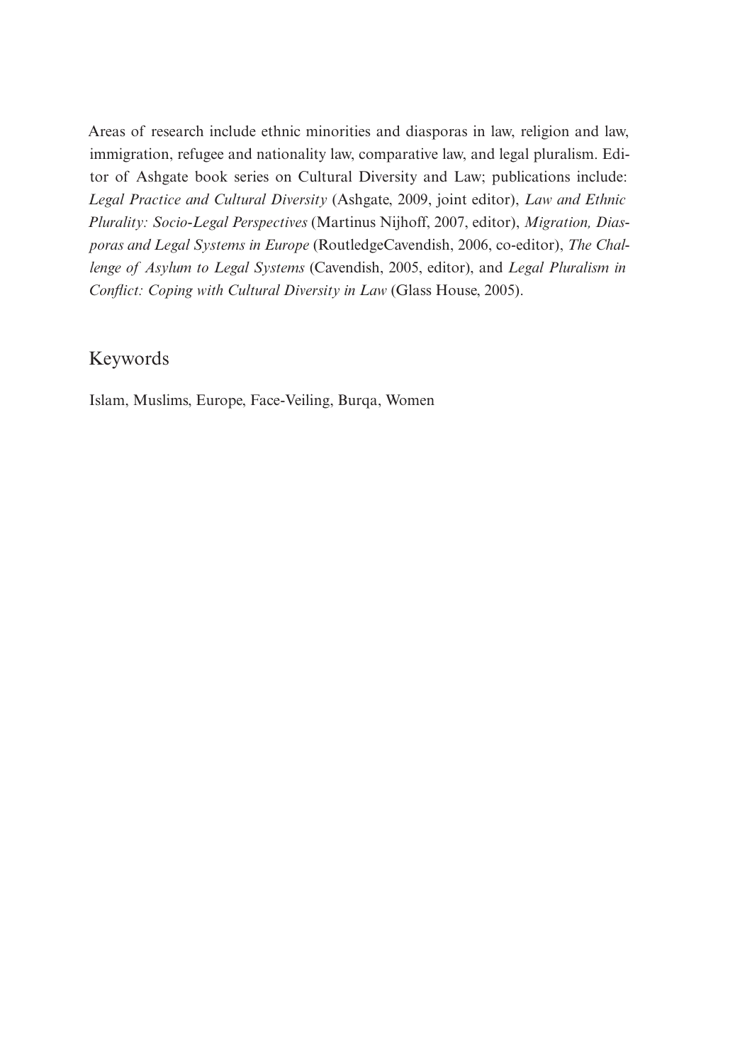Areas of research include ethnic minorities and diasporas in law, religion and law, immigration, refugee and nationality law, comparative law, and legal pluralism. Editor of Ashgate book series on Cultural Diversity and Law; publications include: *Legal Practice and Cultural Diversity* (Ashgate, 2009, joint editor), *Law and Ethnic Plurality: Socio-Legal Perspectives* (Martinus Nijhoff, 2007, editor), *Migration, Diasporas and Legal Systems in Europe* (RoutledgeCavendish, 2006, co-editor), *The Challenge of Asylum to Legal Systems* (Cavendish, 2005, editor), and *Legal Pluralism in Conflict: Coping with Cultural Diversity in Law* (Glass House, 2005).

## Keywords

Islam, Muslims, Europe, Face-Veiling, Burqa, Women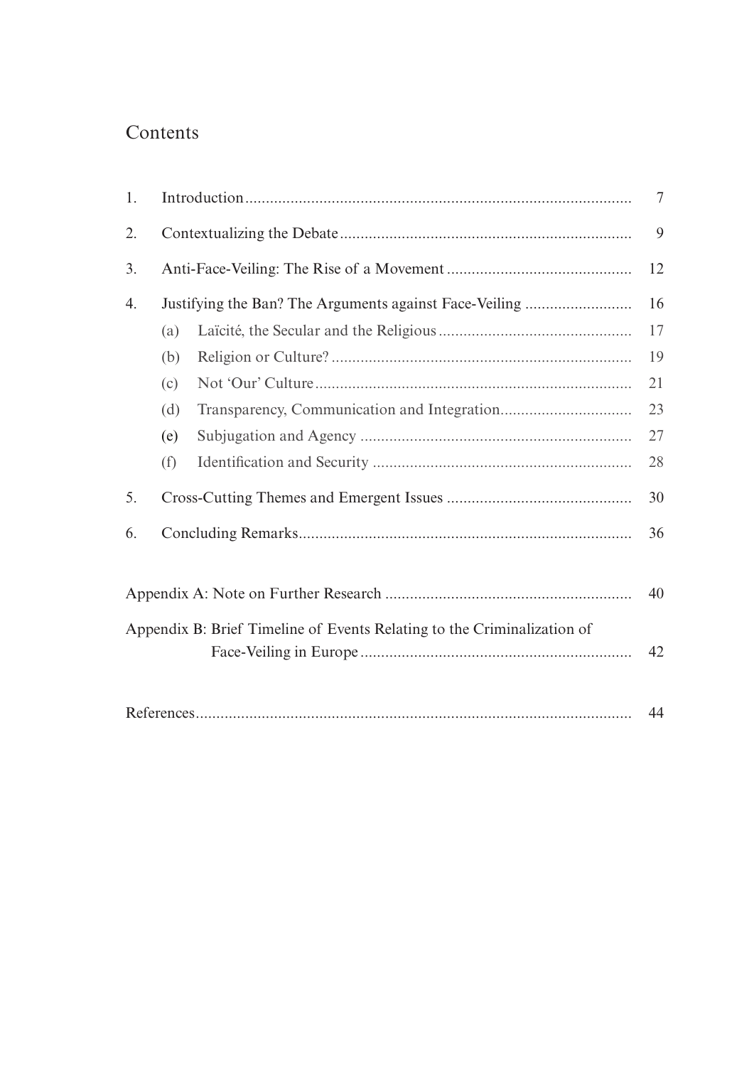# Contents

| | | |
|---|---|---|
| 1. | Introduction | 7 |
| 2. | Contextualizing the Debate | 9 |
| 3. | Anti-Face-Veiling: The Rise of a Movement | 12 |
| 4. | Justifying the Ban? The Arguments against Face-Veiling | 16 |
| | (a) Laïcité, the Secular and the Religious | 17 |
| | (b) Religion or Culture? | 19 |
| | (c) Not 'Our' Culture | 21 |
| | (d) Transparency, Communication and Integration | 23 |
| | (e) Subjugation and Agency | 27 |
| | (f) Identification and Security | 28 |
| 5. | Cross-Cutting Themes and Emergent Issues | 30 |
| 6. | Concluding Remarks | 36 |
| | Appendix A: Note on Further Research | 40 |
| | Appendix B: Brief Timeline of Events Relating to the Criminalization of Face-Veiling in Europe | 42 |
| | References | 44 |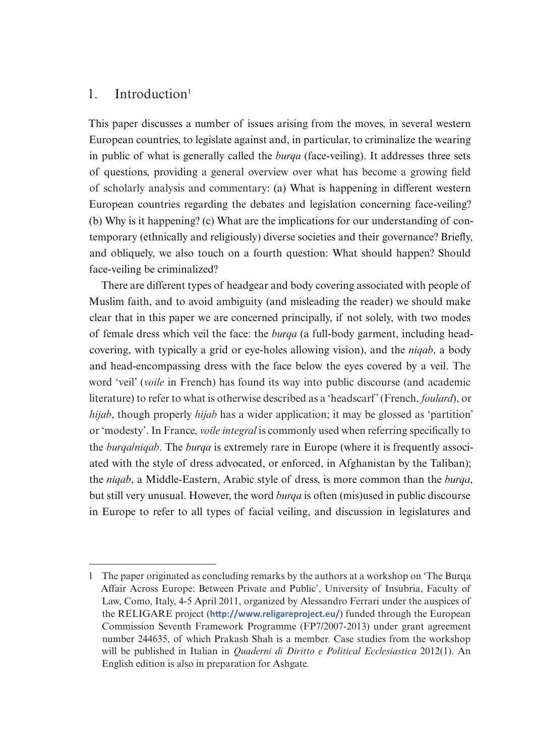## 1. Introduction[1]

This paper discusses a number of issues arising from the moves, in several western European countries, to legislate against and, in particular, to criminalize the wearing in public of what is generally called the *burqa* (face-veiling). It addresses three sets of questions, providing a general overview over what has become a growing field of scholarly analysis and commentary: (a) What is happening in different western European countries regarding the debates and legislation concerning face-veiling? (b) Why is it happening? (c) What are the implications for our understanding of contemporary (ethnically and religiously) diverse societies and their governance? Briefly, and obliquely, we also touch on a fourth question: What should happen? Should face-veiling be criminalized?

There are different types of headgear and body covering associated with people of Muslim faith, and to avoid ambiguity (and misleading the reader) we should make clear that in this paper we are concerned principally, if not solely, with two modes of female dress which veil the face: the *burqa* (a full-body garment, including head-covering, with typically a grid or eye-holes allowing vision), and the *niqab*, a body and head-encompassing dress with the face below the eyes covered by a veil. The word 'veil' (*voile* in French) has found its way into public discourse (and academic literature) to refer to what is otherwise described as a 'headscarf' (French, *foulard*), or *hijab*, though properly *hijab* has a wider application; it may be glossed as 'partition' or 'modesty'. In France, *voile integral* is commonly used when referring specifically to the *burqa*/*niqab*. The *burqa* is extremely rare in Europe (where it is frequently associated with the style of dress advocated, or enforced, in Afghanistan by the Taliban); the *niqab*, a Middle-Eastern, Arabic style of dress, is more common than the *burqa*, but still very unusual. However, the word *burqa* is often (mis)used in public discourse in Europe to refer to all types of facial veiling, and discussion in legislatures and

---

1 The paper originated as concluding remarks by the authors at a workshop on 'The Burqa Affair Across Europe: Between Private and Public', University of Insubria, Faculty of Law, Como, Italy, 4-5 April 2011, organized by Alessandro Ferrari under the auspices of the RELIGARE project (**http://www.religareproject.eu/**) funded through the European Commission Seventh Framework Programme (FP7/2007-2013) under grant agreement number 244635, of which Prakash Shah is a member. Case studies from the workshop will be published in Italian in *Quaderni di Diritto e Political Ecclesiastica* 2012(1). An English edition is also in preparation for Ashgate.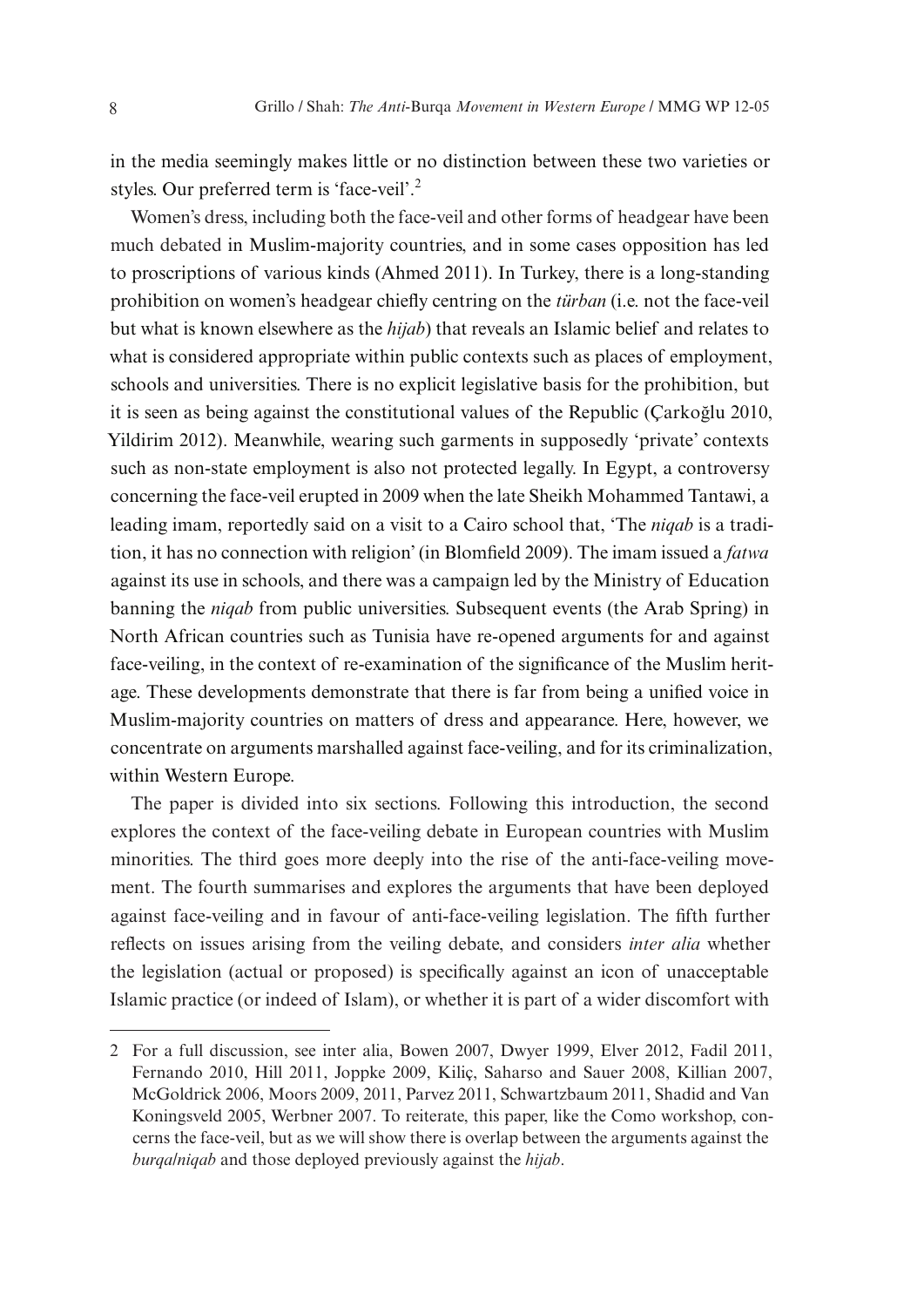in the media seemingly makes little or no distinction between these two varieties or styles. Our preferred term is 'face-veil'.[2]

Women's dress, including both the face-veil and other forms of headgear have been much debated in Muslim-majority countries, and in some cases opposition has led to proscriptions of various kinds (Ahmed 2011). In Turkey, there is a long-standing prohibition on women's headgear chiefly centring on the *türban* (i.e. not the face-veil but what is known elsewhere as the *hijab*) that reveals an Islamic belief and relates to what is considered appropriate within public contexts such as places of employment, schools and universities. There is no explicit legislative basis for the prohibition, but it is seen as being against the constitutional values of the Republic (Çarkoğlu 2010, Yildirim 2012). Meanwhile, wearing such garments in supposedly 'private' contexts such as non-state employment is also not protected legally. In Egypt, a controversy concerning the face-veil erupted in 2009 when the late Sheikh Mohammed Tantawi, a leading imam, reportedly said on a visit to a Cairo school that, 'The *niqab* is a tradition, it has no connection with religion' (in Blomfield 2009). The imam issued a *fatwa* against its use in schools, and there was a campaign led by the Ministry of Education banning the *niqab* from public universities. Subsequent events (the Arab Spring) in North African countries such as Tunisia have re-opened arguments for and against face-veiling, in the context of re-examination of the significance of the Muslim heritage. These developments demonstrate that there is far from being a unified voice in Muslim-majority countries on matters of dress and appearance. Here, however, we concentrate on arguments marshalled against face-veiling, and for its criminalization, within Western Europe.

The paper is divided into six sections. Following this introduction, the second explores the context of the face-veiling debate in European countries with Muslim minorities. The third goes more deeply into the rise of the anti-face-veiling movement. The fourth summarises and explores the arguments that have been deployed against face-veiling and in favour of anti-face-veiling legislation. The fifth further reflects on issues arising from the veiling debate, and considers *inter alia* whether the legislation (actual or proposed) is specifically against an icon of unacceptable Islamic practice (or indeed of Islam), or whether it is part of a wider discomfort with

---

2 For a full discussion, see inter alia, Bowen 2007, Dwyer 1999, Elver 2012, Fadil 2011, Fernando 2010, Hill 2011, Joppke 2009, Kiliç, Saharso and Sauer 2008, Killian 2007, McGoldrick 2006, Moors 2009, 2011, Parvez 2011, Schwartzbaum 2011, Shadid and Van Koningsveld 2005, Werbner 2007. To reiterate, this paper, like the Como workshop, concerns the face-veil, but as we will show there is overlap between the arguments against the *burqa/niqab* and those deployed previously against the *hijab*.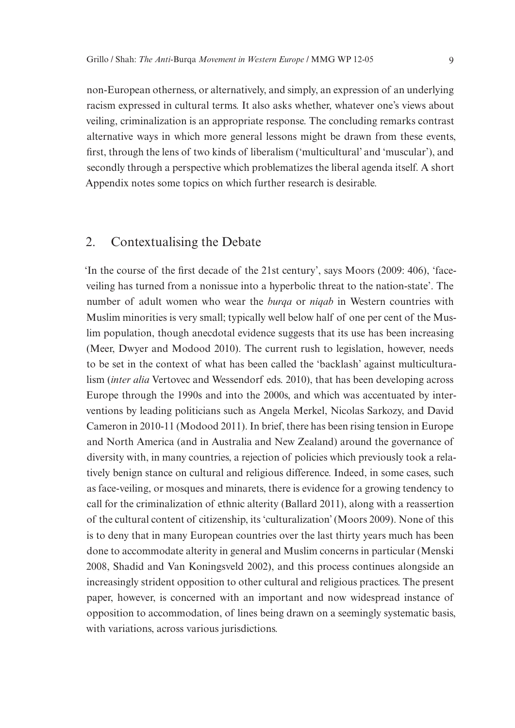non-European otherness, or alternatively, and simply, an expression of an underlying racism expressed in cultural terms. It also asks whether, whatever one's views about veiling, criminalization is an appropriate response. The concluding remarks contrast alternative ways in which more general lessons might be drawn from these events, first, through the lens of two kinds of liberalism ('multicultural' and 'muscular'), and secondly through a perspective which problematizes the liberal agenda itself. A short Appendix notes some topics on which further research is desirable.

## 2. Contextualising the Debate

'In the course of the first decade of the 21st century', says Moors (2009: 406), 'face-veiling has turned from a nonissue into a hyperbolic threat to the nation-state'. The number of adult women who wear the *burqa* or *niqab* in Western countries with Muslim minorities is very small; typically well below half of one per cent of the Muslim population, though anecdotal evidence suggests that its use has been increasing (Meer, Dwyer and Modood 2010). The current rush to legislation, however, needs to be set in the context of what has been called the 'backlash' against multiculturalism (*inter alia* Vertovec and Wessendorf eds. 2010), that has been developing across Europe through the 1990s and into the 2000s, and which was accentuated by interventions by leading politicians such as Angela Merkel, Nicolas Sarkozy, and David Cameron in 2010-11 (Modood 2011). In brief, there has been rising tension in Europe and North America (and in Australia and New Zealand) around the governance of diversity with, in many countries, a rejection of policies which previously took a relatively benign stance on cultural and religious difference. Indeed, in some cases, such as face-veiling, or mosques and minarets, there is evidence for a growing tendency to call for the criminalization of ethnic alterity (Ballard 2011), along with a reassertion of the cultural content of citizenship, its 'culturalization' (Moors 2009). None of this is to deny that in many European countries over the last thirty years much has been done to accommodate alterity in general and Muslim concerns in particular (Menski 2008, Shadid and Van Koningsveld 2002), and this process continues alongside an increasingly strident opposition to other cultural and religious practices. The present paper, however, is concerned with an important and now widespread instance of opposition to accommodation, of lines being drawn on a seemingly systematic basis, with variations, across various jurisdictions.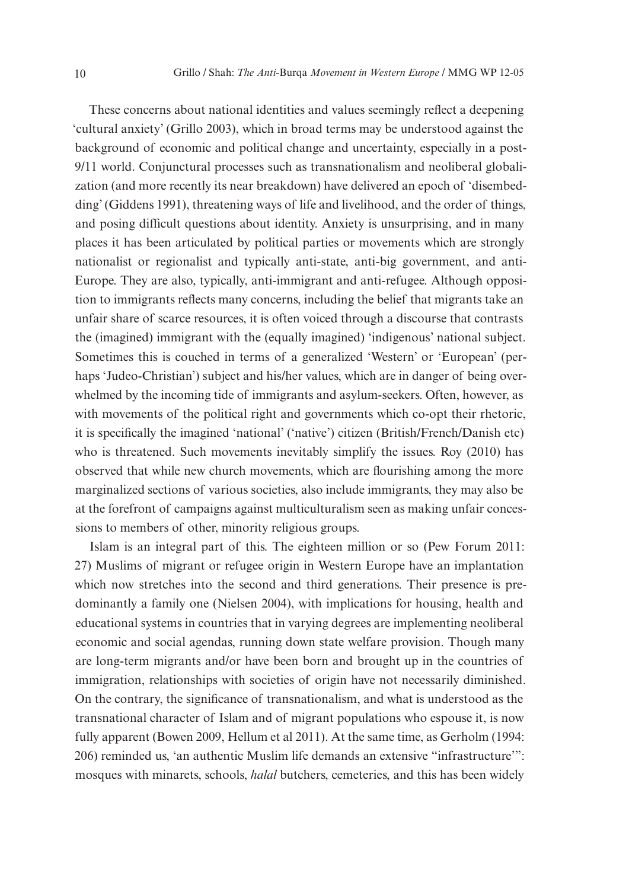These concerns about national identities and values seemingly reflect a deepening 'cultural anxiety' (Grillo 2003), which in broad terms may be understood against the background of economic and political change and uncertainty, especially in a post-9/11 world. Conjunctural processes such as transnationalism and neoliberal globalization (and more recently its near breakdown) have delivered an epoch of 'disembedding' (Giddens 1991), threatening ways of life and livelihood, and the order of things, and posing difficult questions about identity. Anxiety is unsurprising, and in many places it has been articulated by political parties or movements which are strongly nationalist or regionalist and typically anti-state, anti-big government, and anti-Europe. They are also, typically, anti-immigrant and anti-refugee. Although opposition to immigrants reflects many concerns, including the belief that migrants take an unfair share of scarce resources, it is often voiced through a discourse that contrasts the (imagined) immigrant with the (equally imagined) 'indigenous' national subject. Sometimes this is couched in terms of a generalized 'Western' or 'European' (perhaps 'Judeo-Christian') subject and his/her values, which are in danger of being overwhelmed by the incoming tide of immigrants and asylum-seekers. Often, however, as with movements of the political right and governments which co-opt their rhetoric, it is specifically the imagined 'national' ('native') citizen (British/French/Danish etc) who is threatened. Such movements inevitably simplify the issues. Roy (2010) has observed that while new church movements, which are flourishing among the more marginalized sections of various societies, also include immigrants, they may also be at the forefront of campaigns against multiculturalism seen as making unfair concessions to members of other, minority religious groups.

Islam is an integral part of this. The eighteen million or so (Pew Forum 2011: 27) Muslims of migrant or refugee origin in Western Europe have an implantation which now stretches into the second and third generations. Their presence is predominantly a family one (Nielsen 2004), with implications for housing, health and educational systems in countries that in varying degrees are implementing neoliberal economic and social agendas, running down state welfare provision. Though many are long-term migrants and/or have been born and brought up in the countries of immigration, relationships with societies of origin have not necessarily diminished. On the contrary, the significance of transnationalism, and what is understood as the transnational character of Islam and of migrant populations who espouse it, is now fully apparent (Bowen 2009, Hellum et al 2011). At the same time, as Gerholm (1994: 206) reminded us, 'an authentic Muslim life demands an extensive "infrastructure"': mosques with minarets, schools, *halal* butchers, cemeteries, and this has been widely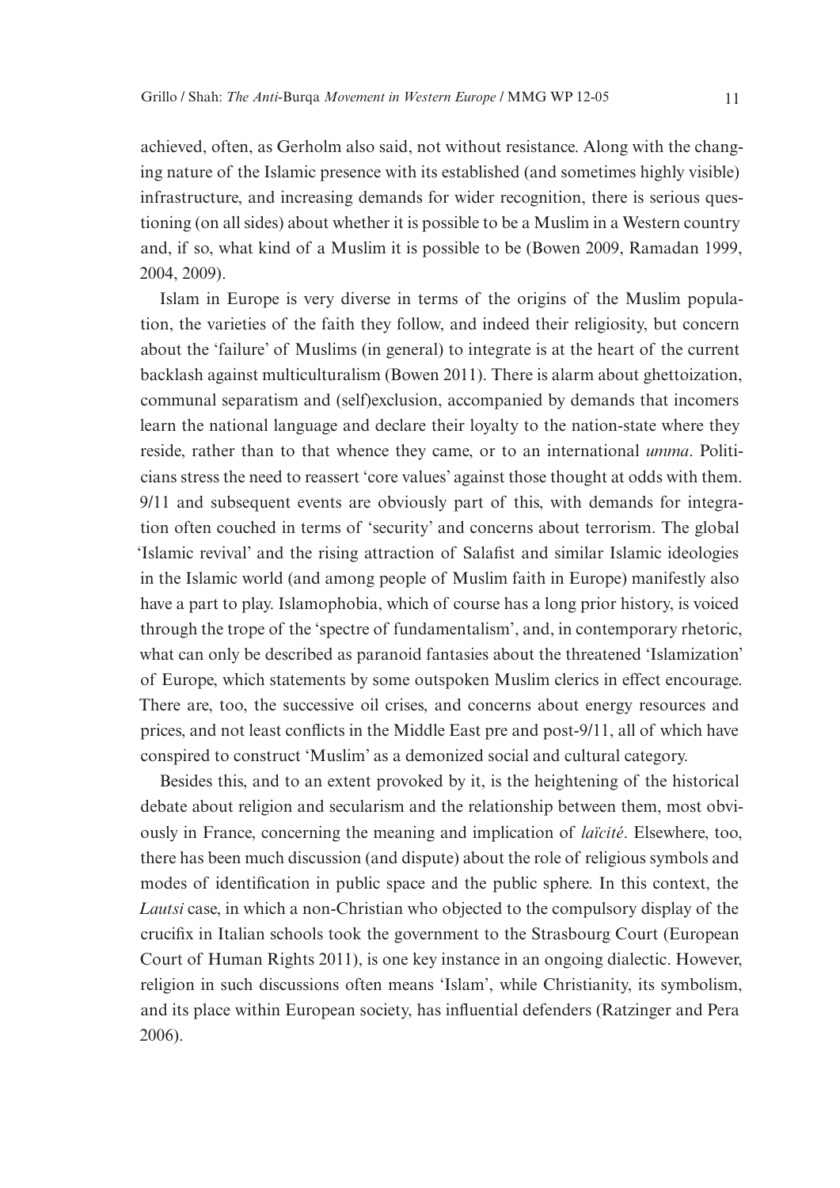achieved, often, as Gerholm also said, not without resistance. Along with the changing nature of the Islamic presence with its established (and sometimes highly visible) infrastructure, and increasing demands for wider recognition, there is serious questioning (on all sides) about whether it is possible to be a Muslim in a Western country and, if so, what kind of a Muslim it is possible to be (Bowen 2009, Ramadan 1999, 2004, 2009).

Islam in Europe is very diverse in terms of the origins of the Muslim population, the varieties of the faith they follow, and indeed their religiosity, but concern about the 'failure' of Muslims (in general) to integrate is at the heart of the current backlash against multiculturalism (Bowen 2011). There is alarm about ghettoization, communal separatism and (self)exclusion, accompanied by demands that incomers learn the national language and declare their loyalty to the nation-state where they reside, rather than to that whence they came, or to an international *umma*. Politicians stress the need to reassert 'core values' against those thought at odds with them. 9/11 and subsequent events are obviously part of this, with demands for integration often couched in terms of 'security' and concerns about terrorism. The global 'Islamic revival' and the rising attraction of Salafist and similar Islamic ideologies in the Islamic world (and among people of Muslim faith in Europe) manifestly also have a part to play. Islamophobia, which of course has a long prior history, is voiced through the trope of the 'spectre of fundamentalism', and, in contemporary rhetoric, what can only be described as paranoid fantasies about the threatened 'Islamization' of Europe, which statements by some outspoken Muslim clerics in effect encourage. There are, too, the successive oil crises, and concerns about energy resources and prices, and not least conflicts in the Middle East pre and post-9/11, all of which have conspired to construct 'Muslim' as a demonized social and cultural category.

Besides this, and to an extent provoked by it, is the heightening of the historical debate about religion and secularism and the relationship between them, most obviously in France, concerning the meaning and implication of *laïcité*. Elsewhere, too, there has been much discussion (and dispute) about the role of religious symbols and modes of identification in public space and the public sphere. In this context, the *Lautsi* case, in which a non-Christian who objected to the compulsory display of the crucifix in Italian schools took the government to the Strasbourg Court (European Court of Human Rights 2011), is one key instance in an ongoing dialectic. However, religion in such discussions often means 'Islam', while Christianity, its symbolism, and its place within European society, has influential defenders (Ratzinger and Pera 2006).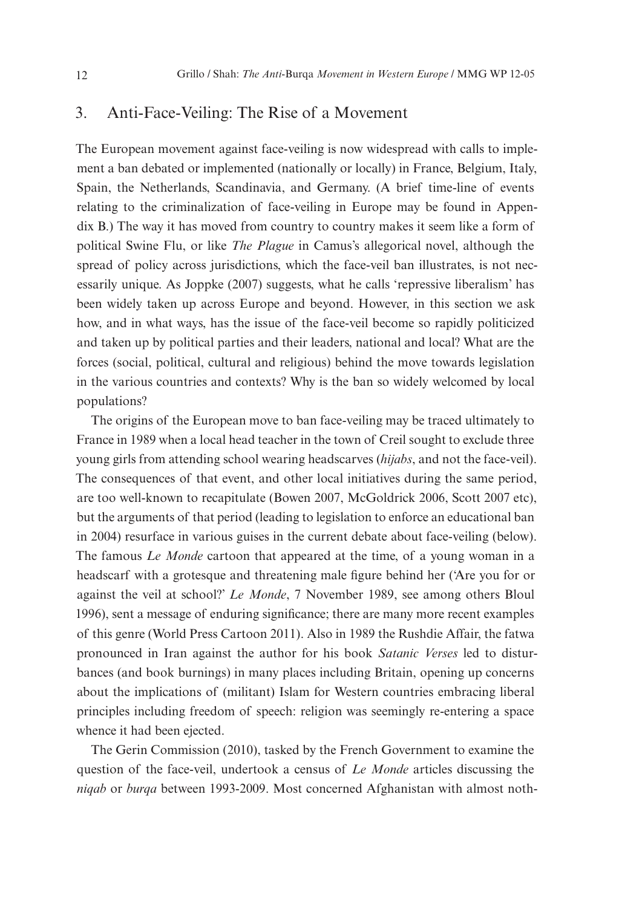## 3. Anti-Face-Veiling: The Rise of a Movement

The European movement against face-veiling is now widespread with calls to implement a ban debated or implemented (nationally or locally) in France, Belgium, Italy, Spain, the Netherlands, Scandinavia, and Germany. (A brief time-line of events relating to the criminalization of face-veiling in Europe may be found in Appendix B.) The way it has moved from country to country makes it seem like a form of political Swine Flu, or like *The Plague* in Camus's allegorical novel, although the spread of policy across jurisdictions, which the face-veil ban illustrates, is not necessarily unique. As Joppke (2007) suggests, what he calls 'repressive liberalism' has been widely taken up across Europe and beyond. However, in this section we ask how, and in what ways, has the issue of the face-veil become so rapidly politicized and taken up by political parties and their leaders, national and local? What are the forces (social, political, cultural and religious) behind the move towards legislation in the various countries and contexts? Why is the ban so widely welcomed by local populations?

The origins of the European move to ban face-veiling may be traced ultimately to France in 1989 when a local head teacher in the town of Creil sought to exclude three young girls from attending school wearing headscarves (*hijabs*, and not the face-veil). The consequences of that event, and other local initiatives during the same period, are too well-known to recapitulate (Bowen 2007, McGoldrick 2006, Scott 2007 etc), but the arguments of that period (leading to legislation to enforce an educational ban in 2004) resurface in various guises in the current debate about face-veiling (below). The famous *Le Monde* cartoon that appeared at the time, of a young woman in a headscarf with a grotesque and threatening male figure behind her ('Are you for or against the veil at school?' *Le Monde*, 7 November 1989, see among others Bloul 1996), sent a message of enduring significance; there are many more recent examples of this genre (World Press Cartoon 2011). Also in 1989 the Rushdie Affair, the fatwa pronounced in Iran against the author for his book *Satanic Verses* led to disturbances (and book burnings) in many places including Britain, opening up concerns about the implications of (militant) Islam for Western countries embracing liberal principles including freedom of speech: religion was seemingly re-entering a space whence it had been ejected.

The Gerin Commission (2010), tasked by the French Government to examine the question of the face-veil, undertook a census of *Le Monde* articles discussing the *niqab* or *burqa* between 1993-2009. Most concerned Afghanistan with almost noth-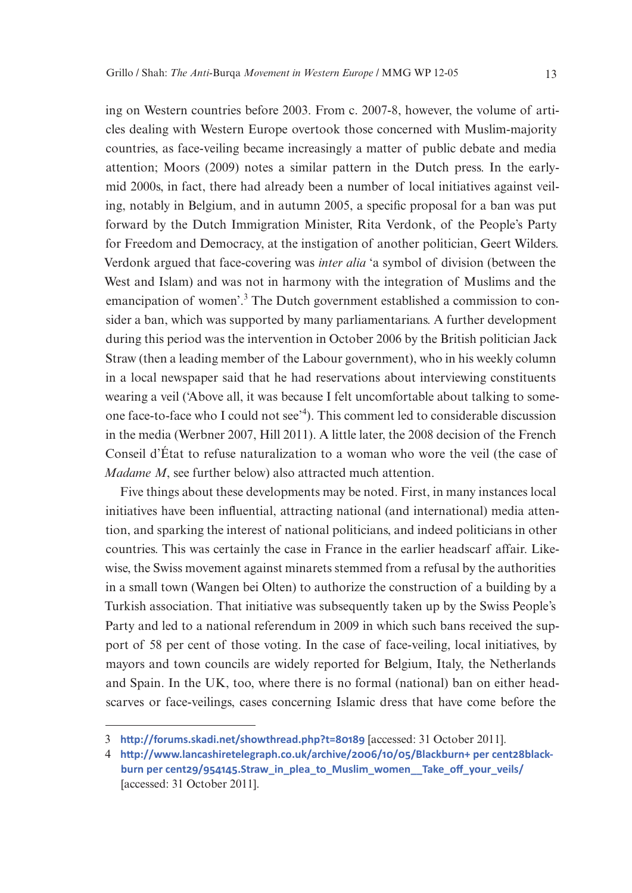ing on Western countries before 2003. From c. 2007-8, however, the volume of articles dealing with Western Europe overtook those concerned with Muslim-majority countries, as face-veiling became increasingly a matter of public debate and media attention; Moors (2009) notes a similar pattern in the Dutch press. In the early-mid 2000s, in fact, there had already been a number of local initiatives against veiling, notably in Belgium, and in autumn 2005, a specific proposal for a ban was put forward by the Dutch Immigration Minister, Rita Verdonk, of the People's Party for Freedom and Democracy, at the instigation of another politician, Geert Wilders. Verdonk argued that face-covering was *inter alia* 'a symbol of division (between the West and Islam) and was not in harmony with the integration of Muslims and the emancipation of women'.[3] The Dutch government established a commission to consider a ban, which was supported by many parliamentarians. A further development during this period was the intervention in October 2006 by the British politician Jack Straw (then a leading member of the Labour government), who in his weekly column in a local newspaper said that he had reservations about interviewing constituents wearing a veil ('Above all, it was because I felt uncomfortable about talking to someone face-to-face who I could not see'[4]). This comment led to considerable discussion in the media (Werbner 2007, Hill 2011). A little later, the 2008 decision of the French Conseil d'État to refuse naturalization to a woman who wore the veil (the case of *Madame M*, see further below) also attracted much attention.

Five things about these developments may be noted. First, in many instances local initiatives have been influential, attracting national (and international) media attention, and sparking the interest of national politicians, and indeed politicians in other countries. This was certainly the case in France in the earlier headscarf affair. Likewise, the Swiss movement against minarets stemmed from a refusal by the authorities in a small town (Wangen bei Olten) to authorize the construction of a building by a Turkish association. That initiative was subsequently taken up by the Swiss People's Party and led to a national referendum in 2009 in which such bans received the support of 58 per cent of those voting. In the case of face-veiling, local initiatives, by mayors and town councils are widely reported for Belgium, Italy, the Netherlands and Spain. In the UK, too, where there is no formal (national) ban on either headscarves or face-veilings, cases concerning Islamic dress that have come before the

---

3 http://forums.skadi.net/showthread.php?t=80189 [accessed: 31 October 2011].

4 http://www.lancashiretelegraph.co.uk/archive/2006/10/05/Blackburn+ per cent28blackburn per cent29/954145.Straw_in_plea_to_Muslim_women__Take_off_your_veils/ [accessed: 31 October 2011].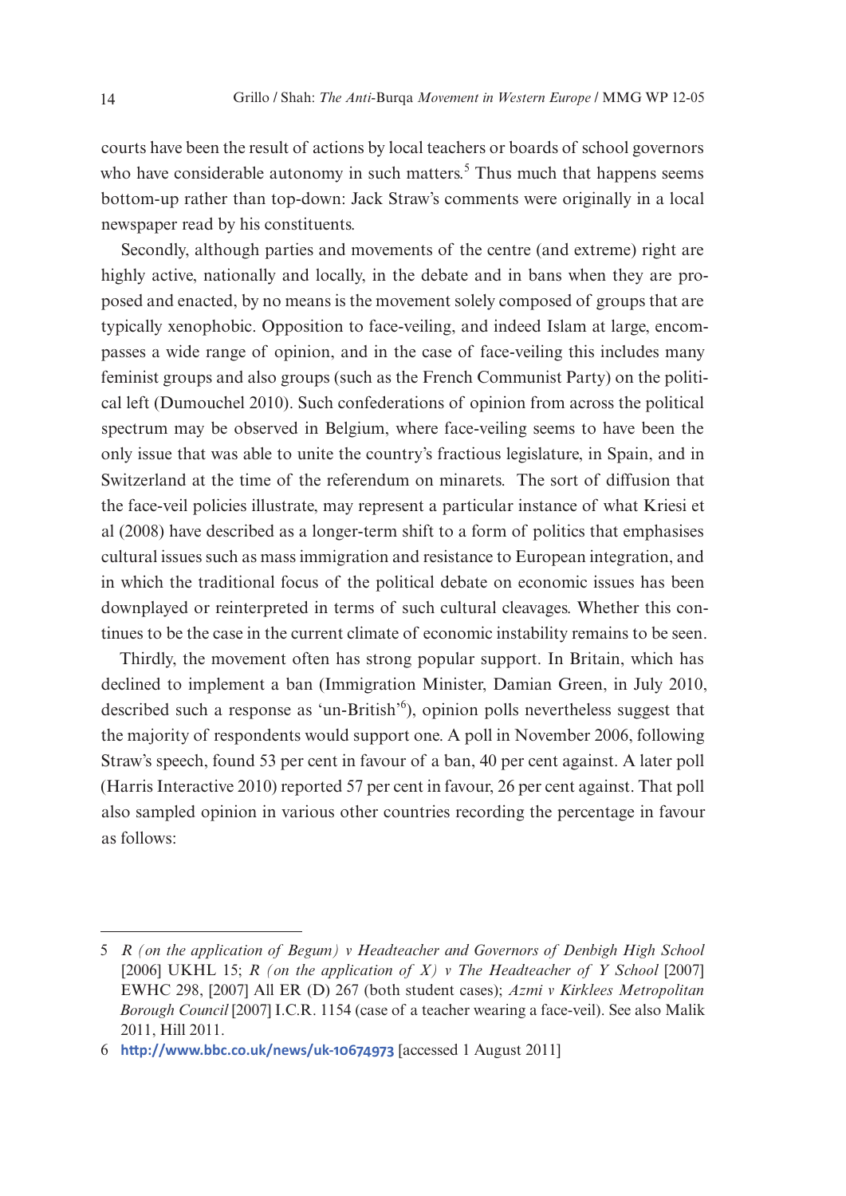courts have been the result of actions by local teachers or boards of school governors who have considerable autonomy in such matters.[5] Thus much that happens seems bottom-up rather than top-down: Jack Straw's comments were originally in a local newspaper read by his constituents.

Secondly, although parties and movements of the centre (and extreme) right are highly active, nationally and locally, in the debate and in bans when they are proposed and enacted, by no means is the movement solely composed of groups that are typically xenophobic. Opposition to face-veiling, and indeed Islam at large, encompasses a wide range of opinion, and in the case of face-veiling this includes many feminist groups and also groups (such as the French Communist Party) on the political left (Dumouchel 2010). Such confederations of opinion from across the political spectrum may be observed in Belgium, where face-veiling seems to have been the only issue that was able to unite the country's fractious legislature, in Spain, and in Switzerland at the time of the referendum on minarets. The sort of diffusion that the face-veil policies illustrate, may represent a particular instance of what Kriesi et al (2008) have described as a longer-term shift to a form of politics that emphasises cultural issues such as mass immigration and resistance to European integration, and in which the traditional focus of the political debate on economic issues has been downplayed or reinterpreted in terms of such cultural cleavages. Whether this continues to be the case in the current climate of economic instability remains to be seen.

Thirdly, the movement often has strong popular support. In Britain, which has declined to implement a ban (Immigration Minister, Damian Green, in July 2010, described such a response as 'un-British'[6]), opinion polls nevertheless suggest that the majority of respondents would support one. A poll in November 2006, following Straw's speech, found 53 per cent in favour of a ban, 40 per cent against. A later poll (Harris Interactive 2010) reported 57 per cent in favour, 26 per cent against. That poll also sampled opinion in various other countries recording the percentage in favour as follows:

---

5 *R (on the application of Begum) v Headteacher and Governors of Denbigh High School* [2006] UKHL 15; *R (on the application of X) v The Headteacher of Y School* [2007] EWHC 298, [2007] All ER (D) 267 (both student cases); *Azmi v Kirklees Metropolitan Borough Council* [2007] I.C.R. 1154 (case of a teacher wearing a face-veil). See also Malik 2011, Hill 2011.

6 http://www.bbc.co.uk/news/uk-10674973 [accessed 1 August 2011]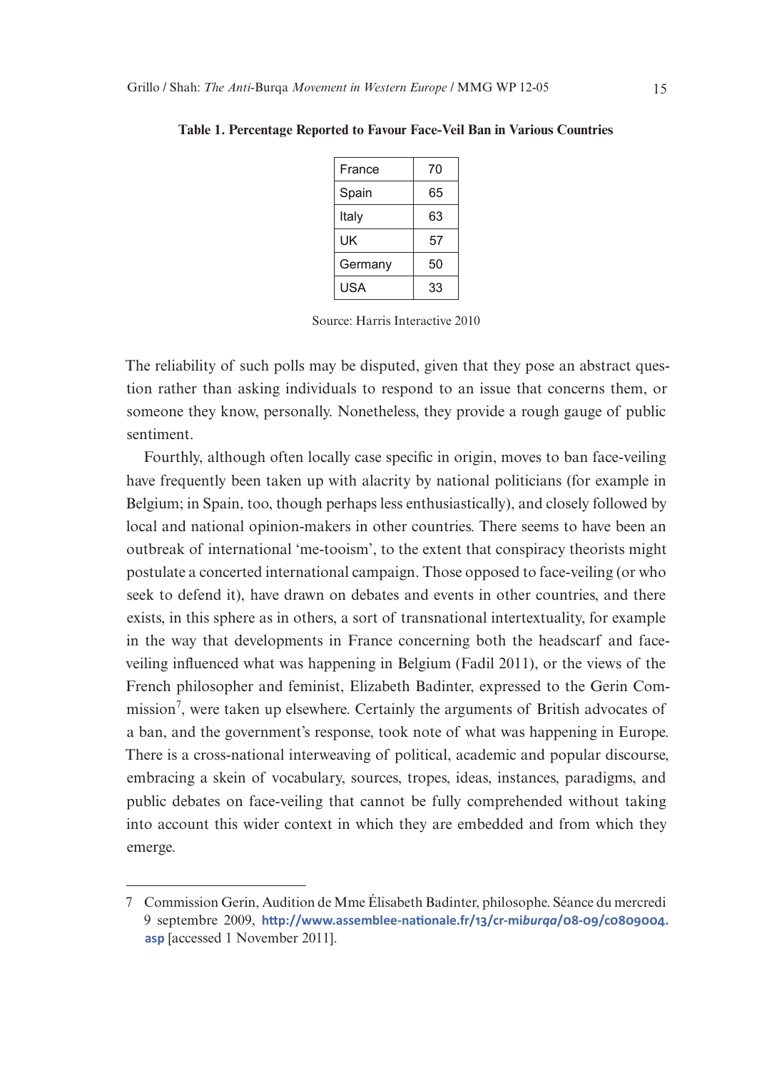**Table 1. Percentage Reported to Favour Face-Veil Ban in Various Countries**

| | |
|---|---|
| France | 70 |
| Spain | 65 |
| Italy | 63 |
| UK | 57 |
| Germany | 50 |
| USA | 33 |

Source: Harris Interactive 2010

The reliability of such polls may be disputed, given that they pose an abstract question rather than asking individuals to respond to an issue that concerns them, or someone they know, personally. Nonetheless, they provide a rough gauge of public sentiment.

Fourthly, although often locally case specific in origin, moves to ban face-veiling have frequently been taken up with alacrity by national politicians (for example in Belgium; in Spain, too, though perhaps less enthusiastically), and closely followed by local and national opinion-makers in other countries. There seems to have been an outbreak of international 'me-tooism', to the extent that conspiracy theorists might postulate a concerted international campaign. Those opposed to face-veiling (or who seek to defend it), have drawn on debates and events in other countries, and there exists, in this sphere as in others, a sort of transnational intertextuality, for example in the way that developments in France concerning both the headscarf and face-veiling influenced what was happening in Belgium (Fadil 2011), or the views of the French philosopher and feminist, Elizabeth Badinter, expressed to the Gerin Commission[7], were taken up elsewhere. Certainly the arguments of British advocates of a ban, and the government's response, took note of what was happening in Europe. There is a cross-national interweaving of political, academic and popular discourse, embracing a skein of vocabulary, sources, tropes, ideas, instances, paradigms, and public debates on face-veiling that cannot be fully comprehended without taking into account this wider context in which they are embedded and from which they emerge.

---

7 Commission Gerin, Audition de Mme Élisabeth Badinter, philosophe. Séance du mercredi 9 septembre 2009, http://www.assemblee-nationale.fr/13/cr-mi*burqa*/08-09/c0809004.asp [accessed 1 November 2011].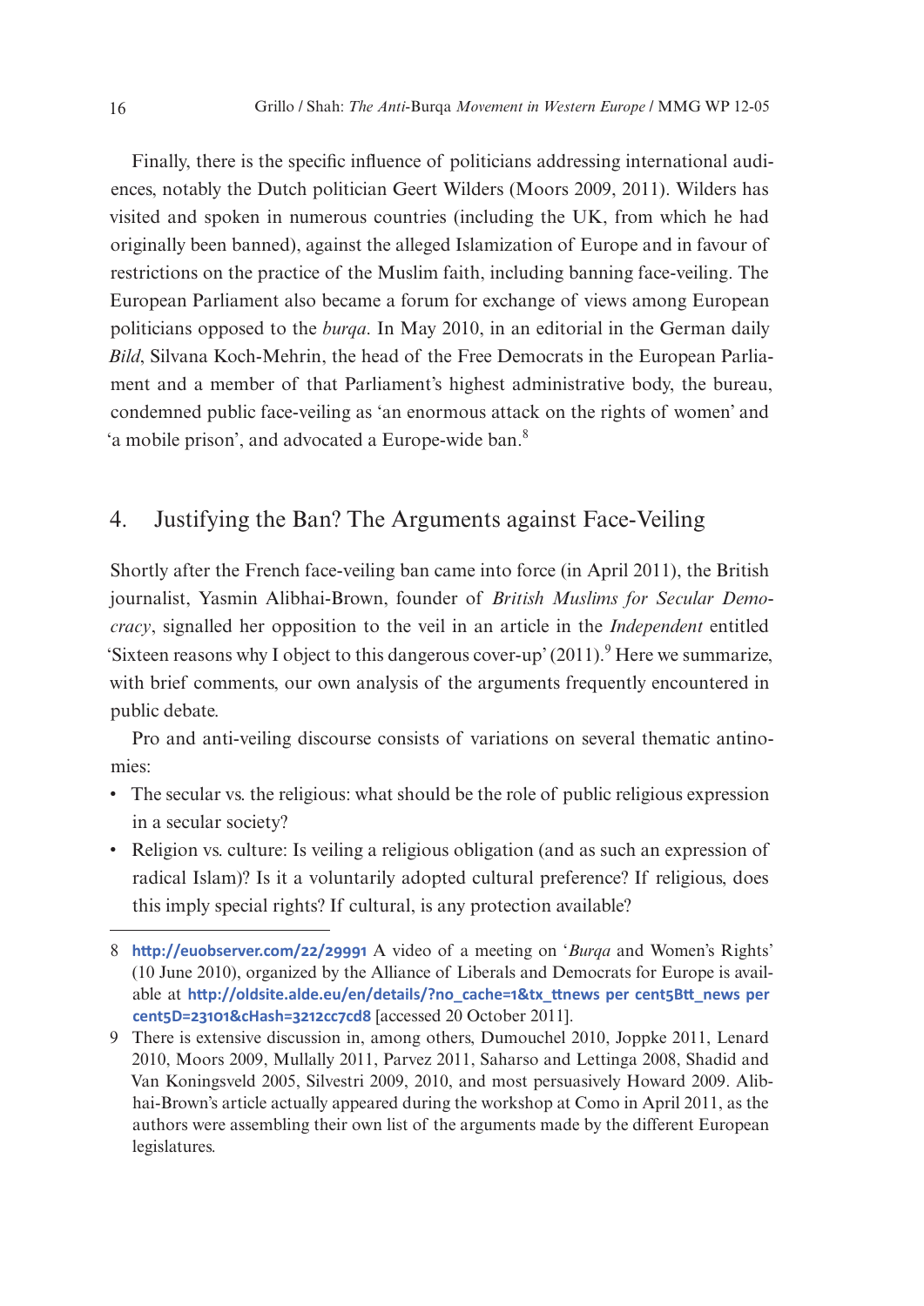Finally, there is the specific influence of politicians addressing international audiences, notably the Dutch politician Geert Wilders (Moors 2009, 2011). Wilders has visited and spoken in numerous countries (including the UK, from which he had originally been banned), against the alleged Islamization of Europe and in favour of restrictions on the practice of the Muslim faith, including banning face-veiling. The European Parliament also became a forum for exchange of views among European politicians opposed to the *burqa*. In May 2010, in an editorial in the German daily *Bild*, Silvana Koch-Mehrin, the head of the Free Democrats in the European Parliament and a member of that Parliament's highest administrative body, the bureau, condemned public face-veiling as 'an enormous attack on the rights of women' and 'a mobile prison', and advocated a Europe-wide ban.[8]

## 4. Justifying the Ban? The Arguments against Face-Veiling

Shortly after the French face-veiling ban came into force (in April 2011), the British journalist, Yasmin Alibhai-Brown, founder of *British Muslims for Secular Democracy*, signalled her opposition to the veil in an article in the *Independent* entitled 'Sixteen reasons why I object to this dangerous cover-up' (2011).[9] Here we summarize, with brief comments, our own analysis of the arguments frequently encountered in public debate.

Pro and anti-veiling discourse consists of variations on several thematic antinomies:

- The secular vs. the religious: what should be the role of public religious expression in a secular society?
- Religion vs. culture: Is veiling a religious obligation (and as such an expression of radical Islam)? Is it a voluntarily adopted cultural preference? If religious, does this imply special rights? If cultural, is any protection available?

---

8 http://euobserver.com/22/29991 A video of a meeting on '*Burqa* and Women's Rights' (10 June 2010), organized by the Alliance of Liberals and Democrats for Europe is available at http://oldsite.alde.eu/en/details/?no_cache=1&tx_ttnews per cent5Btt_news per cent5D=23101&cHash=3212cc7cd8 [accessed 20 October 2011].

9 There is extensive discussion in, among others, Dumouchel 2010, Joppke 2011, Lenard 2010, Moors 2009, Mullally 2011, Parvez 2011, Saharso and Lettinga 2008, Shadid and Van Koningsveld 2005, Silvestri 2009, 2010, and most persuasively Howard 2009. Alibhai-Brown's article actually appeared during the workshop at Como in April 2011, as the authors were assembling their own list of the arguments made by the different European legislatures.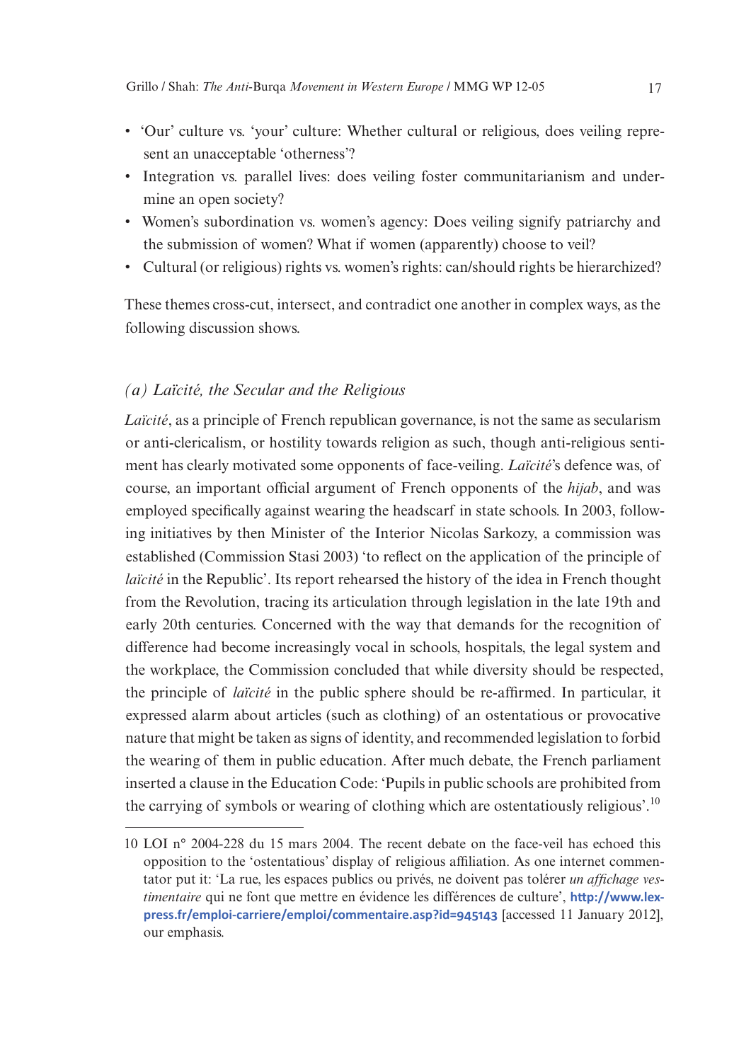- 'Our' culture vs. 'your' culture: Whether cultural or religious, does veiling represent an unacceptable 'otherness'?
- Integration vs. parallel lives: does veiling foster communitarianism and undermine an open society?
- Women's subordination vs. women's agency: Does veiling signify patriarchy and the submission of women? What if women (apparently) choose to veil?
- Cultural (or religious) rights vs. women's rights: can/should rights be hierarchized?

These themes cross-cut, intersect, and contradict one another in complex ways, as the following discussion shows.

### *(a) Laïcité, the Secular and the Religious*

*Laïcité*, as a principle of French republican governance, is not the same as secularism or anti-clericalism, or hostility towards religion as such, though anti-religious sentiment has clearly motivated some opponents of face-veiling. *Laïcité*'s defence was, of course, an important official argument of French opponents of the *hijab*, and was employed specifically against wearing the headscarf in state schools. In 2003, following initiatives by then Minister of the Interior Nicolas Sarkozy, a commission was established (Commission Stasi 2003) 'to reflect on the application of the principle of *laïcité* in the Republic'. Its report rehearsed the history of the idea in French thought from the Revolution, tracing its articulation through legislation in the late 19th and early 20th centuries. Concerned with the way that demands for the recognition of difference had become increasingly vocal in schools, hospitals, the legal system and the workplace, the Commission concluded that while diversity should be respected, the principle of *laïcité* in the public sphere should be re-affirmed. In particular, it expressed alarm about articles (such as clothing) of an ostentatious or provocative nature that might be taken as signs of identity, and recommended legislation to forbid the wearing of them in public education. After much debate, the French parliament inserted a clause in the Education Code: 'Pupils in public schools are prohibited from the carrying of symbols or wearing of clothing which are ostentatiously religious'.[10]

---

10 LOI n° 2004-228 du 15 mars 2004. The recent debate on the face-veil has echoed this opposition to the 'ostentatious' display of religious affiliation. As one internet commentator put it: 'La rue, les espaces publics ou privés, ne doivent pas tolérer *un affichage vestimentaire* qui ne font que mettre en évidence les différences de culture', **http://www.lexpress.fr/emploi-carriere/emploi/commentaire.asp?id=945143** [accessed 11 January 2012], our emphasis.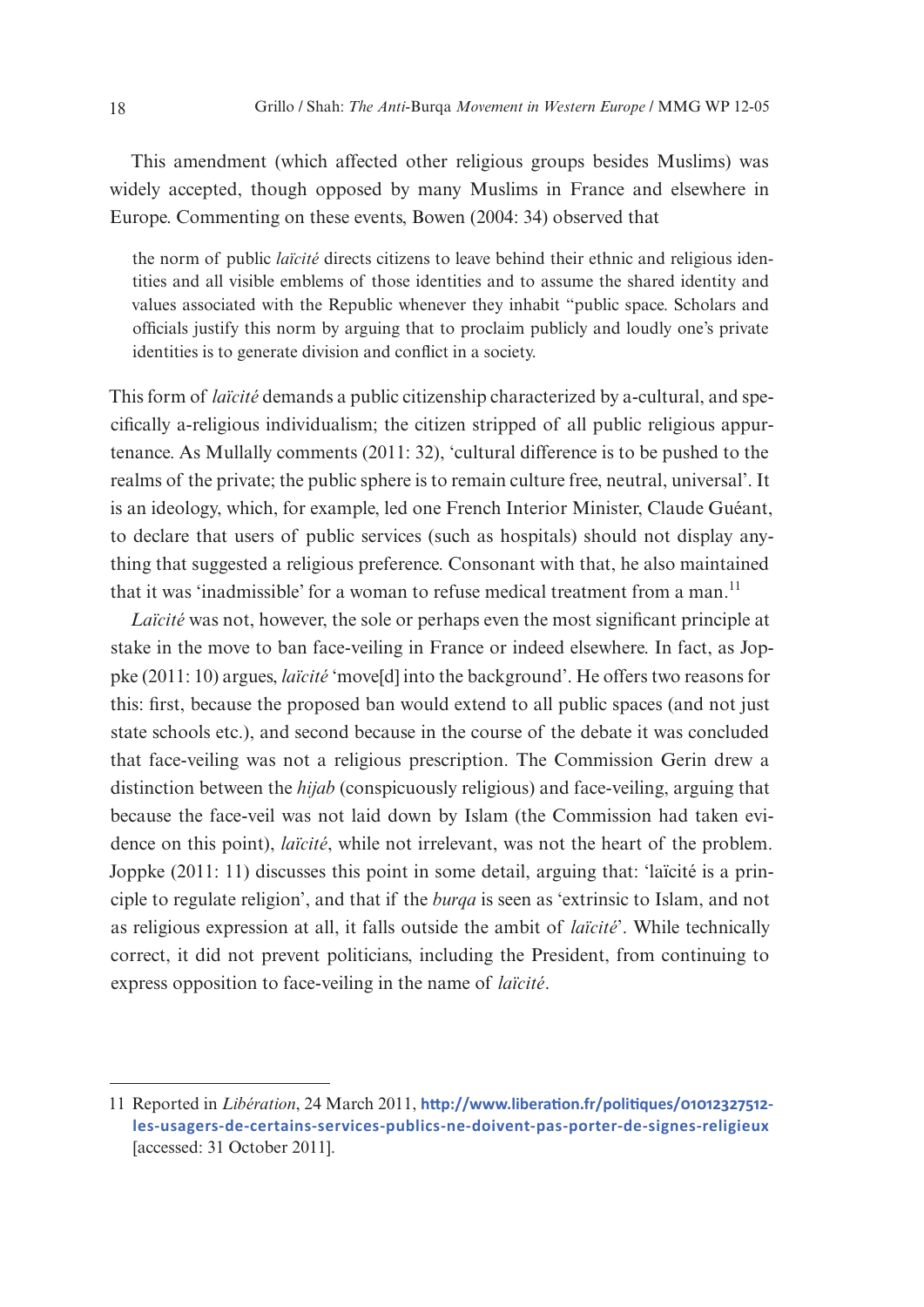This amendment (which affected other religious groups besides Muslims) was widely accepted, though opposed by many Muslims in France and elsewhere in Europe. Commenting on these events, Bowen (2004: 34) observed that

> the norm of public *laïcité* directs citizens to leave behind their ethnic and religious identities and all visible emblems of those identities and to assume the shared identity and values associated with the Republic whenever they inhabit "public space. Scholars and officials justify this norm by arguing that to proclaim publicly and loudly one's private identities is to generate division and conflict in a society.

This form of *laïcité* demands a public citizenship characterized by a-cultural, and specifically a-religious individualism; the citizen stripped of all public religious appurtenance. As Mullally comments (2011: 32), 'cultural difference is to be pushed to the realms of the private; the public sphere is to remain culture free, neutral, universal'. It is an ideology, which, for example, led one French Interior Minister, Claude Guéant, to declare that users of public services (such as hospitals) should not display anything that suggested a religious preference. Consonant with that, he also maintained that it was 'inadmissible' for a woman to refuse medical treatment from a man.[11]

*Laïcité* was not, however, the sole or perhaps even the most significant principle at stake in the move to ban face-veiling in France or indeed elsewhere. In fact, as Joppke (2011: 10) argues, *laïcité* 'move[d] into the background'. He offers two reasons for this: first, because the proposed ban would extend to all public spaces (and not just state schools etc.), and second because in the course of the debate it was concluded that face-veiling was not a religious prescription. The Commission Gerin drew a distinction between the *hijab* (conspicuously religious) and face-veiling, arguing that because the face-veil was not laid down by Islam (the Commission had taken evidence on this point), *laïcité*, while not irrelevant, was not the heart of the problem. Joppke (2011: 11) discusses this point in some detail, arguing that: 'laïcité is a principle to regulate religion', and that if the *burqa* is seen as 'extrinsic to Islam, and not as religious expression at all, it falls outside the ambit of *laïcité*'. While technically correct, it did not prevent politicians, including the President, from continuing to express opposition to face-veiling in the name of *laïcité*.

---

11 Reported in *Libération*, 24 March 2011, **http://www.liberation.fr/politiques/01012327512-les-usagers-de-certains-services-publics-ne-doivent-pas-porter-de-signes-religieux** [accessed: 31 October 2011].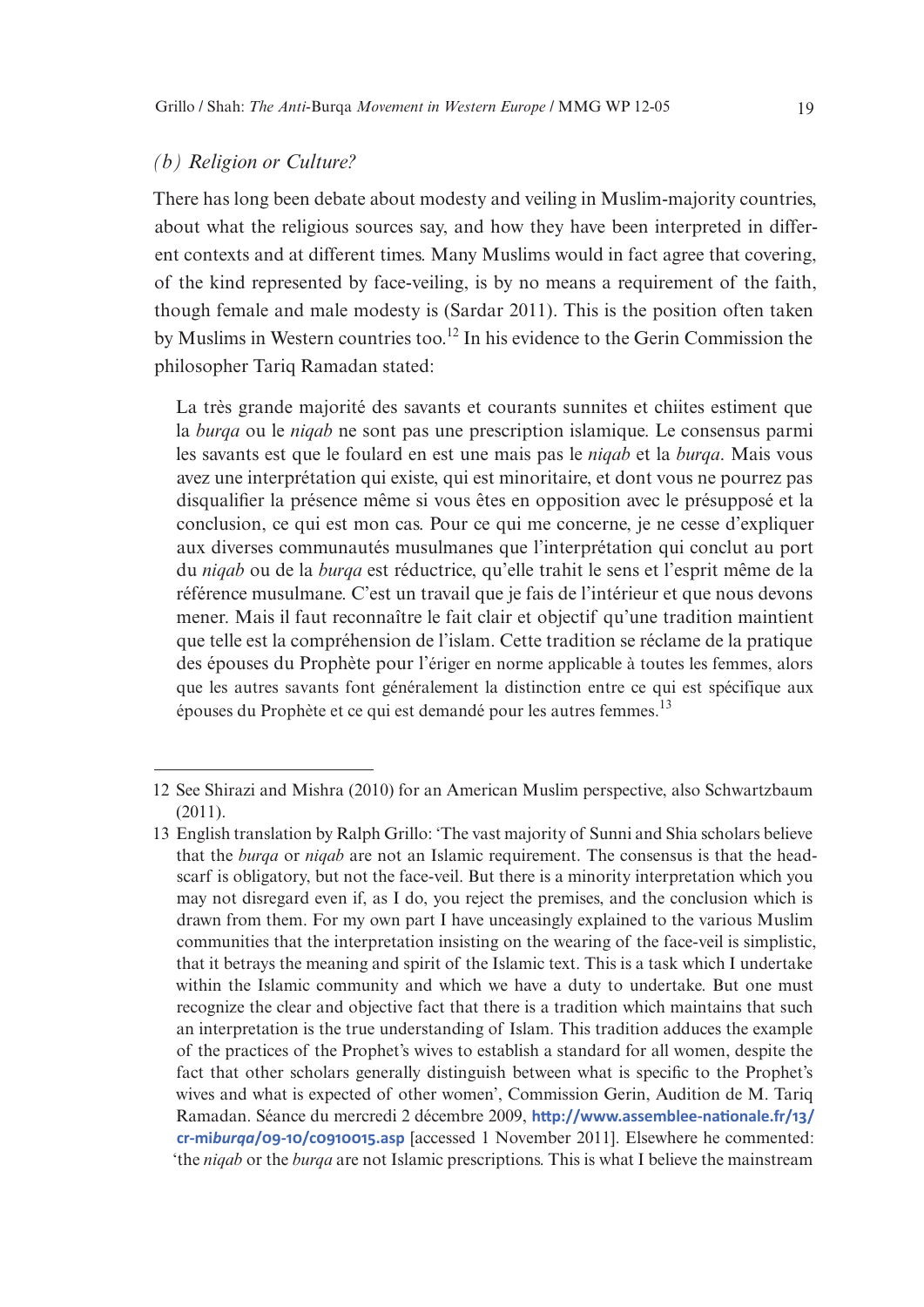### *(b) Religion or Culture?*

There has long been debate about modesty and veiling in Muslim-majority countries, about what the religious sources say, and how they have been interpreted in different contexts and at different times. Many Muslims would in fact agree that covering, of the kind represented by face-veiling, is by no means a requirement of the faith, though female and male modesty is (Sardar 2011). This is the position often taken by Muslims in Western countries too.[12] In his evidence to the Gerin Commission the philosopher Tariq Ramadan stated:

> La très grande majorité des savants et courants sunnites et chiites estiment que la *burqa* ou le *niqab* ne sont pas une prescription islamique. Le consensus parmi les savants est que le foulard en est une mais pas le *niqab* et la *burqa*. Mais vous avez une interprétation qui existe, qui est minoritaire, et dont vous ne pourrez pas disqualifier la présence même si vous êtes en opposition avec le présupposé et la conclusion, ce qui est mon cas. Pour ce qui me concerne, je ne cesse d'expliquer aux diverses communautés musulmanes que l'interprétation qui conclut au port du *niqab* ou de la *burqa* est réductrice, qu'elle trahit le sens et l'esprit même de la référence musulmane. C'est un travail que je fais de l'intérieur et que nous devons mener. Mais il faut reconnaître le fait clair et objectif qu'une tradition maintient que telle est la compréhension de l'islam. Cette tradition se réclame de la pratique des épouses du Prophète pour l'ériger en norme applicable à toutes les femmes, alors que les autres savants font généralement la distinction entre ce qui est spécifique aux épouses du Prophète et ce qui est demandé pour les autres femmes.[13]

---

12 See Shirazi and Mishra (2010) for an American Muslim perspective, also Schwartzbaum (2011).

13 English translation by Ralph Grillo: 'The vast majority of Sunni and Shia scholars believe that the *burqa* or *niqab* are not an Islamic requirement. The consensus is that the headscarf is obligatory, but not the face-veil. But there is a minority interpretation which you may not disregard even if, as I do, you reject the premises, and the conclusion which is drawn from them. For my own part I have unceasingly explained to the various Muslim communities that the interpretation insisting on the wearing of the face-veil is simplistic, that it betrays the meaning and spirit of the Islamic text. This is a task which I undertake within the Islamic community and which we have a duty to undertake. But one must recognize the clear and objective fact that there is a tradition which maintains that such an interpretation is the true understanding of Islam. This tradition adduces the example of the practices of the Prophet's wives to establish a standard for all women, despite the fact that other scholars generally distinguish between what is specific to the Prophet's wives and what is expected of other women', Commission Gerin, Audition de M. Tariq Ramadan. Séance du mercredi 2 décembre 2009, **http://www.assemblee-nationale.fr/13/cr-mi*burqa*/09-10/c0910015.asp** [accessed 1 November 2011]. Elsewhere he commented: 'the *niqab* or the *burqa* are not Islamic prescriptions. This is what I believe the mainstream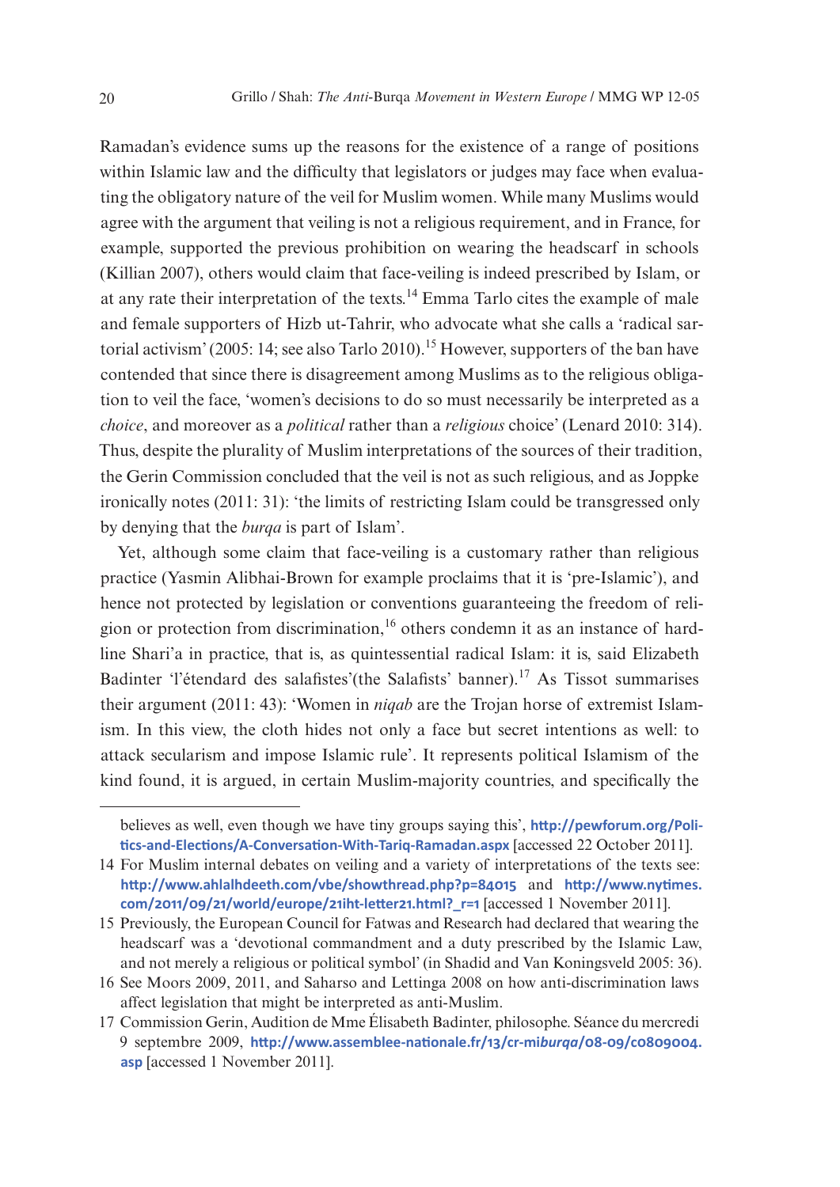Ramadan's evidence sums up the reasons for the existence of a range of positions within Islamic law and the difficulty that legislators or judges may face when evaluating the obligatory nature of the veil for Muslim women. While many Muslims would agree with the argument that veiling is not a religious requirement, and in France, for example, supported the previous prohibition on wearing the headscarf in schools (Killian 2007), others would claim that face-veiling is indeed prescribed by Islam, or at any rate their interpretation of the texts.[14] Emma Tarlo cites the example of male and female supporters of Hizb ut-Tahrir, who advocate what she calls a 'radical sartorial activism' (2005: 14; see also Tarlo 2010).[15] However, supporters of the ban have contended that since there is disagreement among Muslims as to the religious obligation to veil the face, 'women's decisions to do so must necessarily be interpreted as a *choice*, and moreover as a *political* rather than a *religious* choice' (Lenard 2010: 314). Thus, despite the plurality of Muslim interpretations of the sources of their tradition, the Gerin Commission concluded that the veil is not as such religious, and as Joppke ironically notes (2011: 31): 'the limits of restricting Islam could be transgressed only by denying that the *burqa* is part of Islam'.

Yet, although some claim that face-veiling is a customary rather than religious practice (Yasmin Alibhai-Brown for example proclaims that it is 'pre-Islamic'), and hence not protected by legislation or conventions guaranteeing the freedom of religion or protection from discrimination,[16] others condemn it as an instance of hardline Shari'a in practice, that is, as quintessential radical Islam: it is, said Elizabeth Badinter 'l'étendard des salafistes'(the Salafists' banner).[17] As Tissot summarises their argument (2011: 43): 'Women in *niqab* are the Trojan horse of extremist Islamism. In this view, the cloth hides not only a face but secret intentions as well: to attack secularism and impose Islamic rule'. It represents political Islamism of the kind found, it is argued, in certain Muslim-majority countries, and specifically the

---

believes as well, even though we have tiny groups saying this', **http://pewforum.org/Politics-and-Elections/A-Conversation-With-Tariq-Ramadan.aspx** [accessed 22 October 2011].

14 For Muslim internal debates on veiling and a variety of interpretations of the texts see: **http://www.ahlalhdeeth.com/vbe/showthread.php?p=84015** and **http://www.nytimes.com/2011/09/21/world/europe/21iht-letter21.html?_r=1** [accessed 1 November 2011].

15 Previously, the European Council for Fatwas and Research had declared that wearing the headscarf was a 'devotional commandment and a duty prescribed by the Islamic Law, and not merely a religious or political symbol' (in Shadid and Van Koningsveld 2005: 36).

16 See Moors 2009, 2011, and Saharso and Lettinga 2008 on how anti-discrimination laws affect legislation that might be interpreted as anti-Muslim.

17 Commission Gerin, Audition de Mme Élisabeth Badinter, philosophe. Séance du mercredi 9 septembre 2009, **http://www.assemblee-nationale.fr/13/cr-mi*burqa*/08-09/c0809004.asp** [accessed 1 November 2011].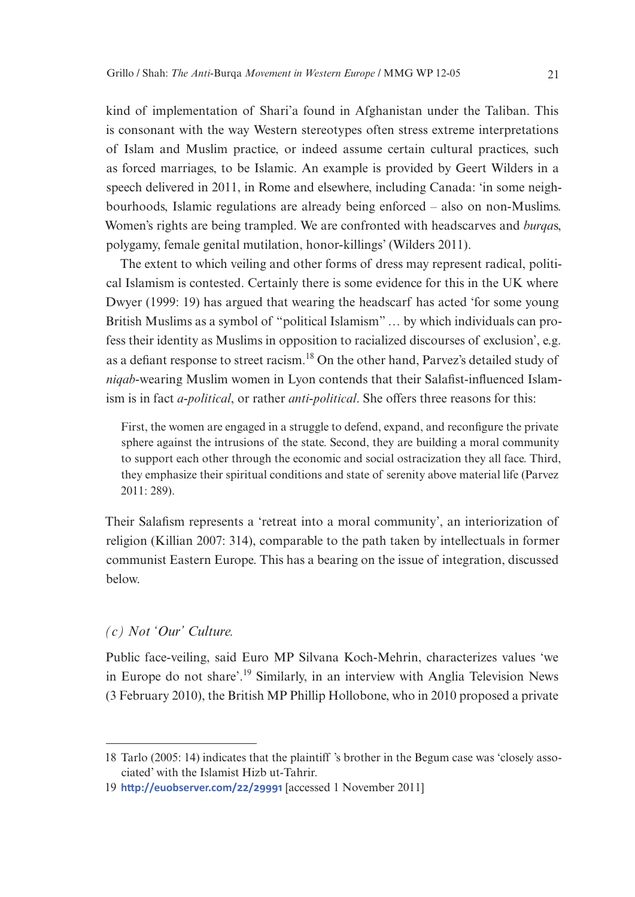kind of implementation of Shari'a found in Afghanistan under the Taliban. This is consonant with the way Western stereotypes often stress extreme interpretations of Islam and Muslim practice, or indeed assume certain cultural practices, such as forced marriages, to be Islamic. An example is provided by Geert Wilders in a speech delivered in 2011, in Rome and elsewhere, including Canada: 'in some neighbourhoods, Islamic regulations are already being enforced – also on non-Muslims. Women's rights are being trampled. We are confronted with headscarves and *burqa*s, polygamy, female genital mutilation, honor-killings' (Wilders 2011).

The extent to which veiling and other forms of dress may represent radical, political Islamism is contested. Certainly there is some evidence for this in the UK where Dwyer (1999: 19) has argued that wearing the headscarf has acted 'for some young British Muslims as a symbol of "political Islamism" … by which individuals can profess their identity as Muslims in opposition to racialized discourses of exclusion', e.g. as a defiant response to street racism.[18] On the other hand, Parvez's detailed study of *niqab*-wearing Muslim women in Lyon contends that their Salafist-influenced Islamism is in fact *a-political*, or rather *anti-political*. She offers three reasons for this:

> First, the women are engaged in a struggle to defend, expand, and reconfigure the private sphere against the intrusions of the state. Second, they are building a moral community to support each other through the economic and social ostracization they all face. Third, they emphasize their spiritual conditions and state of serenity above material life (Parvez 2011: 289).

Their Salafism represents a 'retreat into a moral community', an interiorization of religion (Killian 2007: 314), comparable to the path taken by intellectuals in former communist Eastern Europe. This has a bearing on the issue of integration, discussed below.

### *(c) Not 'Our' Culture.*

Public face-veiling, said Euro MP Silvana Koch-Mehrin, characterizes values 'we in Europe do not share'.[19] Similarly, in an interview with Anglia Television News (3 February 2010), the British MP Phillip Hollobone, who in 2010 proposed a private

---

18 Tarlo (2005: 14) indicates that the plaintiff 's brother in the Begum case was 'closely associated' with the Islamist Hizb ut-Tahrir.

19 http://euobserver.com/22/29991 [accessed 1 November 2011]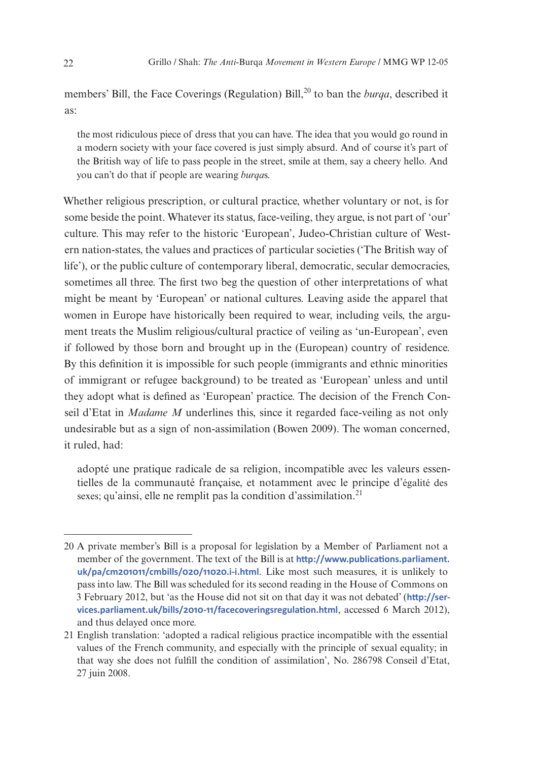members' Bill, the Face Coverings (Regulation) Bill,[20] to ban the *burqa*, described it as:

> the most ridiculous piece of dress that you can have. The idea that you would go round in a modern society with your face covered is just simply absurd. And of course it's part of the British way of life to pass people in the street, smile at them, say a cheery hello. And you can't do that if people are wearing *burqa*s.

Whether religious prescription, or cultural practice, whether voluntary or not, is for some beside the point. Whatever its status, face-veiling, they argue, is not part of 'our' culture. This may refer to the historic 'European', Judeo-Christian culture of Western nation-states, the values and practices of particular societies ('The British way of life'), or the public culture of contemporary liberal, democratic, secular democracies, sometimes all three. The first two beg the question of other interpretations of what might be meant by 'European' or national cultures. Leaving aside the apparel that women in Europe have historically been required to wear, including veils, the argument treats the Muslim religious/cultural practice of veiling as 'un-European', even if followed by those born and brought up in the (European) country of residence. By this definition it is impossible for such people (immigrants and ethnic minorities of immigrant or refugee background) to be treated as 'European' unless and until they adopt what is defined as 'European' practice. The decision of the French Conseil d'Etat in *Madame M* underlines this, since it regarded face-veiling as not only undesirable but as a sign of non-assimilation (Bowen 2009). The woman concerned, it ruled, had:

> adopté une pratique radicale de sa religion, incompatible avec les valeurs essentielles de la communauté française, et notamment avec le principe d'égalité des sexes; qu'ainsi, elle ne remplit pas la condition d'assimilation.[21]

---

20 A private member's Bill is a proposal for legislation by a Member of Parliament not a member of the government. The text of the Bill is at http://www.publications.parliament.uk/pa/cm201011/cmbills/020/11020.i-i.html. Like most such measures, it is unlikely to pass into law. The Bill was scheduled for its second reading in the House of Commons on 3 February 2012, but 'as the House did not sit on that day it was not debated' (http://services.parliament.uk/bills/2010-11/facecoveringsregulation.html, accessed 6 March 2012), and thus delayed once more.

21 English translation: 'adopted a radical religious practice incompatible with the essential values of the French community, and especially with the principle of sexual equality; in that way she does not fulfill the condition of assimilation', No. 286798 Conseil d'Etat, 27 juin 2008.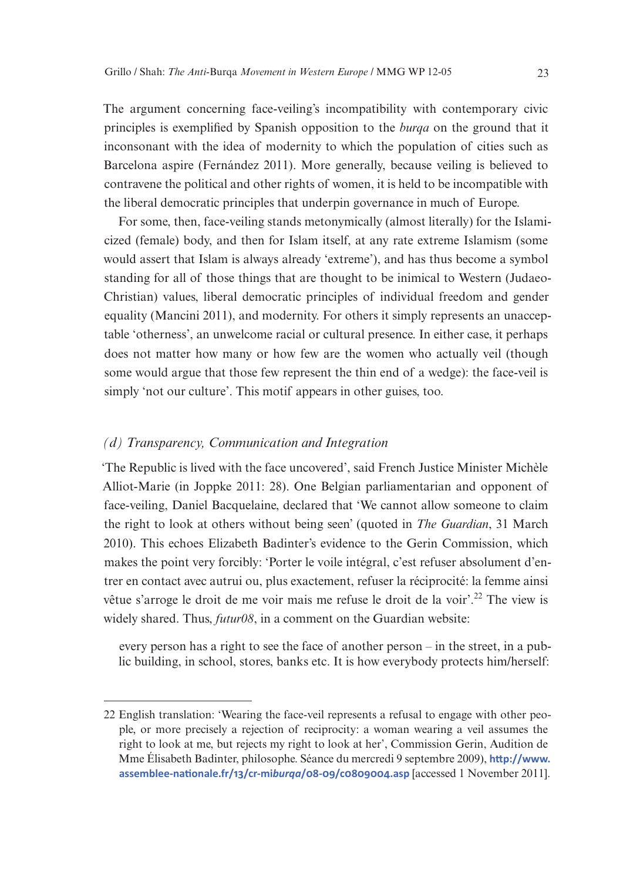The argument concerning face-veiling's incompatibility with contemporary civic principles is exemplified by Spanish opposition to the *burqa* on the ground that it inconsonant with the idea of modernity to which the population of cities such as Barcelona aspire (Fernández 2011). More generally, because veiling is believed to contravene the political and other rights of women, it is held to be incompatible with the liberal democratic principles that underpin governance in much of Europe.

For some, then, face-veiling stands metonymically (almost literally) for the Islamicized (female) body, and then for Islam itself, at any rate extreme Islamism (some would assert that Islam is always already 'extreme'), and has thus become a symbol standing for all of those things that are thought to be inimical to Western (Judaeo-Christian) values, liberal democratic principles of individual freedom and gender equality (Mancini 2011), and modernity. For others it simply represents an unacceptable 'otherness', an unwelcome racial or cultural presence. In either case, it perhaps does not matter how many or how few are the women who actually veil (though some would argue that those few represent the thin end of a wedge): the face-veil is simply 'not our culture'. This motif appears in other guises, too.

### *(d) Transparency, Communication and Integration*

'The Republic is lived with the face uncovered', said French Justice Minister Michèle Alliot-Marie (in Joppke 2011: 28). One Belgian parliamentarian and opponent of face-veiling, Daniel Bacquelaine, declared that 'We cannot allow someone to claim the right to look at others without being seen' (quoted in *The Guardian*, 31 March 2010). This echoes Elizabeth Badinter's evidence to the Gerin Commission, which makes the point very forcibly: 'Porter le voile intégral, c'est refuser absolument d'entrer en contact avec autrui ou, plus exactement, refuser la réciprocité: la femme ainsi vêtue s'arroge le droit de me voir mais me refuse le droit de la voir'.[22] The view is widely shared. Thus, *futur08*, in a comment on the Guardian website:

> every person has a right to see the face of another person – in the street, in a public building, in school, stores, banks etc. It is how everybody protects him/herself:

---

22 English translation: 'Wearing the face-veil represents a refusal to engage with other people, or more precisely a rejection of reciprocity: a woman wearing a veil assumes the right to look at me, but rejects my right to look at her', Commission Gerin, Audition de Mme Élisabeth Badinter, philosophe. Séance du mercredi 9 septembre 2009), http://www.assemblee-nationale.fr/13/cr-mi*burqa*/08-09/c0809004.asp [accessed 1 November 2011].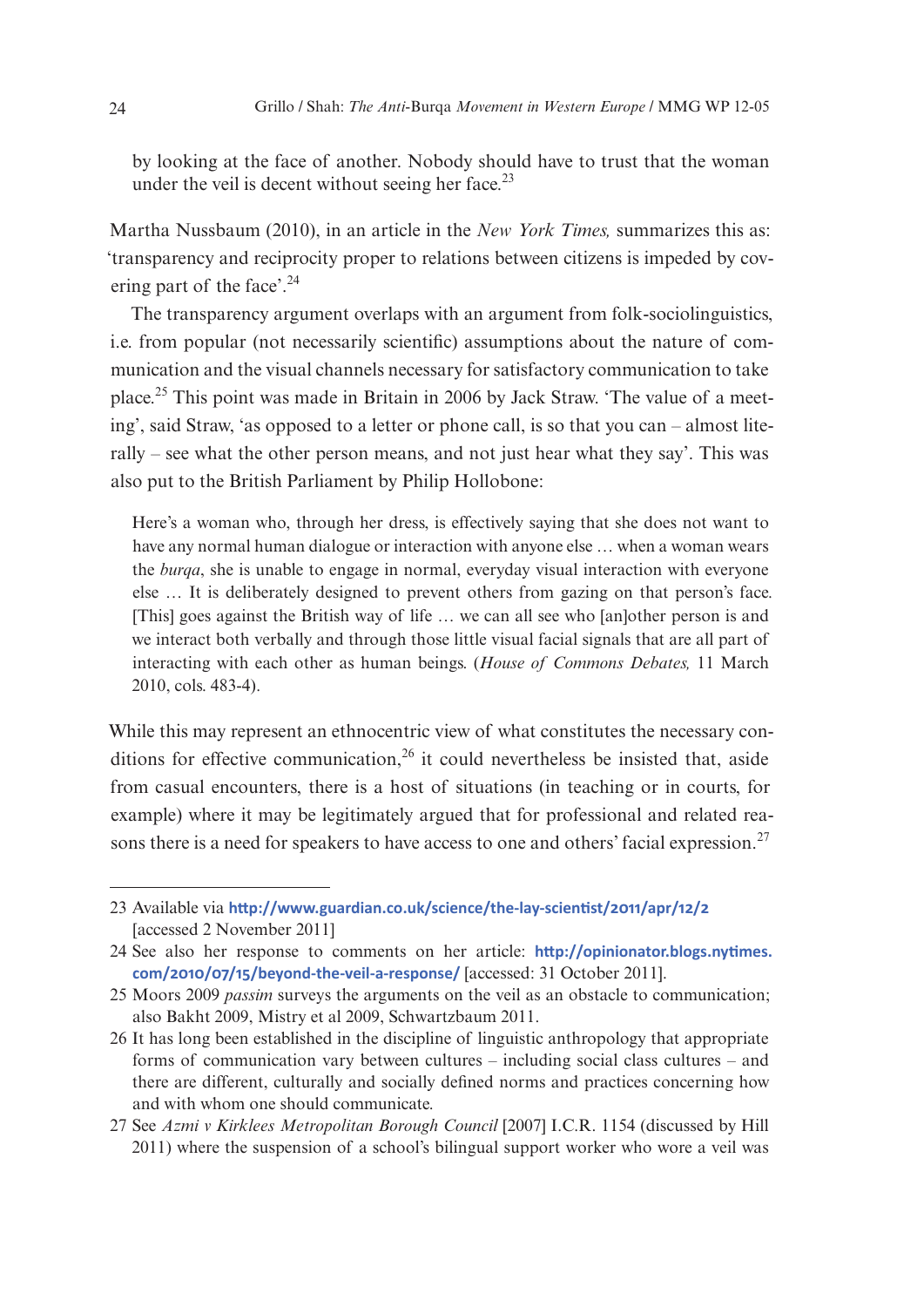> by looking at the face of another. Nobody should have to trust that the woman under the veil is decent without seeing her face.[23]

Martha Nussbaum (2010), in an article in the *New York Times,* summarizes this as: 'transparency and reciprocity proper to relations between citizens is impeded by covering part of the face'.[24]

The transparency argument overlaps with an argument from folk-sociolinguistics, i.e. from popular (not necessarily scientific) assumptions about the nature of communication and the visual channels necessary for satisfactory communication to take place.[25] This point was made in Britain in 2006 by Jack Straw. 'The value of a meeting', said Straw, 'as opposed to a letter or phone call, is so that you can – almost literally – see what the other person means, and not just hear what they say'. This was also put to the British Parliament by Philip Hollobone:

> Here's a woman who, through her dress, is effectively saying that she does not want to have any normal human dialogue or interaction with anyone else … when a woman wears the *burqa*, she is unable to engage in normal, everyday visual interaction with everyone else … It is deliberately designed to prevent others from gazing on that person's face. [This] goes against the British way of life … we can all see who [an]other person is and we interact both verbally and through those little visual facial signals that are all part of interacting with each other as human beings. (*House of Commons Debates,* 11 March 2010, cols. 483-4).

While this may represent an ethnocentric view of what constitutes the necessary conditions for effective communication,[26] it could nevertheless be insisted that, aside from casual encounters, there is a host of situations (in teaching or in courts, for example) where it may be legitimately argued that for professional and related reasons there is a need for speakers to have access to one and others' facial expression.[27]

---

23 Available via **http://www.guardian.co.uk/science/the-lay-scientist/2011/apr/12/2** [accessed 2 November 2011]

24 See also her response to comments on her article: **http://opinionator.blogs.nytimes.com/2010/07/15/beyond-the-veil-a-response/** [accessed: 31 October 2011].

25 Moors 2009 *passim* surveys the arguments on the veil as an obstacle to communication; also Bakht 2009, Mistry et al 2009, Schwartzbaum 2011.

26 It has long been established in the discipline of linguistic anthropology that appropriate forms of communication vary between cultures – including social class cultures – and there are different, culturally and socially defined norms and practices concerning how and with whom one should communicate.

27 See *Azmi v Kirklees Metropolitan Borough Council* [2007] I.C.R. 1154 (discussed by Hill 2011) where the suspension of a school's bilingual support worker who wore a veil was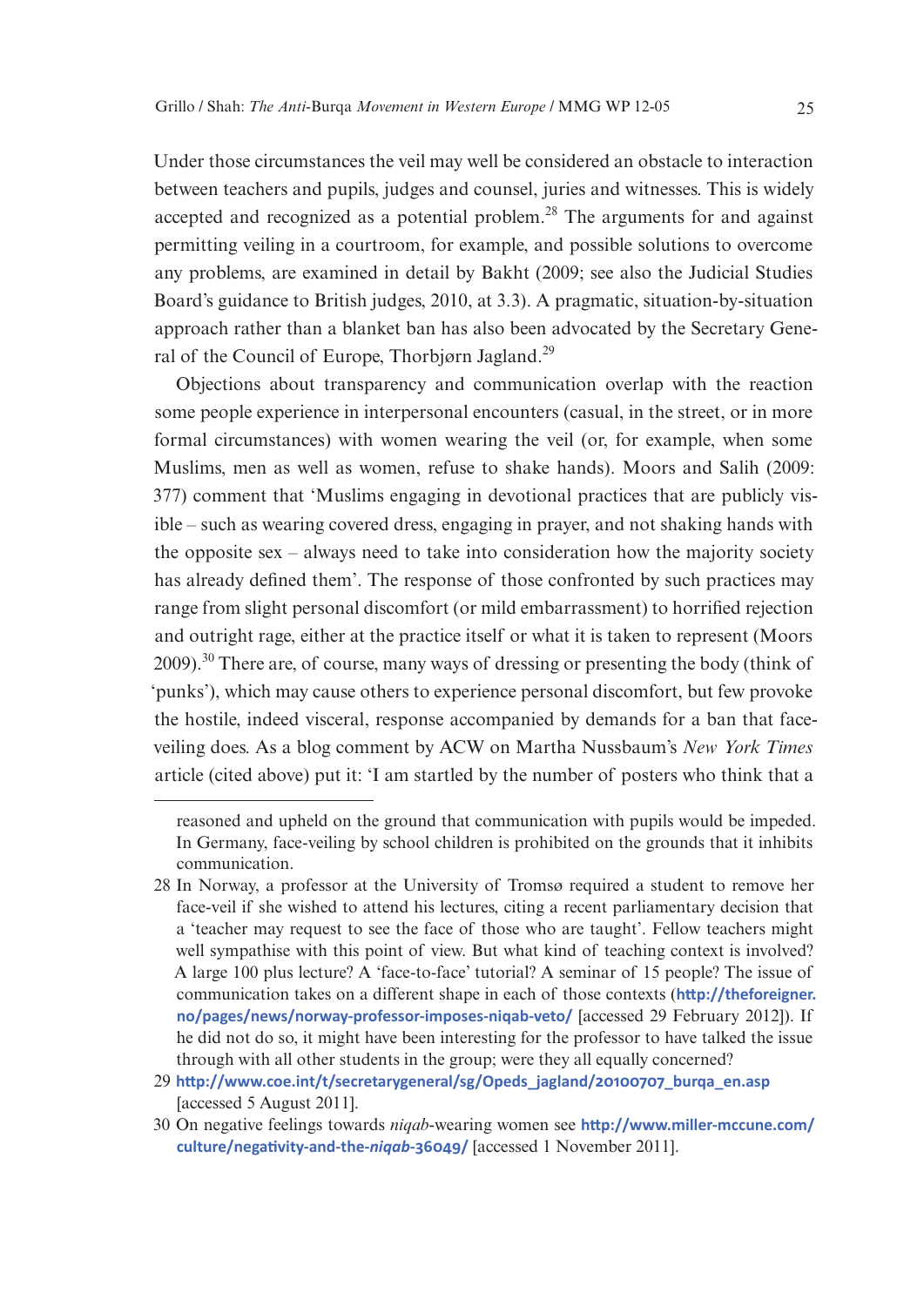Under those circumstances the veil may well be considered an obstacle to interaction between teachers and pupils, judges and counsel, juries and witnesses. This is widely accepted and recognized as a potential problem.[28] The arguments for and against permitting veiling in a courtroom, for example, and possible solutions to overcome any problems, are examined in detail by Bakht (2009; see also the Judicial Studies Board's guidance to British judges, 2010, at 3.3). A pragmatic, situation-by-situation approach rather than a blanket ban has also been advocated by the Secretary General of the Council of Europe, Thorbjørn Jagland.[29]

Objections about transparency and communication overlap with the reaction some people experience in interpersonal encounters (casual, in the street, or in more formal circumstances) with women wearing the veil (or, for example, when some Muslims, men as well as women, refuse to shake hands). Moors and Salih (2009: 377) comment that 'Muslims engaging in devotional practices that are publicly visible – such as wearing covered dress, engaging in prayer, and not shaking hands with the opposite sex – always need to take into consideration how the majority society has already defined them'. The response of those confronted by such practices may range from slight personal discomfort (or mild embarrassment) to horrified rejection and outright rage, either at the practice itself or what it is taken to represent (Moors 2009).[30] There are, of course, many ways of dressing or presenting the body (think of 'punks'), which may cause others to experience personal discomfort, but few provoke the hostile, indeed visceral, response accompanied by demands for a ban that face-veiling does. As a blog comment by ACW on Martha Nussbaum's *New York Times* article (cited above) put it: 'I am startled by the number of posters who think that a

---

reasoned and upheld on the ground that communication with pupils would be impeded. In Germany, face-veiling by school children is prohibited on the grounds that it inhibits communication.

28 In Norway, a professor at the University of Tromsø required a student to remove her face-veil if she wished to attend his lectures, citing a recent parliamentary decision that a 'teacher may request to see the face of those who are taught'. Fellow teachers might well sympathise with this point of view. But what kind of teaching context is involved? A large 100 plus lecture? A 'face-to-face' tutorial? A seminar of 15 people? The issue of communication takes on a different shape in each of those contexts (http://theforeigner.no/pages/news/norway-professor-imposes-niqab-veto/ [accessed 29 February 2012]). If he did not do so, it might have been interesting for the professor to have talked the issue through with all other students in the group; were they all equally concerned?

29 http://www.coe.int/t/secretarygeneral/sg/Opeds_jagland/20100707_burqa_en.asp [accessed 5 August 2011].

30 On negative feelings towards *niqab*-wearing women see http://www.miller-mccune.com/culture/negativity-and-the-*niqab*-36049/ [accessed 1 November 2011].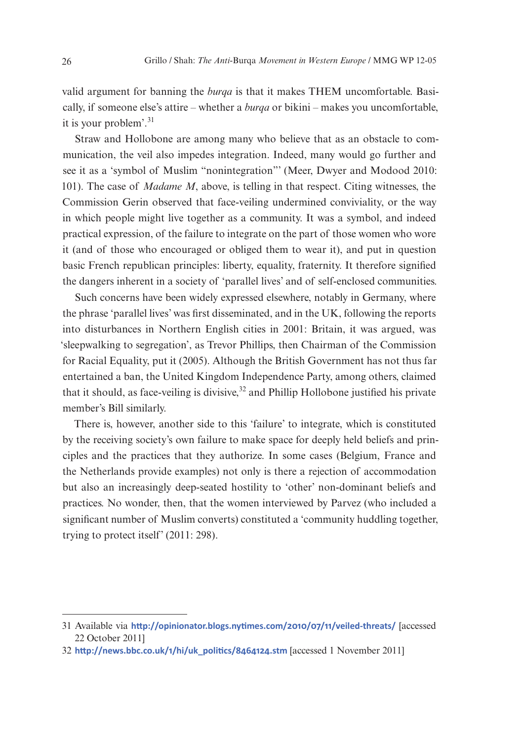valid argument for banning the *burqa* is that it makes THEM uncomfortable. Basically, if someone else's attire – whether a *burqa* or bikini – makes you uncomfortable, it is your problem'.[31]

Straw and Hollobone are among many who believe that as an obstacle to communication, the veil also impedes integration. Indeed, many would go further and see it as a 'symbol of Muslim "nonintegration"' (Meer, Dwyer and Modood 2010: 101). The case of *Madame M*, above, is telling in that respect. Citing witnesses, the Commission Gerin observed that face-veiling undermined conviviality, or the way in which people might live together as a community. It was a symbol, and indeed practical expression, of the failure to integrate on the part of those women who wore it (and of those who encouraged or obliged them to wear it), and put in question basic French republican principles: liberty, equality, fraternity. It therefore signified the dangers inherent in a society of 'parallel lives' and of self-enclosed communities.

Such concerns have been widely expressed elsewhere, notably in Germany, where the phrase 'parallel lives' was first disseminated, and in the UK, following the reports into disturbances in Northern English cities in 2001: Britain, it was argued, was 'sleepwalking to segregation', as Trevor Phillips, then Chairman of the Commission for Racial Equality, put it (2005). Although the British Government has not thus far entertained a ban, the United Kingdom Independence Party, among others, claimed that it should, as face-veiling is divisive,[32] and Phillip Hollobone justified his private member's Bill similarly.

There is, however, another side to this 'failure' to integrate, which is constituted by the receiving society's own failure to make space for deeply held beliefs and principles and the practices that they authorize. In some cases (Belgium, France and the Netherlands provide examples) not only is there a rejection of accommodation but also an increasingly deep-seated hostility to 'other' non-dominant beliefs and practices. No wonder, then, that the women interviewed by Parvez (who included a significant number of Muslim converts) constituted a 'community huddling together, trying to protect itself' (2011: 298).

---

31 Available via **http://opinionator.blogs.nytimes.com/2010/07/11/veiled-threats/** [accessed 22 October 2011]

32 **http://news.bbc.co.uk/1/hi/uk_politics/8464124.stm** [accessed 1 November 2011]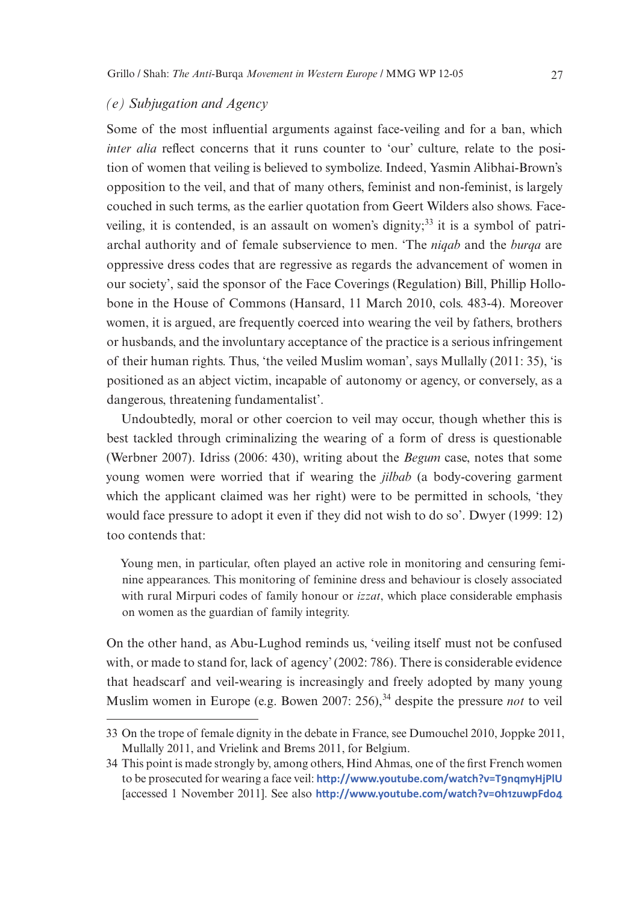### *(e) Subjugation and Agency*

Some of the most influential arguments against face-veiling and for a ban, which *inter alia* reflect concerns that it runs counter to 'our' culture, relate to the position of women that veiling is believed to symbolize. Indeed, Yasmin Alibhai-Brown's opposition to the veil, and that of many others, feminist and non-feminist, is largely couched in such terms, as the earlier quotation from Geert Wilders also shows. Face-veiling, it is contended, is an assault on women's dignity;[33] it is a symbol of patriarchal authority and of female subservience to men. 'The *niqab* and the *burqa* are oppressive dress codes that are regressive as regards the advancement of women in our society', said the sponsor of the Face Coverings (Regulation) Bill, Phillip Hollobone in the House of Commons (Hansard, 11 March 2010, cols. 483-4). Moreover women, it is argued, are frequently coerced into wearing the veil by fathers, brothers or husbands, and the involuntary acceptance of the practice is a serious infringement of their human rights. Thus, 'the veiled Muslim woman', says Mullally (2011: 35), 'is positioned as an abject victim, incapable of autonomy or agency, or conversely, as a dangerous, threatening fundamentalist'.

Undoubtedly, moral or other coercion to veil may occur, though whether this is best tackled through criminalizing the wearing of a form of dress is questionable (Werbner 2007). Idriss (2006: 430), writing about the *Begum* case, notes that some young women were worried that if wearing the *jilbab* (a body-covering garment which the applicant claimed was her right) were to be permitted in schools, 'they would face pressure to adopt it even if they did not wish to do so'. Dwyer (1999: 12) too contends that:

> Young men, in particular, often played an active role in monitoring and censuring feminine appearances. This monitoring of feminine dress and behaviour is closely associated with rural Mirpuri codes of family honour or *izzat*, which place considerable emphasis on women as the guardian of family integrity.

On the other hand, as Abu-Lughod reminds us, 'veiling itself must not be confused with, or made to stand for, lack of agency' (2002: 786). There is considerable evidence that headscarf and veil-wearing is increasingly and freely adopted by many young Muslim women in Europe (e.g. Bowen 2007: 256),[34] despite the pressure *not* to veil

---

33 On the trope of female dignity in the debate in France, see Dumouchel 2010, Joppke 2011, Mullally 2011, and Vrielink and Brems 2011, for Belgium.

34 This point is made strongly by, among others, Hind Ahmas, one of the first French women to be prosecuted for wearing a face veil: **http://www.youtube.com/watch?v=T9nqmyHjPlU** [accessed 1 November 2011]. See also **http://www.youtube.com/watch?v=0h1zuwpFdo4**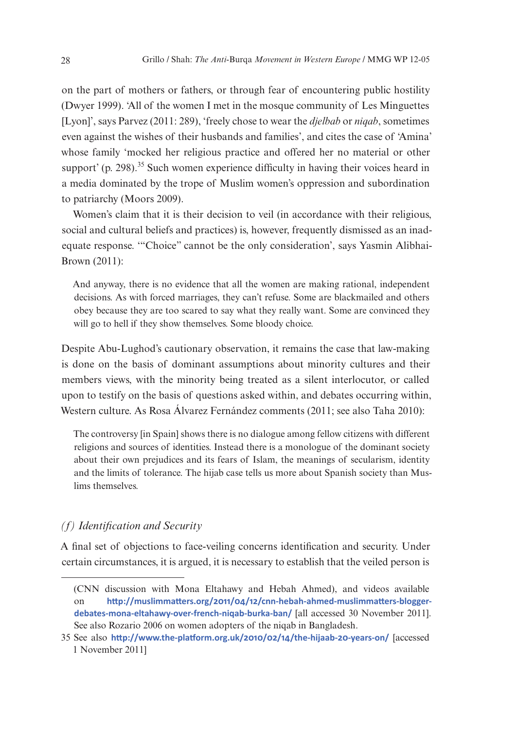on the part of mothers or fathers, or through fear of encountering public hostility (Dwyer 1999). 'All of the women I met in the mosque community of Les Minguettes [Lyon]', says Parvez (2011: 289), 'freely chose to wear the *djelbab* or *niqab*, sometimes even against the wishes of their husbands and families', and cites the case of 'Amina' whose family 'mocked her religious practice and offered her no material or other support' (p. 298).[35] Such women experience difficulty in having their voices heard in a media dominated by the trope of Muslim women's oppression and subordination to patriarchy (Moors 2009).

Women's claim that it is their decision to veil (in accordance with their religious, social and cultural beliefs and practices) is, however, frequently dismissed as an inadequate response. '"Choice" cannot be the only consideration', says Yasmin Alibhai-Brown (2011):

> And anyway, there is no evidence that all the women are making rational, independent decisions. As with forced marriages, they can't refuse. Some are blackmailed and others obey because they are too scared to say what they really want. Some are convinced they will go to hell if they show themselves. Some bloody choice.

Despite Abu-Lughod's cautionary observation, it remains the case that law-making is done on the basis of dominant assumptions about minority cultures and their members views, with the minority being treated as a silent interlocutor, or called upon to testify on the basis of questions asked within, and debates occurring within, Western culture. As Rosa Álvarez Fernández comments (2011; see also Taha 2010):

> The controversy [in Spain] shows there is no dialogue among fellow citizens with different religions and sources of identities. Instead there is a monologue of the dominant society about their own prejudices and its fears of Islam, the meanings of secularism, identity and the limits of tolerance. The hijab case tells us more about Spanish society than Muslims themselves.

### *(f) Identification and Security*

A final set of objections to face-veiling concerns identification and security. Under certain circumstances, it is argued, it is necessary to establish that the veiled person is

---

(CNN discussion with Mona Eltahawy and Hebah Ahmed), and videos available on http://muslimmatters.org/2011/04/12/cnn-hebah-ahmed-muslimmatters-blogger-debates-mona-eltahawy-over-french-niqab-burka-ban/ [all accessed 30 November 2011]. See also Rozario 2006 on women adopters of the niqab in Bangladesh.

35 See also http://www.the-platform.org.uk/2010/02/14/the-hijaab-20-years-on/ [accessed 1 November 2011]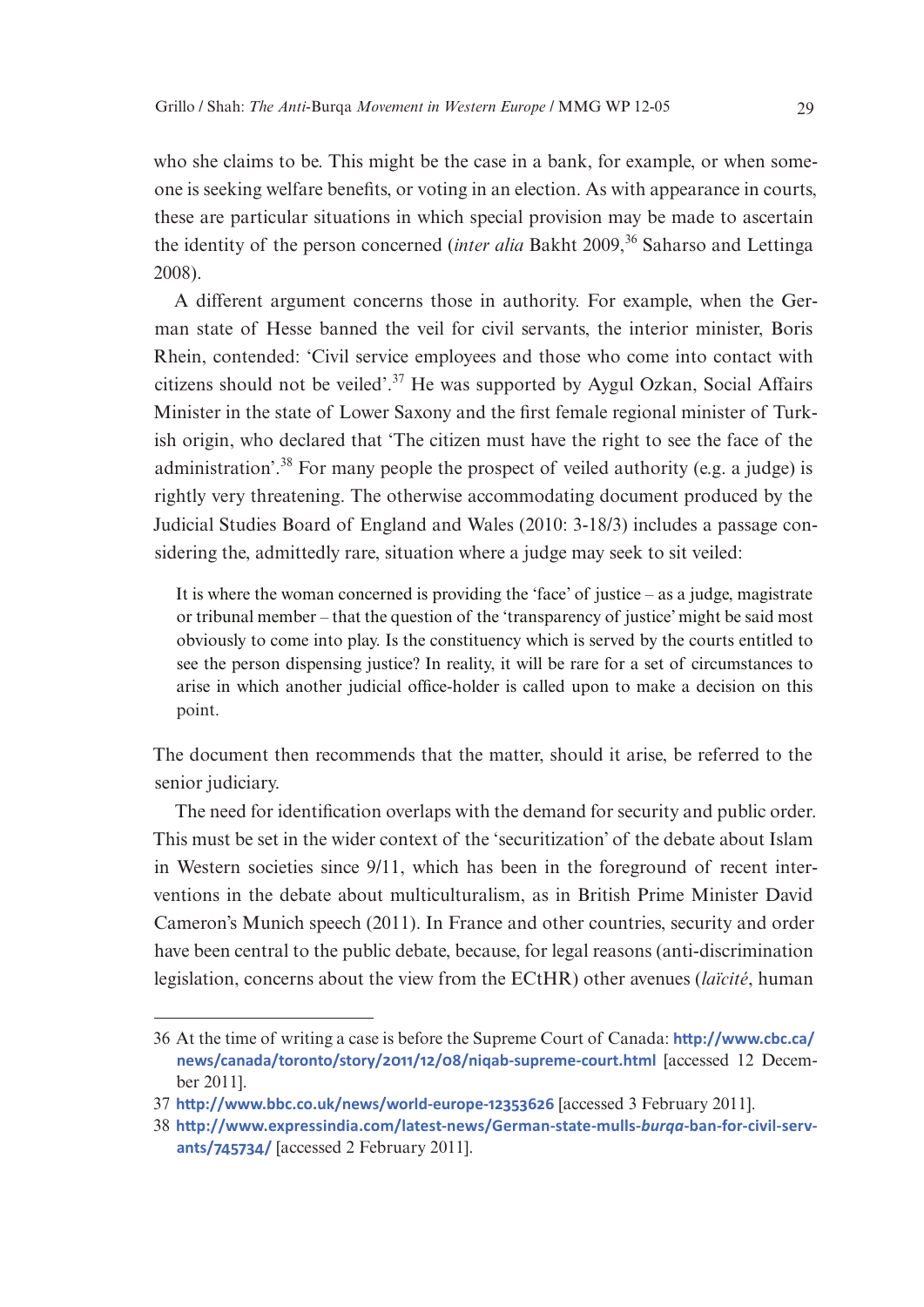who she claims to be. This might be the case in a bank, for example, or when someone is seeking welfare benefits, or voting in an election. As with appearance in courts, these are particular situations in which special provision may be made to ascertain the identity of the person concerned (*inter alia* Bakht 2009,[36] Saharso and Lettinga 2008).

A different argument concerns those in authority. For example, when the German state of Hesse banned the veil for civil servants, the interior minister, Boris Rhein, contended: 'Civil service employees and those who come into contact with citizens should not be veiled'.[37] He was supported by Aygul Ozkan, Social Affairs Minister in the state of Lower Saxony and the first female regional minister of Turkish origin, who declared that 'The citizen must have the right to see the face of the administration'.[38] For many people the prospect of veiled authority (e.g. a judge) is rightly very threatening. The otherwise accommodating document produced by the Judicial Studies Board of England and Wales (2010: 3-18/3) includes a passage considering the, admittedly rare, situation where a judge may seek to sit veiled:

> It is where the woman concerned is providing the 'face' of justice – as a judge, magistrate or tribunal member – that the question of the 'transparency of justice' might be said most obviously to come into play. Is the constituency which is served by the courts entitled to see the person dispensing justice? In reality, it will be rare for a set of circumstances to arise in which another judicial office-holder is called upon to make a decision on this point.

The document then recommends that the matter, should it arise, be referred to the senior judiciary.

The need for identification overlaps with the demand for security and public order. This must be set in the wider context of the 'securitization' of the debate about Islam in Western societies since 9/11, which has been in the foreground of recent interventions in the debate about multiculturalism, as in British Prime Minister David Cameron's Munich speech (2011). In France and other countries, security and order have been central to the public debate, because, for legal reasons (anti-discrimination legislation, concerns about the view from the ECtHR) other avenues (*laïcité*, human

---

36 At the time of writing a case is before the Supreme Court of Canada: **http://www.cbc.ca/news/canada/toronto/story/2011/12/08/niqab-supreme-court.html** [accessed 12 December 2011].

37 **http://www.bbc.co.uk/news/world-europe-12353626** [accessed 3 February 2011].

38 **http://www.expressindia.com/latest-news/German-state-mulls-*burqa*-ban-for-civil-servants/745734/** [accessed 2 February 2011].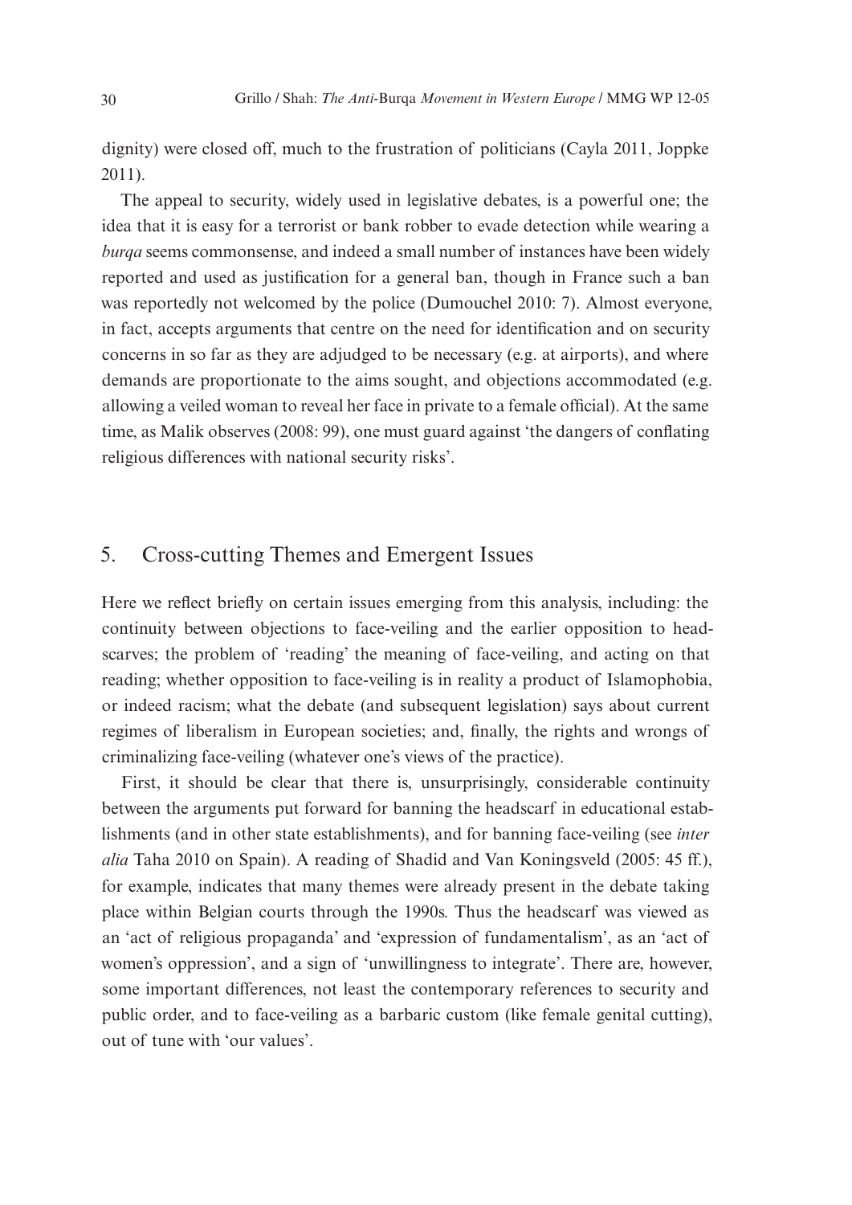dignity) were closed off, much to the frustration of politicians (Cayla 2011, Joppke 2011).

The appeal to security, widely used in legislative debates, is a powerful one; the idea that it is easy for a terrorist or bank robber to evade detection while wearing a *burqa* seems commonsense, and indeed a small number of instances have been widely reported and used as justification for a general ban, though in France such a ban was reportedly not welcomed by the police (Dumouchel 2010: 7). Almost everyone, in fact, accepts arguments that centre on the need for identification and on security concerns in so far as they are adjudged to be necessary (e.g. at airports), and where demands are proportionate to the aims sought, and objections accommodated (e.g. allowing a veiled woman to reveal her face in private to a female official). At the same time, as Malik observes (2008: 99), one must guard against 'the dangers of conflating religious differences with national security risks'.

## 5. Cross-cutting Themes and Emergent Issues

Here we reflect briefly on certain issues emerging from this analysis, including: the continuity between objections to face-veiling and the earlier opposition to headscarves; the problem of 'reading' the meaning of face-veiling, and acting on that reading; whether opposition to face-veiling is in reality a product of Islamophobia, or indeed racism; what the debate (and subsequent legislation) says about current regimes of liberalism in European societies; and, finally, the rights and wrongs of criminalizing face-veiling (whatever one's views of the practice).

First, it should be clear that there is, unsurprisingly, considerable continuity between the arguments put forward for banning the headscarf in educational establishments (and in other state establishments), and for banning face-veiling (see *inter alia* Taha 2010 on Spain). A reading of Shadid and Van Koningsveld (2005: 45 ff.), for example, indicates that many themes were already present in the debate taking place within Belgian courts through the 1990s. Thus the headscarf was viewed as an 'act of religious propaganda' and 'expression of fundamentalism', as an 'act of women's oppression', and a sign of 'unwillingness to integrate'. There are, however, some important differences, not least the contemporary references to security and public order, and to face-veiling as a barbaric custom (like female genital cutting), out of tune with 'our values'.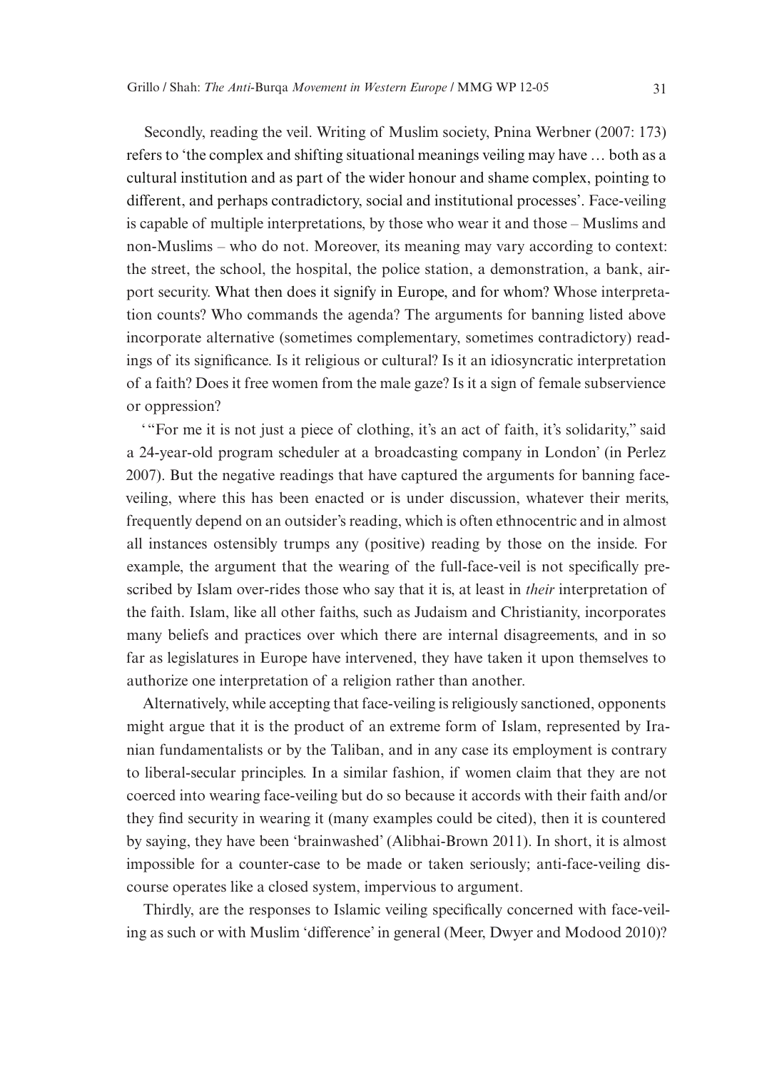Secondly, reading the veil. Writing of Muslim society, Pnina Werbner (2007: 173) refers to 'the complex and shifting situational meanings veiling may have … both as a cultural institution and as part of the wider honour and shame complex, pointing to different, and perhaps contradictory, social and institutional processes'. Face-veiling is capable of multiple interpretations, by those who wear it and those – Muslims and non-Muslims – who do not. Moreover, its meaning may vary according to context: the street, the school, the hospital, the police station, a demonstration, a bank, airport security. What then does it signify in Europe, and for whom? Whose interpretation counts? Who commands the agenda? The arguments for banning listed above incorporate alternative (sometimes complementary, sometimes contradictory) readings of its significance. Is it religious or cultural? Is it an idiosyncratic interpretation of a faith? Does it free women from the male gaze? Is it a sign of female subservience or oppression?

'"For me it is not just a piece of clothing, it's an act of faith, it's solidarity," said a 24-year-old program scheduler at a broadcasting company in London' (in Perlez 2007). But the negative readings that have captured the arguments for banning face-veiling, where this has been enacted or is under discussion, whatever their merits, frequently depend on an outsider's reading, which is often ethnocentric and in almost all instances ostensibly trumps any (positive) reading by those on the inside. For example, the argument that the wearing of the full-face-veil is not specifically prescribed by Islam over-rides those who say that it is, at least in *their* interpretation of the faith. Islam, like all other faiths, such as Judaism and Christianity, incorporates many beliefs and practices over which there are internal disagreements, and in so far as legislatures in Europe have intervened, they have taken it upon themselves to authorize one interpretation of a religion rather than another.

Alternatively, while accepting that face-veiling is religiously sanctioned, opponents might argue that it is the product of an extreme form of Islam, represented by Iranian fundamentalists or by the Taliban, and in any case its employment is contrary to liberal-secular principles. In a similar fashion, if women claim that they are not coerced into wearing face-veiling but do so because it accords with their faith and/or they find security in wearing it (many examples could be cited), then it is countered by saying, they have been 'brainwashed' (Alibhai-Brown 2011). In short, it is almost impossible for a counter-case to be made or taken seriously; anti-face-veiling discourse operates like a closed system, impervious to argument.

Thirdly, are the responses to Islamic veiling specifically concerned with face-veiling as such or with Muslim 'difference' in general (Meer, Dwyer and Modood 2010)?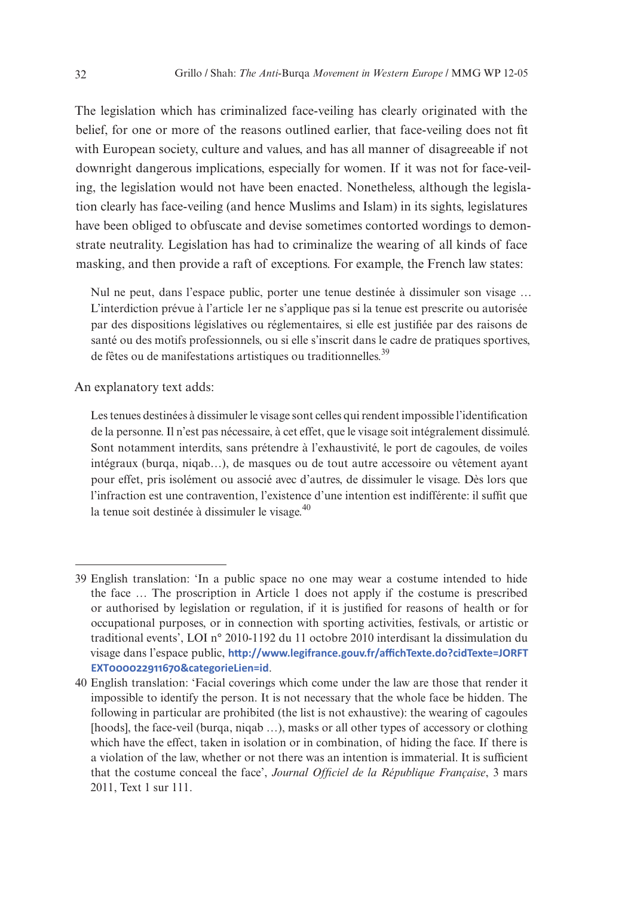The legislation which has criminalized face-veiling has clearly originated with the belief, for one or more of the reasons outlined earlier, that face-veiling does not fit with European society, culture and values, and has all manner of disagreeable if not downright dangerous implications, especially for women. If it was not for face-veiling, the legislation would not have been enacted. Nonetheless, although the legislation clearly has face-veiling (and hence Muslims and Islam) in its sights, legislatures have been obliged to obfuscate and devise sometimes contorted wordings to demonstrate neutrality. Legislation has had to criminalize the wearing of all kinds of face masking, and then provide a raft of exceptions. For example, the French law states:

> Nul ne peut, dans l'espace public, porter une tenue destinée à dissimuler son visage … L'interdiction prévue à l'article 1er ne s'applique pas si la tenue est prescrite ou autorisée par des dispositions législatives ou réglementaires, si elle est justifiée par des raisons de santé ou des motifs professionnels, ou si elle s'inscrit dans le cadre de pratiques sportives, de fêtes ou de manifestations artistiques ou traditionnelles.[39]

An explanatory text adds:

> Les tenues destinées à dissimuler le visage sont celles qui rendent impossible l'identification de la personne. Il n'est pas nécessaire, à cet effet, que le visage soit intégralement dissimulé. Sont notamment interdits, sans prétendre à l'exhaustivité, le port de cagoules, de voiles intégraux (burqa, niqab…), de masques ou de tout autre accessoire ou vêtement ayant pour effet, pris isolément ou associé avec d'autres, de dissimuler le visage. Dès lors que l'infraction est une contravention, l'existence d'une intention est indifférente: il suffit que la tenue soit destinée à dissimuler le visage.[40]

---

39 English translation: 'In a public space no one may wear a costume intended to hide the face … The proscription in Article 1 does not apply if the costume is prescribed or authorised by legislation or regulation, if it is justified for reasons of health or for occupational purposes, or in connection with sporting activities, festivals, or artistic or traditional events', LOI n° 2010-1192 du 11 octobre 2010 interdisant la dissimulation du visage dans l'espace public, **http://www.legifrance.gouv.fr/affichTexte.do?cidTexte=JORFTEXT000022911670&categorieLien=id**.

40 English translation: 'Facial coverings which come under the law are those that render it impossible to identify the person. It is not necessary that the whole face be hidden. The following in particular are prohibited (the list is not exhaustive): the wearing of cagoules [hoods], the face-veil (burqa, niqab …), masks or all other types of accessory or clothing which have the effect, taken in isolation or in combination, of hiding the face. If there is a violation of the law, whether or not there was an intention is immaterial. It is sufficient that the costume conceal the face', *Journal Officiel de la République Française*, 3 mars 2011, Text 1 sur 111.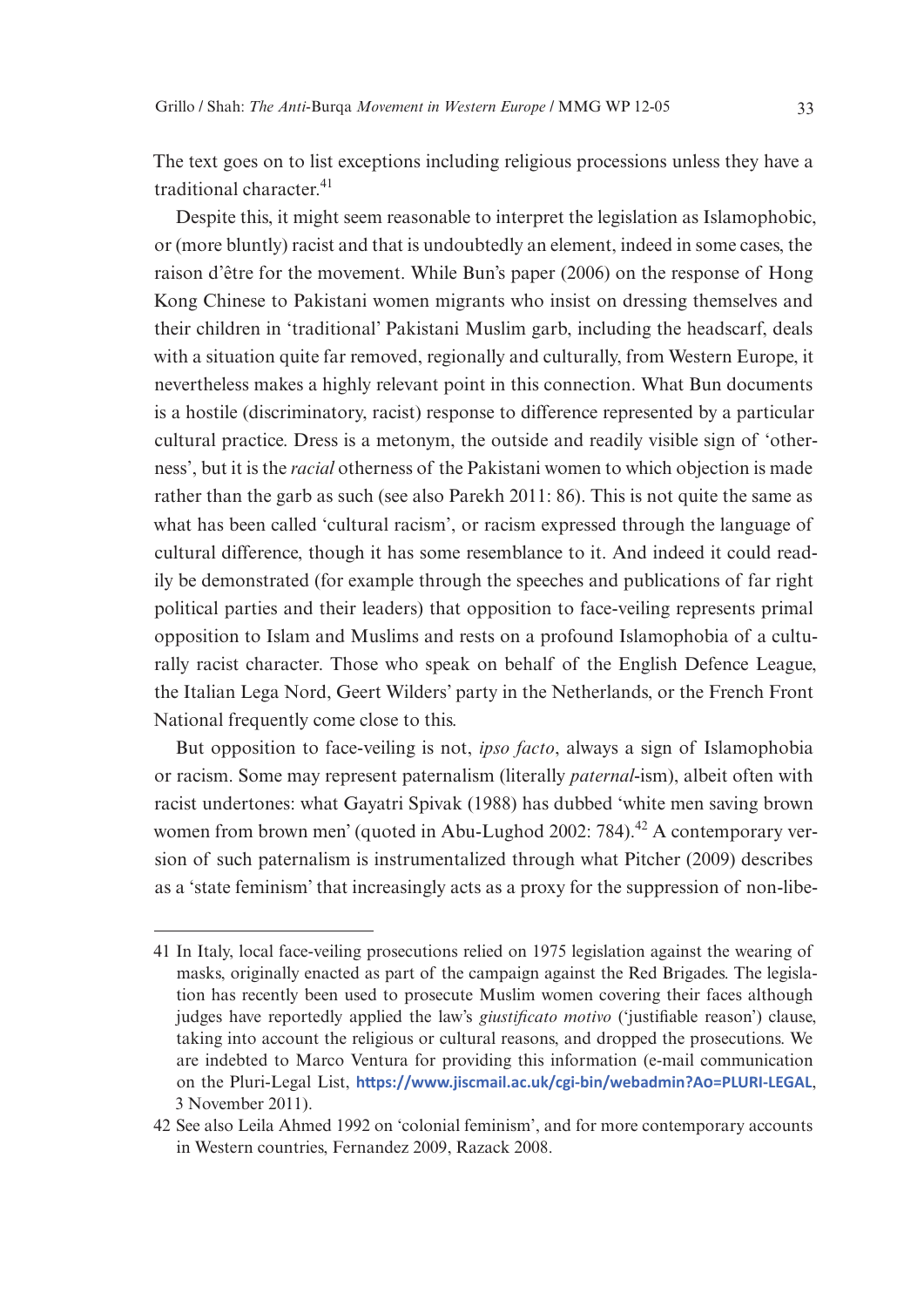The text goes on to list exceptions including religious processions unless they have a traditional character.[41]

Despite this, it might seem reasonable to interpret the legislation as Islamophobic, or (more bluntly) racist and that is undoubtedly an element, indeed in some cases, the raison d'être for the movement. While Bun's paper (2006) on the response of Hong Kong Chinese to Pakistani women migrants who insist on dressing themselves and their children in 'traditional' Pakistani Muslim garb, including the headscarf, deals with a situation quite far removed, regionally and culturally, from Western Europe, it nevertheless makes a highly relevant point in this connection. What Bun documents is a hostile (discriminatory, racist) response to difference represented by a particular cultural practice. Dress is a metonym, the outside and readily visible sign of 'otherness', but it is the *racial* otherness of the Pakistani women to which objection is made rather than the garb as such (see also Parekh 2011: 86). This is not quite the same as what has been called 'cultural racism', or racism expressed through the language of cultural difference, though it has some resemblance to it. And indeed it could readily be demonstrated (for example through the speeches and publications of far right political parties and their leaders) that opposition to face-veiling represents primal opposition to Islam and Muslims and rests on a profound Islamophobia of a culturally racist character. Those who speak on behalf of the English Defence League, the Italian Lega Nord, Geert Wilders' party in the Netherlands, or the French Front National frequently come close to this.

But opposition to face-veiling is not, *ipso facto*, always a sign of Islamophobia or racism. Some may represent paternalism (literally *paternal*-ism), albeit often with racist undertones: what Gayatri Spivak (1988) has dubbed 'white men saving brown women from brown men' (quoted in Abu-Lughod 2002: 784).[42] A contemporary version of such paternalism is instrumentalized through what Pitcher (2009) describes as a 'state feminism' that increasingly acts as a proxy for the suppression of non-libe-

---

41 In Italy, local face-veiling prosecutions relied on 1975 legislation against the wearing of masks, originally enacted as part of the campaign against the Red Brigades. The legislation has recently been used to prosecute Muslim women covering their faces although judges have reportedly applied the law's *giustificato motivo* ('justifiable reason') clause, taking into account the religious or cultural reasons, and dropped the prosecutions. We are indebted to Marco Ventura for providing this information (e-mail communication on the Pluri-Legal List, **https://www.jiscmail.ac.uk/cgi-bin/webadmin?A0=PLURI-LEGAL**, 3 November 2011).

42 See also Leila Ahmed 1992 on 'colonial feminism', and for more contemporary accounts in Western countries, Fernandez 2009, Razack 2008.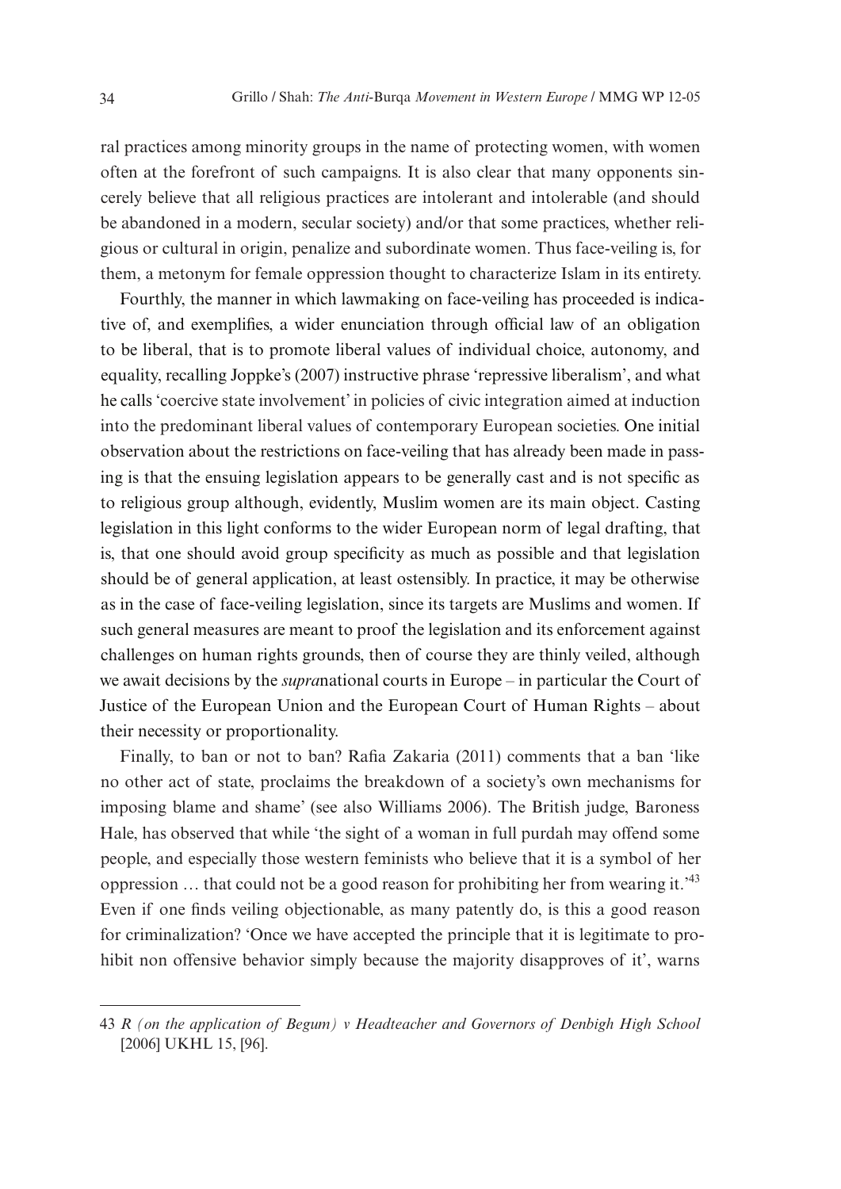ral practices among minority groups in the name of protecting women, with women often at the forefront of such campaigns. It is also clear that many opponents sincerely believe that all religious practices are intolerant and intolerable (and should be abandoned in a modern, secular society) and/or that some practices, whether religious or cultural in origin, penalize and subordinate women. Thus face-veiling is, for them, a metonym for female oppression thought to characterize Islam in its entirety.

Fourthly, the manner in which lawmaking on face-veiling has proceeded is indicative of, and exemplifies, a wider enunciation through official law of an obligation to be liberal, that is to promote liberal values of individual choice, autonomy, and equality, recalling Joppke's (2007) instructive phrase 'repressive liberalism', and what he calls 'coercive state involvement' in policies of civic integration aimed at induction into the predominant liberal values of contemporary European societies. One initial observation about the restrictions on face-veiling that has already been made in passing is that the ensuing legislation appears to be generally cast and is not specific as to religious group although, evidently, Muslim women are its main object. Casting legislation in this light conforms to the wider European norm of legal drafting, that is, that one should avoid group specificity as much as possible and that legislation should be of general application, at least ostensibly. In practice, it may be otherwise as in the case of face-veiling legislation, since its targets are Muslims and women. If such general measures are meant to proof the legislation and its enforcement against challenges on human rights grounds, then of course they are thinly veiled, although we await decisions by the *supra*national courts in Europe – in particular the Court of Justice of the European Union and the European Court of Human Rights – about their necessity or proportionality.

Finally, to ban or not to ban? Rafia Zakaria (2011) comments that a ban 'like no other act of state, proclaims the breakdown of a society's own mechanisms for imposing blame and shame' (see also Williams 2006). The British judge, Baroness Hale, has observed that while 'the sight of a woman in full purdah may offend some people, and especially those western feminists who believe that it is a symbol of her oppression … that could not be a good reason for prohibiting her from wearing it.'[43] Even if one finds veiling objectionable, as many patently do, is this a good reason for criminalization? 'Once we have accepted the principle that it is legitimate to prohibit non offensive behavior simply because the majority disapproves of it', warns

---

43 *R (on the application of Begum) v Headteacher and Governors of Denbigh High School* [2006] UKHL 15, [96].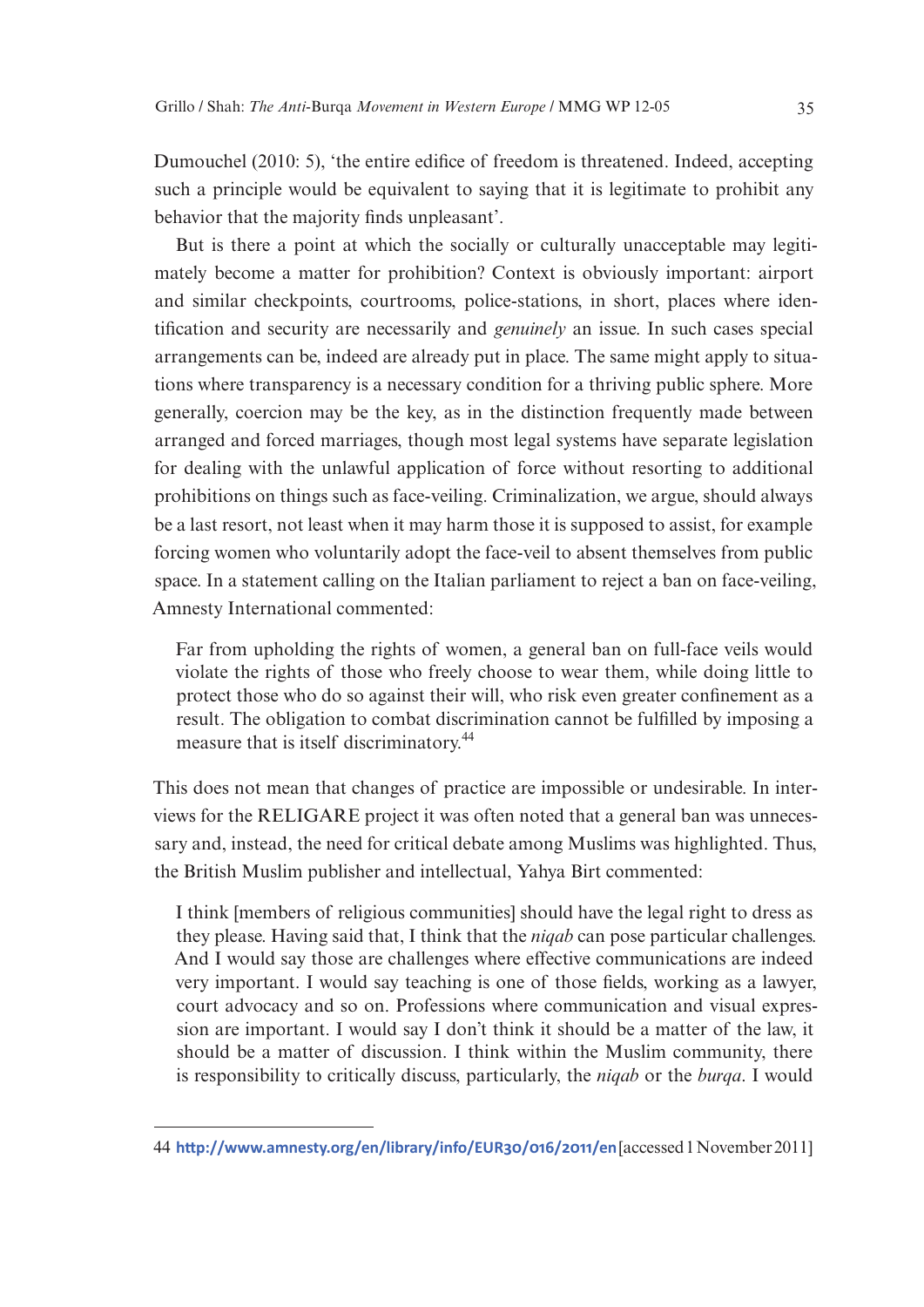Dumouchel (2010: 5), 'the entire edifice of freedom is threatened. Indeed, accepting such a principle would be equivalent to saying that it is legitimate to prohibit any behavior that the majority finds unpleasant'.

But is there a point at which the socially or culturally unacceptable may legitimately become a matter for prohibition? Context is obviously important: airport and similar checkpoints, courtrooms, police-stations, in short, places where identification and security are necessarily and *genuinely* an issue. In such cases special arrangements can be, indeed are already put in place. The same might apply to situations where transparency is a necessary condition for a thriving public sphere. More generally, coercion may be the key, as in the distinction frequently made between arranged and forced marriages, though most legal systems have separate legislation for dealing with the unlawful application of force without resorting to additional prohibitions on things such as face-veiling. Criminalization, we argue, should always be a last resort, not least when it may harm those it is supposed to assist, for example forcing women who voluntarily adopt the face-veil to absent themselves from public space. In a statement calling on the Italian parliament to reject a ban on face-veiling, Amnesty International commented:

> Far from upholding the rights of women, a general ban on full-face veils would violate the rights of those who freely choose to wear them, while doing little to protect those who do so against their will, who risk even greater confinement as a result. The obligation to combat discrimination cannot be fulfilled by imposing a measure that is itself discriminatory.[44]

This does not mean that changes of practice are impossible or undesirable. In interviews for the RELIGARE project it was often noted that a general ban was unnecessary and, instead, the need for critical debate among Muslims was highlighted. Thus, the British Muslim publisher and intellectual, Yahya Birt commented:

> I think [members of religious communities] should have the legal right to dress as they please. Having said that, I think that the *niqab* can pose particular challenges. And I would say those are challenges where effective communications are indeed very important. I would say teaching is one of those fields, working as a lawyer, court advocacy and so on. Professions where communication and visual expression are important. I would say I don't think it should be a matter of the law, it should be a matter of discussion. I think within the Muslim community, there is responsibility to critically discuss, particularly, the *niqab* or the *burqa*. I would

---

44 http://www.amnesty.org/en/library/info/EUR30/016/2011/en [accessed 1 November 2011]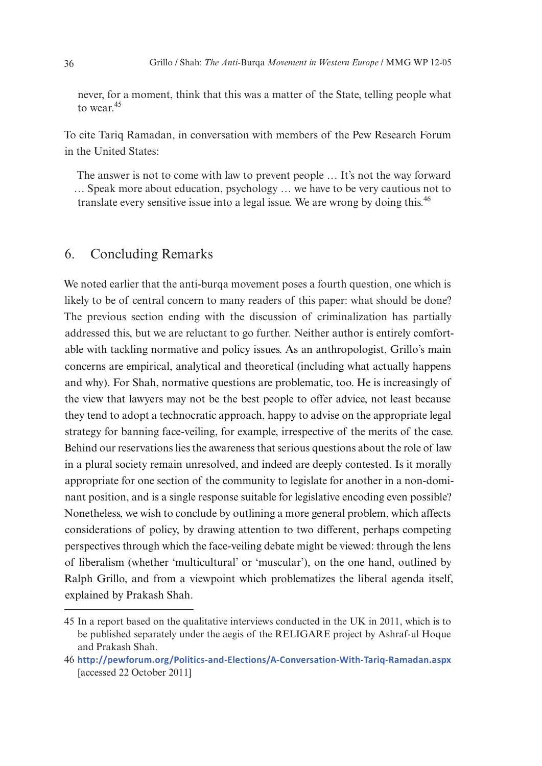never, for a moment, think that this was a matter of the State, telling people what to wear.[45]

To cite Tariq Ramadan, in conversation with members of the Pew Research Forum in the United States:

> The answer is not to come with law to prevent people … It's not the way forward … Speak more about education, psychology … we have to be very cautious not to translate every sensitive issue into a legal issue. We are wrong by doing this.[46]

## 6. Concluding Remarks

We noted earlier that the anti-burqa movement poses a fourth question, one which is likely to be of central concern to many readers of this paper: what should be done? The previous section ending with the discussion of criminalization has partially addressed this, but we are reluctant to go further. Neither author is entirely comfortable with tackling normative and policy issues. As an anthropologist, Grillo's main concerns are empirical, analytical and theoretical (including what actually happens and why). For Shah, normative questions are problematic, too. He is increasingly of the view that lawyers may not be the best people to offer advice, not least because they tend to adopt a technocratic approach, happy to advise on the appropriate legal strategy for banning face-veiling, for example, irrespective of the merits of the case. Behind our reservations lies the awareness that serious questions about the role of law in a plural society remain unresolved, and indeed are deeply contested. Is it morally appropriate for one section of the community to legislate for another in a non-dominant position, and is a single response suitable for legislative encoding even possible? Nonetheless, we wish to conclude by outlining a more general problem, which affects considerations of policy, by drawing attention to two different, perhaps competing perspectives through which the face-veiling debate might be viewed: through the lens of liberalism (whether 'multicultural' or 'muscular'), on the one hand, outlined by Ralph Grillo, and from a viewpoint which problematizes the liberal agenda itself, explained by Prakash Shah.

---

45 In a report based on the qualitative interviews conducted in the UK in 2011, which is to be published separately under the aegis of the RELIGARE project by Ashraf-ul Hoque and Prakash Shah.

46 http://pewforum.org/Politics-and-Elections/A-Conversation-With-Tariq-Ramadan.aspx [accessed 22 October 2011]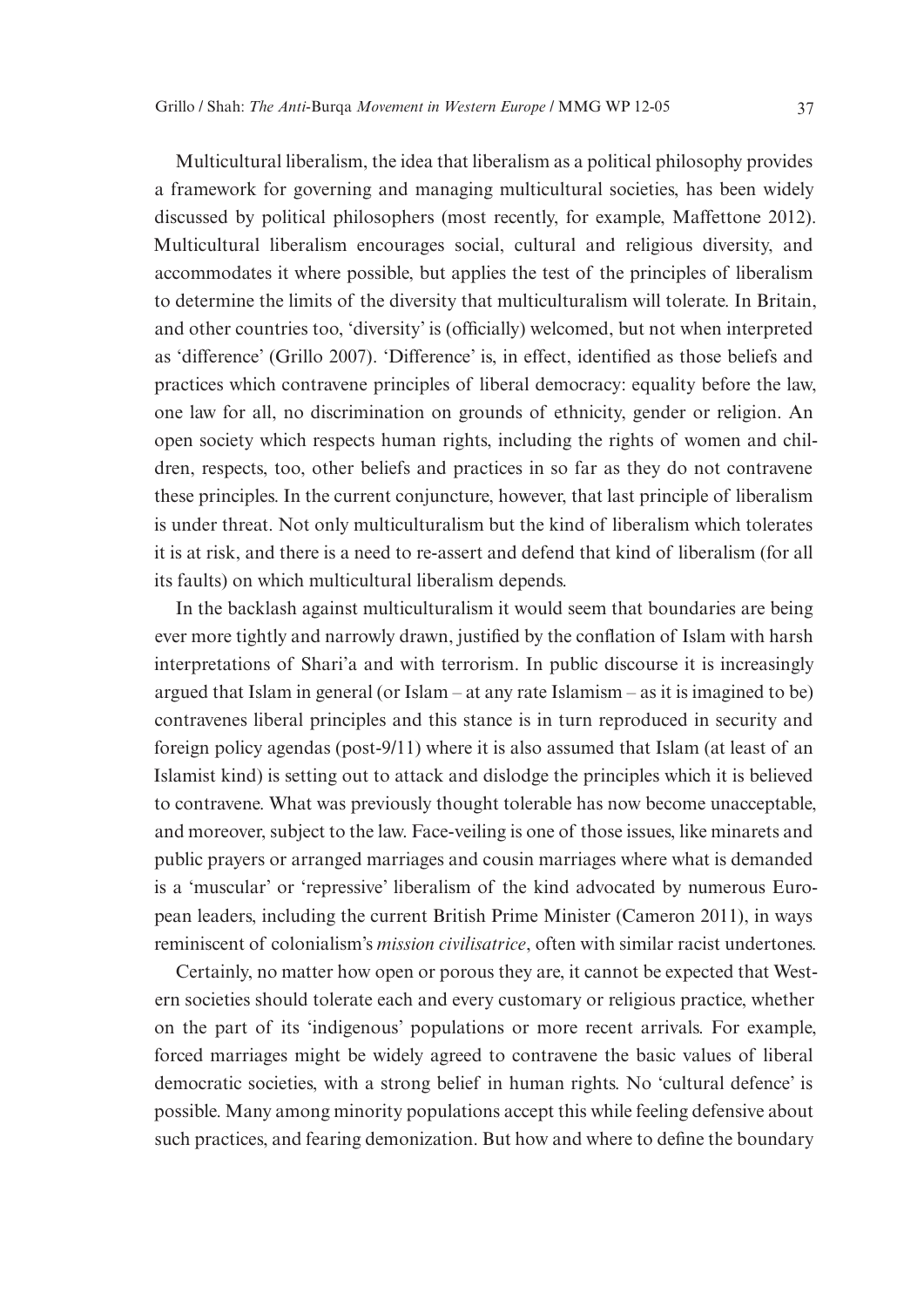Multicultural liberalism, the idea that liberalism as a political philosophy provides a framework for governing and managing multicultural societies, has been widely discussed by political philosophers (most recently, for example, Maffettone 2012). Multicultural liberalism encourages social, cultural and religious diversity, and accommodates it where possible, but applies the test of the principles of liberalism to determine the limits of the diversity that multiculturalism will tolerate. In Britain, and other countries too, 'diversity' is (officially) welcomed, but not when interpreted as 'difference' (Grillo 2007). 'Difference' is, in effect, identified as those beliefs and practices which contravene principles of liberal democracy: equality before the law, one law for all, no discrimination on grounds of ethnicity, gender or religion. An open society which respects human rights, including the rights of women and children, respects, too, other beliefs and practices in so far as they do not contravene these principles. In the current conjuncture, however, that last principle of liberalism is under threat. Not only multiculturalism but the kind of liberalism which tolerates it is at risk, and there is a need to re-assert and defend that kind of liberalism (for all its faults) on which multicultural liberalism depends.

In the backlash against multiculturalism it would seem that boundaries are being ever more tightly and narrowly drawn, justified by the conflation of Islam with harsh interpretations of Shari'a and with terrorism. In public discourse it is increasingly argued that Islam in general (or Islam – at any rate Islamism – as it is imagined to be) contravenes liberal principles and this stance is in turn reproduced in security and foreign policy agendas (post-9/11) where it is also assumed that Islam (at least of an Islamist kind) is setting out to attack and dislodge the principles which it is believed to contravene. What was previously thought tolerable has now become unacceptable, and moreover, subject to the law. Face-veiling is one of those issues, like minarets and public prayers or arranged marriages and cousin marriages where what is demanded is a 'muscular' or 'repressive' liberalism of the kind advocated by numerous European leaders, including the current British Prime Minister (Cameron 2011), in ways reminiscent of colonialism's *mission civilisatrice*, often with similar racist undertones.

Certainly, no matter how open or porous they are, it cannot be expected that Western societies should tolerate each and every customary or religious practice, whether on the part of its 'indigenous' populations or more recent arrivals. For example, forced marriages might be widely agreed to contravene the basic values of liberal democratic societies, with a strong belief in human rights. No 'cultural defence' is possible. Many among minority populations accept this while feeling defensive about such practices, and fearing demonization. But how and where to define the boundary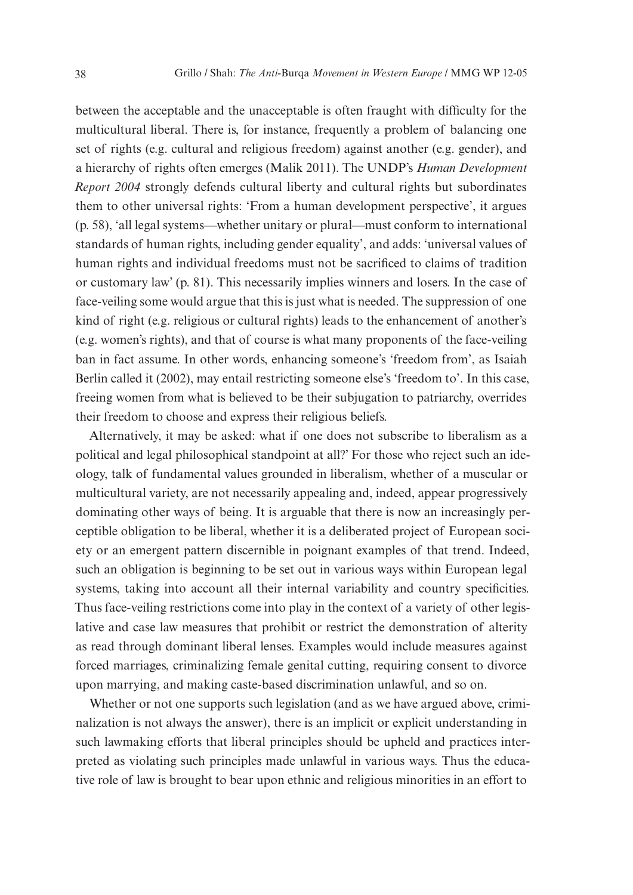between the acceptable and the unacceptable is often fraught with difficulty for the multicultural liberal. There is, for instance, frequently a problem of balancing one set of rights (e.g. cultural and religious freedom) against another (e.g. gender), and a hierarchy of rights often emerges (Malik 2011). The UNDP's *Human Development Report 2004* strongly defends cultural liberty and cultural rights but subordinates them to other universal rights: 'From a human development perspective', it argues (p. 58), 'all legal systems—whether unitary or plural—must conform to international standards of human rights, including gender equality', and adds: 'universal values of human rights and individual freedoms must not be sacrificed to claims of tradition or customary law' (p. 81). This necessarily implies winners and losers. In the case of face-veiling some would argue that this is just what is needed. The suppression of one kind of right (e.g. religious or cultural rights) leads to the enhancement of another's (e.g. women's rights), and that of course is what many proponents of the face-veiling ban in fact assume. In other words, enhancing someone's 'freedom from', as Isaiah Berlin called it (2002), may entail restricting someone else's 'freedom to'. In this case, freeing women from what is believed to be their subjugation to patriarchy, overrides their freedom to choose and express their religious beliefs.

Alternatively, it may be asked: what if one does not subscribe to liberalism as a political and legal philosophical standpoint at all?' For those who reject such an ideology, talk of fundamental values grounded in liberalism, whether of a muscular or multicultural variety, are not necessarily appealing and, indeed, appear progressively dominating other ways of being. It is arguable that there is now an increasingly perceptible obligation to be liberal, whether it is a deliberated project of European society or an emergent pattern discernible in poignant examples of that trend. Indeed, such an obligation is beginning to be set out in various ways within European legal systems, taking into account all their internal variability and country specificities. Thus face-veiling restrictions come into play in the context of a variety of other legislative and case law measures that prohibit or restrict the demonstration of alterity as read through dominant liberal lenses. Examples would include measures against forced marriages, criminalizing female genital cutting, requiring consent to divorce upon marrying, and making caste-based discrimination unlawful, and so on.

Whether or not one supports such legislation (and as we have argued above, criminalization is not always the answer), there is an implicit or explicit understanding in such lawmaking efforts that liberal principles should be upheld and practices interpreted as violating such principles made unlawful in various ways. Thus the educative role of law is brought to bear upon ethnic and religious minorities in an effort to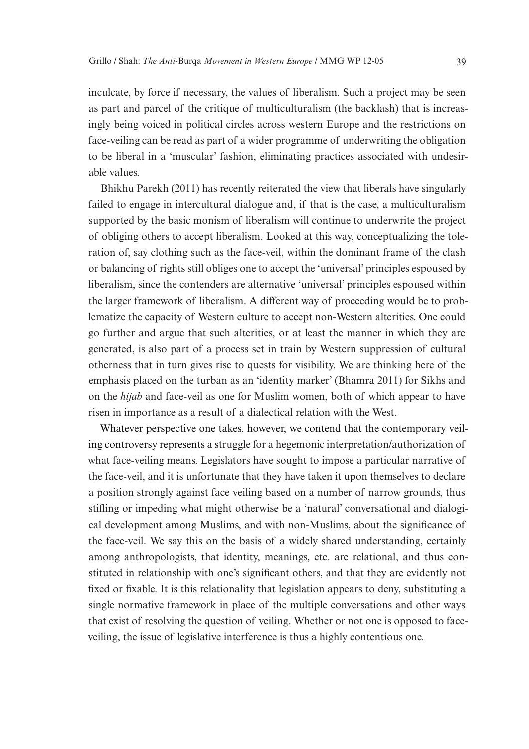inculcate, by force if necessary, the values of liberalism. Such a project may be seen as part and parcel of the critique of multiculturalism (the backlash) that is increasingly being voiced in political circles across western Europe and the restrictions on face-veiling can be read as part of a wider programme of underwriting the obligation to be liberal in a 'muscular' fashion, eliminating practices associated with undesirable values.

Bhikhu Parekh (2011) has recently reiterated the view that liberals have singularly failed to engage in intercultural dialogue and, if that is the case, a multiculturalism supported by the basic monism of liberalism will continue to underwrite the project of obliging others to accept liberalism. Looked at this way, conceptualizing the toleration of, say clothing such as the face-veil, within the dominant frame of the clash or balancing of rights still obliges one to accept the 'universal' principles espoused by liberalism, since the contenders are alternative 'universal' principles espoused within the larger framework of liberalism. A different way of proceeding would be to problematize the capacity of Western culture to accept non-Western alterities. One could go further and argue that such alterities, or at least the manner in which they are generated, is also part of a process set in train by Western suppression of cultural otherness that in turn gives rise to quests for visibility. We are thinking here of the emphasis placed on the turban as an 'identity marker' (Bhamra 2011) for Sikhs and on the *hijab* and face-veil as one for Muslim women, both of which appear to have risen in importance as a result of a dialectical relation with the West.

Whatever perspective one takes, however, we contend that the contemporary veiling controversy represents a struggle for a hegemonic interpretation/authorization of what face-veiling means. Legislators have sought to impose a particular narrative of the face-veil, and it is unfortunate that they have taken it upon themselves to declare a position strongly against face veiling based on a number of narrow grounds, thus stifling or impeding what might otherwise be a 'natural' conversational and dialogical development among Muslims, and with non-Muslims, about the significance of the face-veil. We say this on the basis of a widely shared understanding, certainly among anthropologists, that identity, meanings, etc. are relational, and thus constituted in relationship with one's significant others, and that they are evidently not fixed or fixable. It is this relationality that legislation appears to deny, substituting a single normative framework in place of the multiple conversations and other ways that exist of resolving the question of veiling. Whether or not one is opposed to face-veiling, the issue of legislative interference is thus a highly contentious one.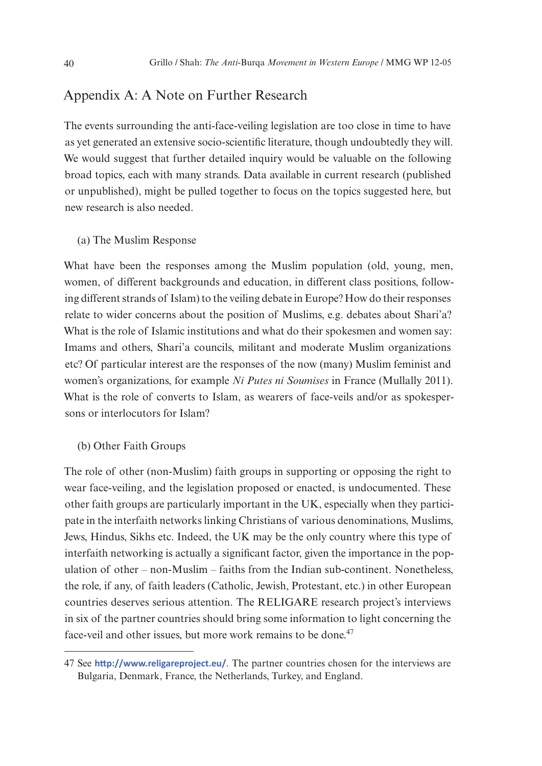## Appendix A: A Note on Further Research

The events surrounding the anti-face-veiling legislation are too close in time to have as yet generated an extensive socio-scientific literature, though undoubtedly they will. We would suggest that further detailed inquiry would be valuable on the following broad topics, each with many strands. Data available in current research (published or unpublished), might be pulled together to focus on the topics suggested here, but new research is also needed.

### (a) The Muslim Response

What have been the responses among the Muslim population (old, young, men, women, of different backgrounds and education, in different class positions, following different strands of Islam) to the veiling debate in Europe? How do their responses relate to wider concerns about the position of Muslims, e.g. debates about Shari'a? What is the role of Islamic institutions and what do their spokesmen and women say: Imams and others, Shari'a councils, militant and moderate Muslim organizations etc? Of particular interest are the responses of the now (many) Muslim feminist and women's organizations, for example *Ni Putes ni Soumises* in France (Mullally 2011). What is the role of converts to Islam, as wearers of face-veils and/or as spokespersons or interlocutors for Islam?

### (b) Other Faith Groups

The role of other (non-Muslim) faith groups in supporting or opposing the right to wear face-veiling, and the legislation proposed or enacted, is undocumented. These other faith groups are particularly important in the UK, especially when they participate in the interfaith networks linking Christians of various denominations, Muslims, Jews, Hindus, Sikhs etc. Indeed, the UK may be the only country where this type of interfaith networking is actually a significant factor, given the importance in the population of other – non-Muslim – faiths from the Indian sub-continent. Nonetheless, the role, if any, of faith leaders (Catholic, Jewish, Protestant, etc.) in other European countries deserves serious attention. The RELIGARE research project's interviews in six of the partner countries should bring some information to light concerning the face-veil and other issues, but more work remains to be done.[47]

---

47 See **http://www.religareproject.eu/**. The partner countries chosen for the interviews are Bulgaria, Denmark, France, the Netherlands, Turkey, and England.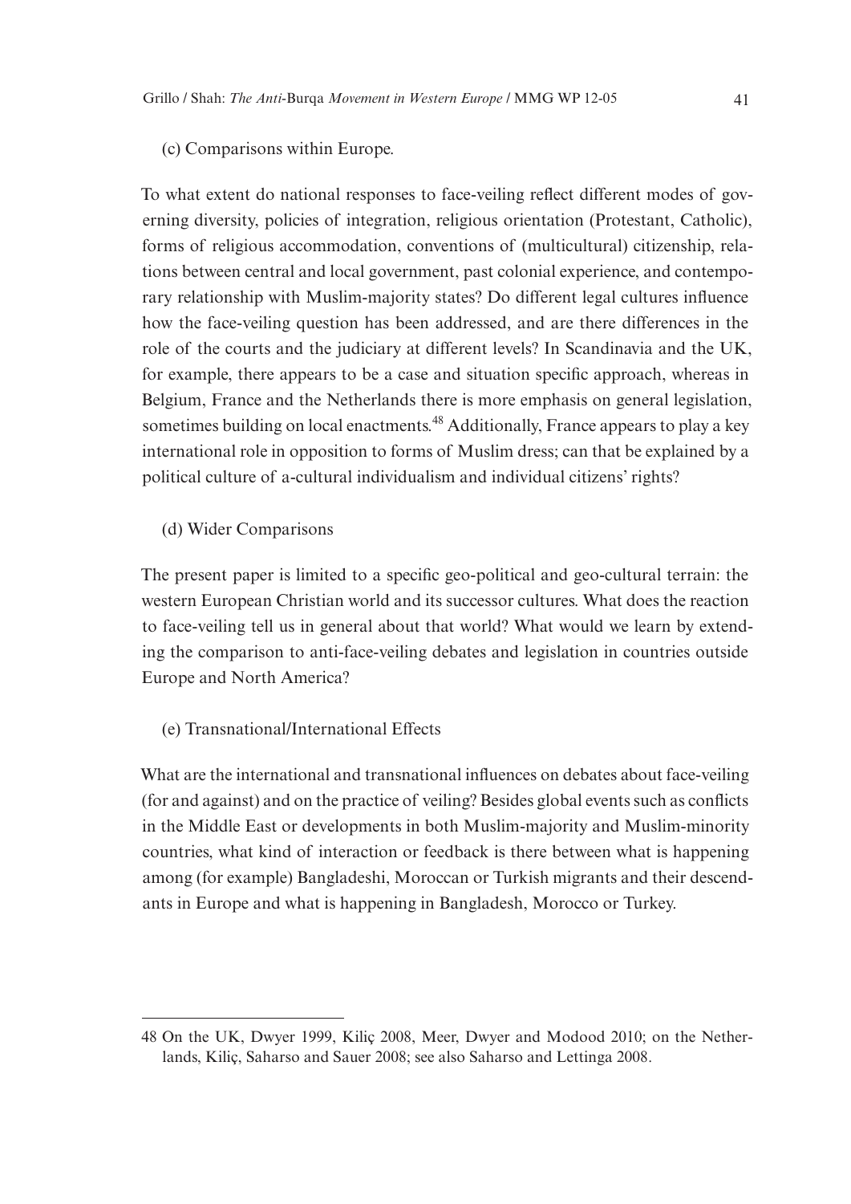(c) Comparisons within Europe.

To what extent do national responses to face-veiling reflect different modes of governing diversity, policies of integration, religious orientation (Protestant, Catholic), forms of religious accommodation, conventions of (multicultural) citizenship, relations between central and local government, past colonial experience, and contemporary relationship with Muslim-majority states? Do different legal cultures influence how the face-veiling question has been addressed, and are there differences in the role of the courts and the judiciary at different levels? In Scandinavia and the UK, for example, there appears to be a case and situation specific approach, whereas in Belgium, France and the Netherlands there is more emphasis on general legislation, sometimes building on local enactments.[48] Additionally, France appears to play a key international role in opposition to forms of Muslim dress; can that be explained by a political culture of a-cultural individualism and individual citizens' rights?

(d) Wider Comparisons

The present paper is limited to a specific geo-political and geo-cultural terrain: the western European Christian world and its successor cultures. What does the reaction to face-veiling tell us in general about that world? What would we learn by extending the comparison to anti-face-veiling debates and legislation in countries outside Europe and North America?

(e) Transnational/International Effects

What are the international and transnational influences on debates about face-veiling (for and against) and on the practice of veiling? Besides global events such as conflicts in the Middle East or developments in both Muslim-majority and Muslim-minority countries, what kind of interaction or feedback is there between what is happening among (for example) Bangladeshi, Moroccan or Turkish migrants and their descendants in Europe and what is happening in Bangladesh, Morocco or Turkey.

---

48 On the UK, Dwyer 1999, Kiliç 2008, Meer, Dwyer and Modood 2010; on the Netherlands, Kiliç, Saharso and Sauer 2008; see also Saharso and Lettinga 2008.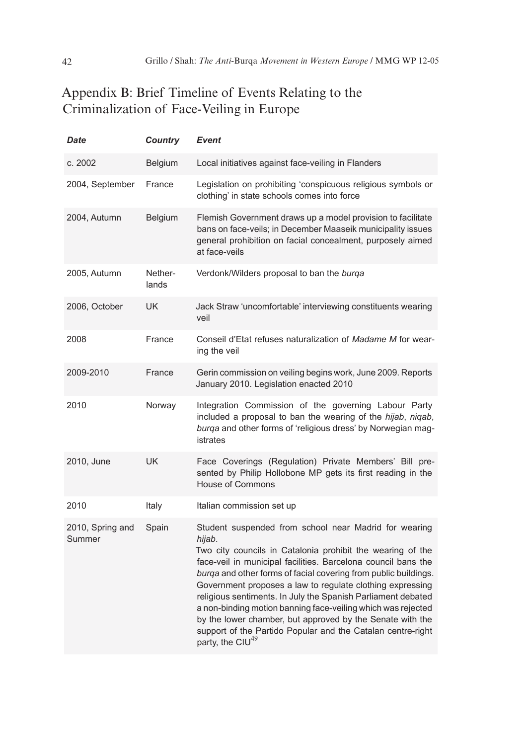## Appendix B: Brief Timeline of Events Relating to the Criminalization of Face-Veiling in Europe

| ***Date*** | ***Country*** | ***Event*** |
|---|---|---|
| c. 2002 | Belgium | Local initiatives against face-veiling in Flanders |
| 2004, September | France | Legislation on prohibiting 'conspicuous religious symbols or clothing' in state schools comes into force |
| 2004, Autumn | Belgium | Flemish Government draws up a model provision to facilitate bans on face-veils; in December Maaseik municipality issues general prohibition on facial concealment, purposely aimed at face-veils |
| 2005, Autumn | Netherlands | Verdonk/Wilders proposal to ban the *burqa* |
| 2006, October | UK | Jack Straw 'uncomfortable' interviewing constituents wearing veil |
| 2008 | France | Conseil d'Etat refuses naturalization of *Madame M* for wearing the veil |
| 2009-2010 | France | Gerin commission on veiling begins work, June 2009. Reports January 2010. Legislation enacted 2010 |
| 2010 | Norway | Integration Commission of the governing Labour Party included a proposal to ban the wearing of the *hijab*, *niqab*, *burqa* and other forms of 'religious dress' by Norwegian magistrates |
| 2010, June | UK | Face Coverings (Regulation) Private Members' Bill presented by Philip Hollobone MP gets its first reading in the House of Commons |
| 2010 | Italy | Italian commission set up |
| 2010, Spring and Summer | Spain | Student suspended from school near Madrid for wearing *hijab*. Two city councils in Catalonia prohibit the wearing of the face-veil in municipal facilities. Barcelona council bans the *burqa* and other forms of facial covering from public buildings. Government proposes a law to regulate clothing expressing religious sentiments. In July the Spanish Parliament debated a non-binding motion banning face-veiling which was rejected by the lower chamber, but approved by the Senate with the support of the Partido Popular and the Catalan centre-right party, the CIU[49] |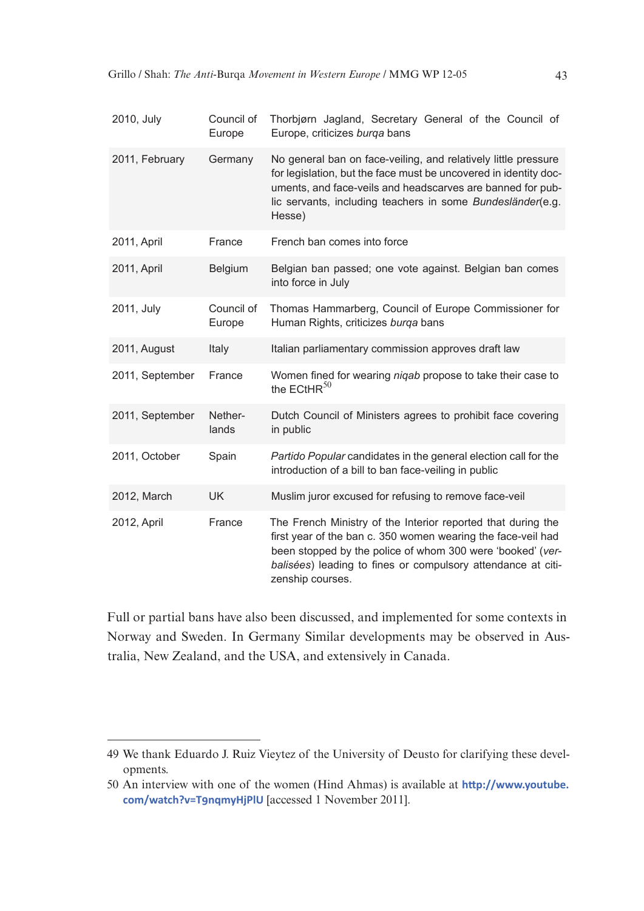| | | |
|---|---|---|
| 2010, July | Council of Europe | Thorbjørn Jagland, Secretary General of the Council of Europe, criticizes *burqa* bans |
| 2011, February | Germany | No general ban on face-veiling, and relatively little pressure for legislation, but the face must be uncovered in identity documents, and face-veils and headscarves are banned for public servants, including teachers in some *Bundesländer*(e.g. Hesse) |
| 2011, April | France | French ban comes into force |
| 2011, April | Belgium | Belgian ban passed; one vote against. Belgian ban comes into force in July |
| 2011, July | Council of Europe | Thomas Hammarberg, Council of Europe Commissioner for Human Rights, criticizes *burqa* bans |
| 2011, August | Italy | Italian parliamentary commission approves draft law |
| 2011, September | France | Women fined for wearing *niqab* propose to take their case to the ECtHR[50] |
| 2011, September | Netherlands | Dutch Council of Ministers agrees to prohibit face covering in public |
| 2011, October | Spain | *Partido Popular* candidates in the general election call for the introduction of a bill to ban face-veiling in public |
| 2012, March | UK | Muslim juror excused for refusing to remove face-veil |
| 2012, April | France | The French Ministry of the Interior reported that during the first year of the ban c. 350 women wearing the face-veil had been stopped by the police of whom 300 were 'booked' (*verbalisées*) leading to fines or compulsory attendance at citizenship courses. |

Full or partial bans have also been discussed, and implemented for some contexts in Norway and Sweden. In Germany Similar developments may be observed in Australia, New Zealand, and the USA, and extensively in Canada.

---

49 We thank Eduardo J. Ruiz Vieytez of the University of Deusto for clarifying these developments.

50 An interview with one of the women (Hind Ahmas) is available at http://www.youtube.com/watch?v=T9nqmyHjPIU [accessed 1 November 2011].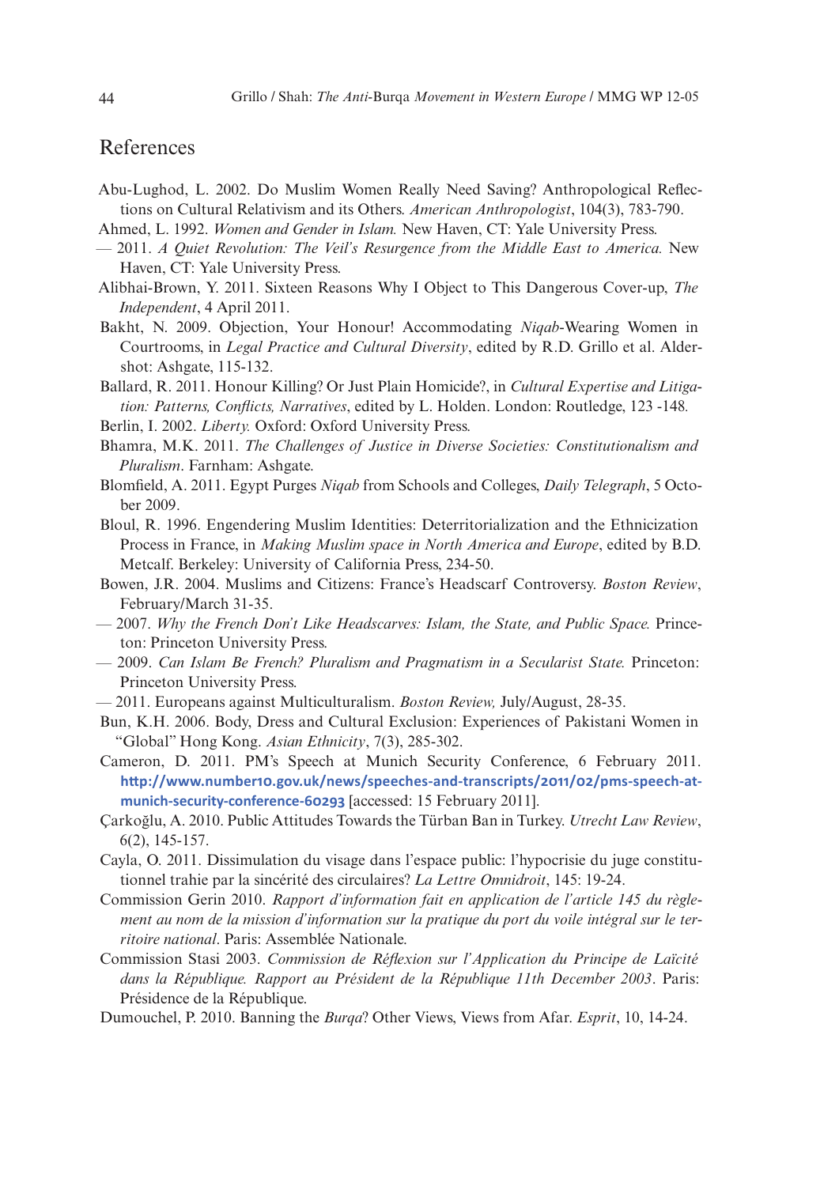## References

Abu-Lughod, L. 2002. Do Muslim Women Really Need Saving? Anthropological Reflections on Cultural Relativism and its Others. *American Anthropologist*, 104(3), 783-790.

Ahmed, L. 1992. *Women and Gender in Islam.* New Haven, CT: Yale University Press.

— 2011. *A Quiet Revolution: The Veil's Resurgence from the Middle East to America.* New Haven, CT: Yale University Press.

Alibhai-Brown, Y. 2011. Sixteen Reasons Why I Object to This Dangerous Cover-up, *The Independent*, 4 April 2011.

Bakht, N. 2009. Objection, Your Honour! Accommodating *Niqab*-Wearing Women in Courtrooms, in *Legal Practice and Cultural Diversity*, edited by R.D. Grillo et al. Aldershot: Ashgate, 115-132.

Ballard, R. 2011. Honour Killing? Or Just Plain Homicide?, in *Cultural Expertise and Litigation: Patterns, Conflicts, Narratives*, edited by L. Holden. London: Routledge, 123 -148.

Berlin, I. 2002. *Liberty.* Oxford: Oxford University Press.

Bhamra, M.K. 2011. *The Challenges of Justice in Diverse Societies: Constitutionalism and Pluralism*. Farnham: Ashgate.

Blomfield, A. 2011. Egypt Purges *Niqab* from Schools and Colleges, *Daily Telegraph*, 5 October 2009.

Bloul, R. 1996. Engendering Muslim Identities: Deterritorialization and the Ethnicization Process in France, in *Making Muslim space in North America and Europe*, edited by B.D. Metcalf. Berkeley: University of California Press, 234-50.

Bowen, J.R. 2004. Muslims and Citizens: France's Headscarf Controversy. *Boston Review*, February/March 31-35.

— 2007. *Why the French Don't Like Headscarves: Islam, the State, and Public Space.* Princeton: Princeton University Press.

— 2009. *Can Islam Be French? Pluralism and Pragmatism in a Secularist State.* Princeton: Princeton University Press.

— 2011. Europeans against Multiculturalism. *Boston Review,* July/August, 28-35.

Bun, K.H. 2006. Body, Dress and Cultural Exclusion: Experiences of Pakistani Women in "Global" Hong Kong. *Asian Ethnicity*, 7(3), 285-302.

Cameron, D. 2011. PM's Speech at Munich Security Conference, 6 February 2011. **http://www.number10.gov.uk/news/speeches-and-transcripts/2011/02/pms-speech-at-munich-security-conference-60293** [accessed: 15 February 2011].

Çarkoğlu, A. 2010. Public Attitudes Towards the Türban Ban in Turkey. *Utrecht Law Review*, 6(2), 145-157.

Cayla, O. 2011. Dissimulation du visage dans l'espace public: l'hypocrisie du juge constitutionnel trahie par la sincérité des circulaires? *La Lettre Omnidroit*, 145: 19-24.

Commission Gerin 2010. *Rapport d'information fait en application de l'article 145 du règlement au nom de la mission d'information sur la pratique du port du voile intégral sur le territoire national*. Paris: Assemblée Nationale.

Commission Stasi 2003. *Commission de Réflexion sur l'Application du Principe de Laïcité dans la République. Rapport au Président de la République 11th December 2003*. Paris: Présidence de la République.

Dumouchel, P. 2010. Banning the *Burqa*? Other Views, Views from Afar. *Esprit*, 10, 14-24.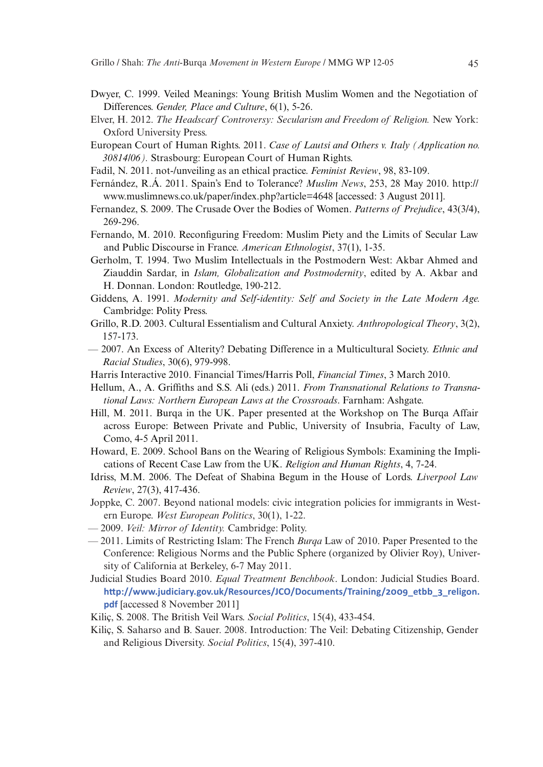Dwyer, C. 1999. Veiled Meanings: Young British Muslim Women and the Negotiation of Differences. *Gender, Place and Culture*, 6(1), 5-26.

Elver, H. 2012. *The Headscarf Controversy: Secularism and Freedom of Religion.* New York: Oxford University Press.

European Court of Human Rights. 2011. *Case of Lautsi and Others v. Italy (Application no. 30814/06).* Strasbourg: European Court of Human Rights.

Fadil, N. 2011. not-/unveiling as an ethical practice. *Feminist Review*, 98, 83-109.

Fernández, R.Á. 2011. Spain's End to Tolerance? *Muslim News*, 253, 28 May 2010. http://www.muslimnews.co.uk/paper/index.php?article=4648 [accessed: 3 August 2011].

Fernandez, S. 2009. The Crusade Over the Bodies of Women. *Patterns of Prejudice*, 43(3/4), 269-296.

Fernando, M. 2010. Reconfiguring Freedom: Muslim Piety and the Limits of Secular Law and Public Discourse in France. *American Ethnologist*, 37(1), 1-35.

Gerholm, T. 1994. Two Muslim Intellectuals in the Postmodern West: Akbar Ahmed and Ziauddin Sardar, in *Islam, Globalization and Postmodernity*, edited by A. Akbar and H. Donnan. London: Routledge, 190-212.

Giddens, A. 1991. *Modernity and Self-identity: Self and Society in the Late Modern Age.* Cambridge: Polity Press.

Grillo, R.D. 2003. Cultural Essentialism and Cultural Anxiety. *Anthropological Theory*, 3(2), 157-173.

— 2007. An Excess of Alterity? Debating Difference in a Multicultural Society. *Ethnic and Racial Studies*, 30(6), 979-998.

Harris Interactive 2010. Financial Times/Harris Poll, *Financial Times*, 3 March 2010.

Hellum, A., A. Griffiths and S.S. Ali (eds.) 2011. *From Transnational Relations to Transnational Laws: Northern European Laws at the Crossroads*. Farnham: Ashgate.

Hill, M. 2011. Burqa in the UK. Paper presented at the Workshop on The Burqa Affair across Europe: Between Private and Public, University of Insubria, Faculty of Law, Como, 4-5 April 2011.

Howard, E. 2009. School Bans on the Wearing of Religious Symbols: Examining the Implications of Recent Case Law from the UK. *Religion and Human Rights*, 4, 7-24.

Idriss, M.M. 2006. The Defeat of Shabina Begum in the House of Lords. *Liverpool Law Review*, 27(3), 417-436.

Joppke, C. 2007. Beyond national models: civic integration policies for immigrants in Western Europe. *West European Politics*, 30(1), 1-22.

— 2009. *Veil: Mirror of Identity.* Cambridge: Polity.

— 2011. Limits of Restricting Islam: The French *Burqa* Law of 2010. Paper Presented to the Conference: Religious Norms and the Public Sphere (organized by Olivier Roy), University of California at Berkeley, 6-7 May 2011.

Judicial Studies Board 2010. *Equal Treatment Benchbook*. London: Judicial Studies Board. **http://www.judiciary.gov.uk/Resources/JCO/Documents/Training/2009_etbb_3_religon.pdf** [accessed 8 November 2011]

Kiliç, S. 2008. The British Veil Wars. *Social Politics*, 15(4), 433-454.

Kiliç, S. Saharso and B. Sauer. 2008. Introduction: The Veil: Debating Citizenship, Gender and Religious Diversity. *Social Politics*, 15(4), 397-410.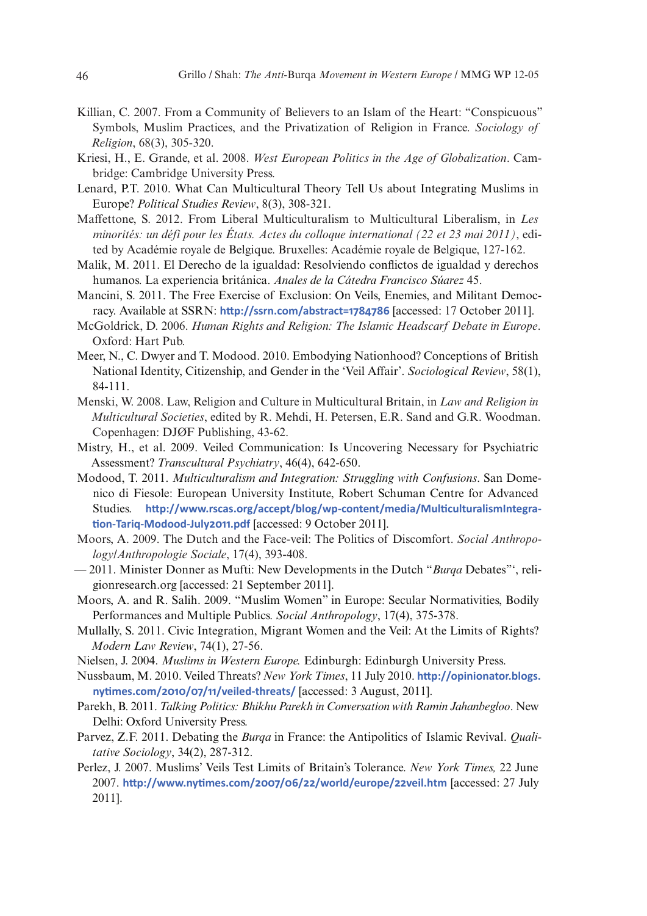Killian, C. 2007. From a Community of Believers to an Islam of the Heart: "Conspicuous" Symbols, Muslim Practices, and the Privatization of Religion in France. *Sociology of Religion*, 68(3), 305-320.

Kriesi, H., E. Grande, et al. 2008. *West European Politics in the Age of Globalization*. Cambridge: Cambridge University Press.

Lenard, P.T. 2010. What Can Multicultural Theory Tell Us about Integrating Muslims in Europe? *Political Studies Review*, 8(3), 308-321.

Maffettone, S. 2012. From Liberal Multiculturalism to Multicultural Liberalism, in *Les minorités: un défi pour les États. Actes du colloque international (22 et 23 mai 2011)*, edited by Académie royale de Belgique. Bruxelles: Académie royale de Belgique, 127-162.

Malik, M. 2011. El Derecho de la igualdad: Resolviendo conflictos de igualdad y derechos humanos. La experiencia británica. *Anales de la Cátedra Francisco Súarez* 45.

Mancini, S. 2011. The Free Exercise of Exclusion: On Veils, Enemies, and Militant Democracy. Available at SSRN: http://ssrn.com/abstract=1784786 [accessed: 17 October 2011].

McGoldrick, D. 2006. *Human Rights and Religion: The Islamic Headscarf Debate in Europe*. Oxford: Hart Pub.

Meer, N., C. Dwyer and T. Modood. 2010. Embodying Nationhood? Conceptions of British National Identity, Citizenship, and Gender in the 'Veil Affair'. *Sociological Review*, 58(1), 84-111.

Menski, W. 2008. Law, Religion and Culture in Multicultural Britain, in *Law and Religion in Multicultural Societies*, edited by R. Mehdi, H. Petersen, E.R. Sand and G.R. Woodman. Copenhagen: DJØF Publishing, 43-62.

Mistry, H., et al. 2009. Veiled Communication: Is Uncovering Necessary for Psychiatric Assessment? *Transcultural Psychiatry*, 46(4), 642-650.

Modood, T. 2011. *Multiculturalism and Integration: Struggling with Confusions*. San Domenico di Fiesole: European University Institute, Robert Schuman Centre for Advanced Studies. http://www.rscas.org/accept/blog/wp-content/media/MulticulturalismIntegration-Tariq-Modood-July2011.pdf [accessed: 9 October 2011].

Moors, A. 2009. The Dutch and the Face-veil: The Politics of Discomfort. *Social Anthropology/Anthropologie Sociale*, 17(4), 393-408.

— 2011. Minister Donner as Mufti: New Developments in the Dutch "*Burqa* Debates"', religionresearch.org [accessed: 21 September 2011].

Moors, A. and R. Salih. 2009. "Muslim Women" in Europe: Secular Normativities, Bodily Performances and Multiple Publics. *Social Anthropology*, 17(4), 375-378.

Mullally, S. 2011. Civic Integration, Migrant Women and the Veil: At the Limits of Rights? *Modern Law Review*, 74(1), 27-56.

Nielsen, J. 2004. *Muslims in Western Europe.* Edinburgh: Edinburgh University Press.

Nussbaum, M. 2010. Veiled Threats? *New York Times*, 11 July 2010. http://opinionator.blogs.nytimes.com/2010/07/11/veiled-threats/ [accessed: 3 August, 2011].

Parekh, B. 2011. *Talking Politics: Bhikhu Parekh in Conversation with Ramin Jahanbegloo*. New Delhi: Oxford University Press.

Parvez, Z.F. 2011. Debating the *Burqa* in France: the Antipolitics of Islamic Revival. *Qualitative Sociology*, 34(2), 287-312.

Perlez, J. 2007. Muslims' Veils Test Limits of Britain's Tolerance. *New York Times,* 22 June 2007. http://www.nytimes.com/2007/06/22/world/europe/22veil.htm [accessed: 27 July 2011].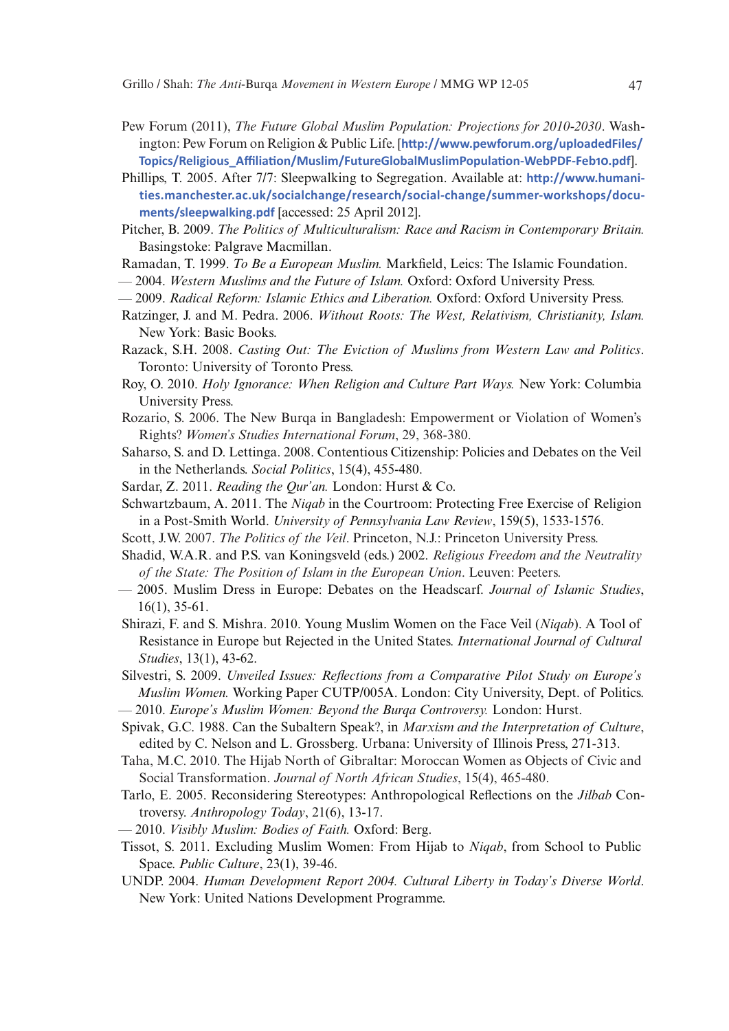Pew Forum (2011), *The Future Global Muslim Population: Projections for 2010-2030*. Washington: Pew Forum on Religion & Public Life. [http://www.pewforum.org/uploadedFiles/Topics/Religious_Affiliation/Muslim/FutureGlobalMuslimPopulation-WebPDF-Feb10.pdf].

Phillips, T. 2005. After 7/7: Sleepwalking to Segregation. Available at: http://www.humanities.manchester.ac.uk/socialchange/research/social-change/summer-workshops/documents/sleepwalking.pdf [accessed: 25 April 2012].

Pitcher, B. 2009. *The Politics of Multiculturalism: Race and Racism in Contemporary Britain.* Basingstoke: Palgrave Macmillan.

Ramadan, T. 1999. *To Be a European Muslim.* Markfield, Leics: The Islamic Foundation.

— 2004. *Western Muslims and the Future of Islam.* Oxford: Oxford University Press.

— 2009. *Radical Reform: Islamic Ethics and Liberation.* Oxford: Oxford University Press.

Ratzinger, J. and M. Pedra. 2006. *Without Roots: The West, Relativism, Christianity, Islam.* New York: Basic Books.

Razack, S.H. 2008. *Casting Out: The Eviction of Muslims from Western Law and Politics*. Toronto: University of Toronto Press.

Roy, O. 2010. *Holy Ignorance: When Religion and Culture Part Ways.* New York: Columbia University Press.

Rozario, S. 2006. The New Burqa in Bangladesh: Empowerment or Violation of Women's Rights? *Women's Studies International Forum*, 29, 368-380.

Saharso, S. and D. Lettinga. 2008. Contentious Citizenship: Policies and Debates on the Veil in the Netherlands. *Social Politics*, 15(4), 455-480.

Sardar, Z. 2011. *Reading the Qur'an.* London: Hurst & Co.

Schwartzbaum, A. 2011. The *Niqab* in the Courtroom: Protecting Free Exercise of Religion in a Post-Smith World. *University of Pennsylvania Law Review*, 159(5), 1533-1576.

Scott, J.W. 2007. *The Politics of the Veil*. Princeton, N.J.: Princeton University Press.

Shadid, W.A.R. and P.S. van Koningsveld (eds.) 2002. *Religious Freedom and the Neutrality of the State: The Position of Islam in the European Union*. Leuven: Peeters.

— 2005. Muslim Dress in Europe: Debates on the Headscarf. *Journal of Islamic Studies*, 16(1), 35-61.

Shirazi, F. and S. Mishra. 2010. Young Muslim Women on the Face Veil (*Niqab*). A Tool of Resistance in Europe but Rejected in the United States. *International Journal of Cultural Studies*, 13(1), 43-62.

Silvestri, S. 2009. *Unveiled Issues: Reflections from a Comparative Pilot Study on Europe's Muslim Women.* Working Paper CUTP/005A. London: City University, Dept. of Politics.

— 2010. *Europe's Muslim Women: Beyond the Burqa Controversy.* London: Hurst.

Spivak, G.C. 1988. Can the Subaltern Speak?, in *Marxism and the Interpretation of Culture*, edited by C. Nelson and L. Grossberg. Urbana: University of Illinois Press, 271-313.

Taha, M.C. 2010. The Hijab North of Gibraltar: Moroccan Women as Objects of Civic and Social Transformation. *Journal of North African Studies*, 15(4), 465-480.

Tarlo, E. 2005. Reconsidering Stereotypes: Anthropological Reflections on the *Jilbab* Controversy. *Anthropology Today*, 21(6), 13-17.

— 2010. *Visibly Muslim: Bodies of Faith.* Oxford: Berg.

Tissot, S. 2011. Excluding Muslim Women: From Hijab to *Niqab*, from School to Public Space. *Public Culture*, 23(1), 39-46.

UNDP. 2004. *Human Development Report 2004. Cultural Liberty in Today's Diverse World*. New York: United Nations Development Programme.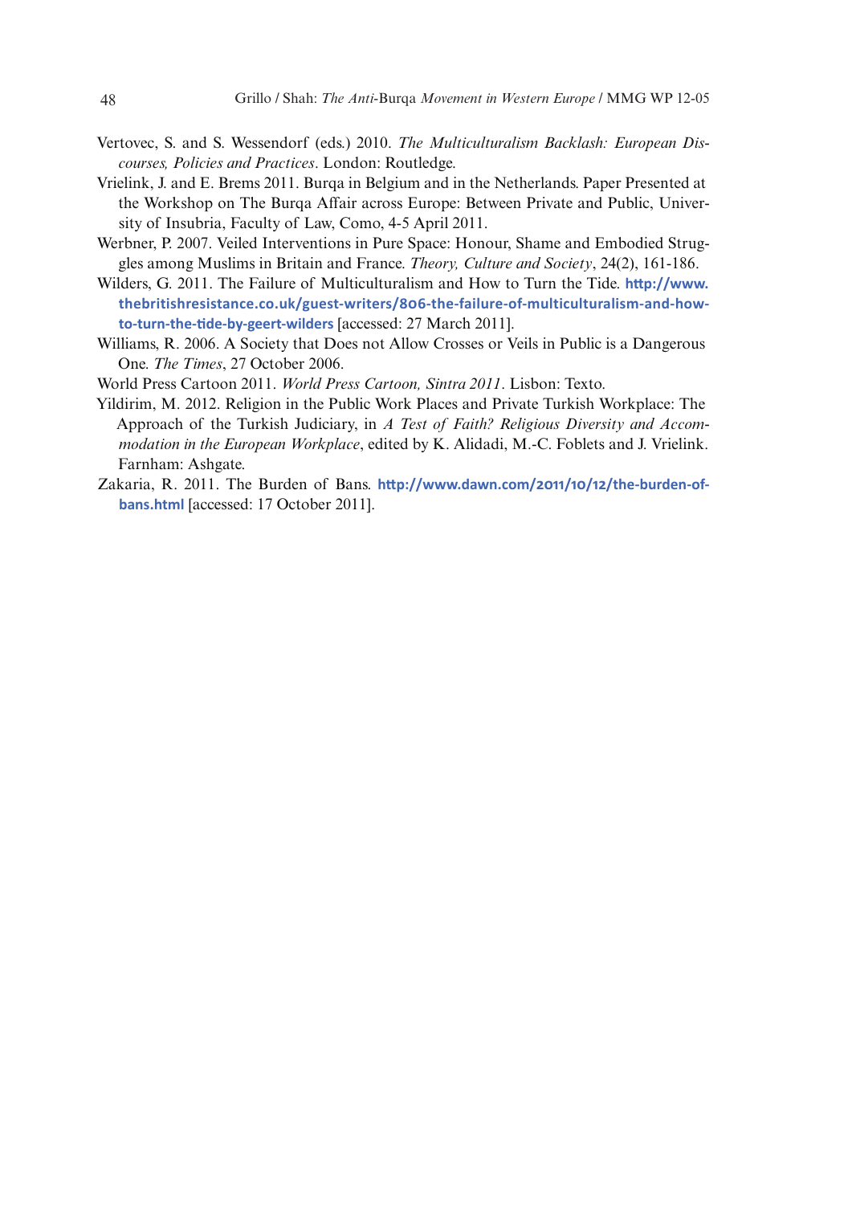Vertovec, S. and S. Wessendorf (eds.) 2010. *The Multiculturalism Backlash: European Discourses, Policies and Practices*. London: Routledge.

Vrielink, J. and E. Brems 2011. Burqa in Belgium and in the Netherlands. Paper Presented at the Workshop on The Burqa Affair across Europe: Between Private and Public, University of Insubria, Faculty of Law, Como, 4-5 April 2011.

Werbner, P. 2007. Veiled Interventions in Pure Space: Honour, Shame and Embodied Struggles among Muslims in Britain and France. *Theory, Culture and Society*, 24(2), 161-186.

Wilders, G. 2011. The Failure of Multiculturalism and How to Turn the Tide. **http://www.thebritishresistance.co.uk/guest-writers/806-the-failure-of-multiculturalism-and-how-to-turn-the-tide-by-geert-wilders** [accessed: 27 March 2011].

Williams, R. 2006. A Society that Does not Allow Crosses or Veils in Public is a Dangerous One. *The Times*, 27 October 2006.

World Press Cartoon 2011. *World Press Cartoon, Sintra 2011*. Lisbon: Texto.

Yildirim, M. 2012. Religion in the Public Work Places and Private Turkish Workplace: The Approach of the Turkish Judiciary, in *A Test of Faith? Religious Diversity and Accommodation in the European Workplace*, edited by K. Alidadi, M.-C. Foblets and J. Vrielink. Farnham: Ashgate.

Zakaria, R. 2011. The Burden of Bans. **http://www.dawn.com/2011/10/12/the-burden-of-bans.html** [accessed: 17 October 2011].